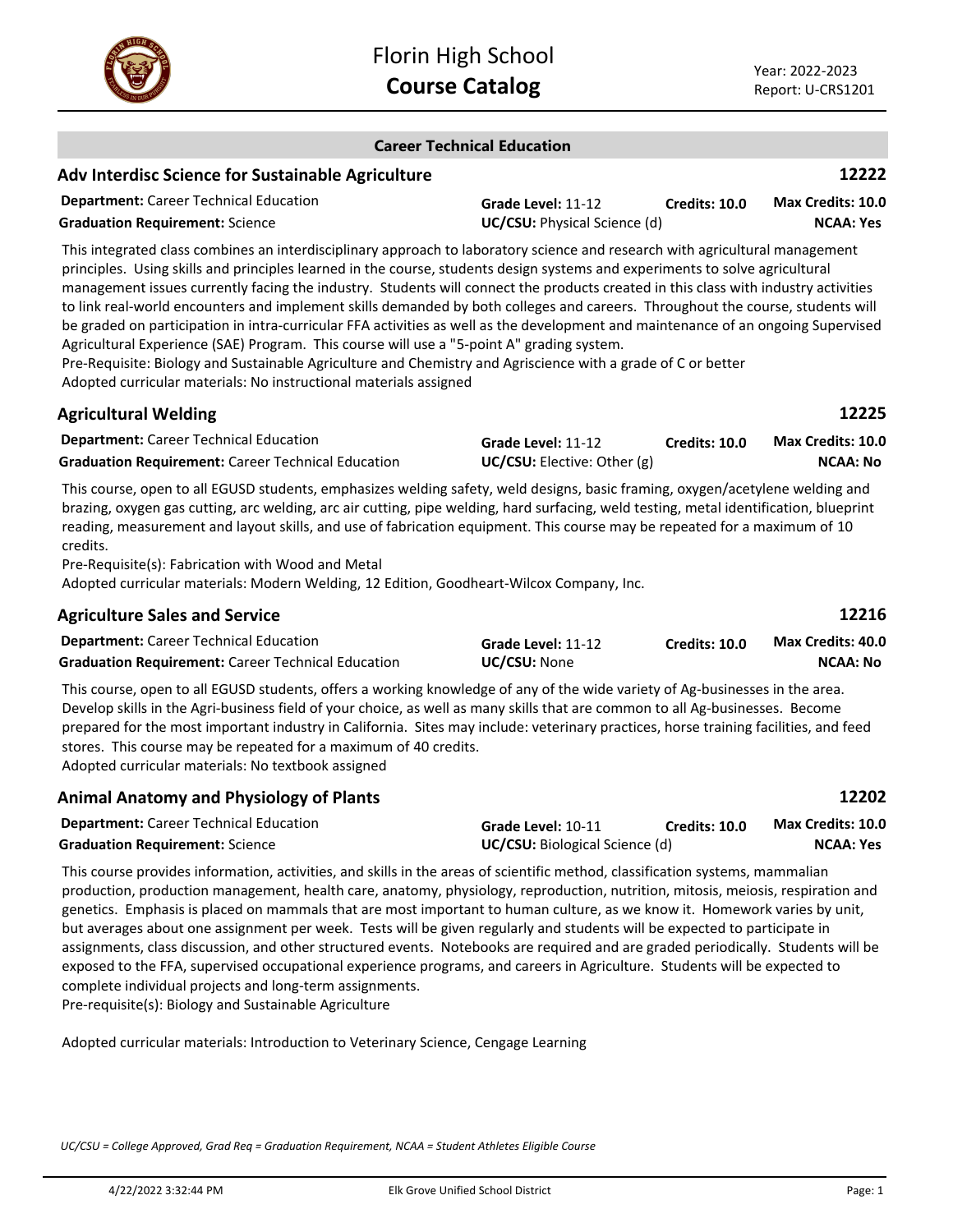# Florin High School
## Course Catalog

Year: 2022-2023
Report: U-CRS1201

## Career Technical Education

### Adv Interdisc Science for Sustainable Agriculture — 12222

**Department:** Career Technical Education
**Graduation Requirement:** Science
**Grade Level:** 11-12
**UC/CSU:** Physical Science (d)
**Credits:** 10.0
**Max Credits:** 10.0
**NCAA:** Yes

This integrated class combines an interdisciplinary approach to laboratory science and research with agricultural management principles. Using skills and principles learned in the course, students design systems and experiments to solve agricultural management issues currently facing the industry. Students will connect the products created in this class with industry activities to link real-world encounters and implement skills demanded by both colleges and careers. Throughout the course, students will be graded on participation in intra-curricular FFA activities as well as the development and maintenance of an ongoing Supervised Agricultural Experience (SAE) Program. This course will use a "5-point A" grading system.
Pre-Requisite: Biology and Sustainable Agriculture and Chemistry and Agriscience with a grade of C or better
Adopted curricular materials: No instructional materials assigned

### Agricultural Welding — 12225

**Department:** Career Technical Education
**Graduation Requirement:** Career Technical Education
**Grade Level:** 11-12
**UC/CSU:** Elective: Other (g)
**Credits:** 10.0
**Max Credits:** 10.0
**NCAA:** No

This course, open to all EGUSD students, emphasizes welding safety, weld designs, basic framing, oxygen/acetylene welding and brazing, oxygen gas cutting, arc welding, arc air cutting, pipe welding, hard surfacing, weld testing, metal identification, blueprint reading, measurement and layout skills, and use of fabrication equipment. This course may be repeated for a maximum of 10 credits.
Pre-Requisite(s): Fabrication with Wood and Metal
Adopted curricular materials: Modern Welding, 12 Edition, Goodheart-Wilcox Company, Inc.

### Agriculture Sales and Service — 12216

**Department:** Career Technical Education
**Graduation Requirement:** Career Technical Education
**Grade Level:** 11-12
**UC/CSU:** None
**Credits:** 10.0
**Max Credits:** 40.0
**NCAA:** No

This course, open to all EGUSD students, offers a working knowledge of any of the wide variety of Ag-businesses in the area. Develop skills in the Agri-business field of your choice, as well as many skills that are common to all Ag-businesses. Become prepared for the most important industry in California. Sites may include: veterinary practices, horse training facilities, and feed stores. This course may be repeated for a maximum of 40 credits.
Adopted curricular materials: No textbook assigned

### Animal Anatomy and Physiology of Plants — 12202

**Department:** Career Technical Education
**Graduation Requirement:** Science
**Grade Level:** 10-11
**UC/CSU:** Biological Science (d)
**Credits:** 10.0
**Max Credits:** 10.0
**NCAA:** Yes

This course provides information, activities, and skills in the areas of scientific method, classification systems, mammalian production, production management, health care, anatomy, physiology, reproduction, nutrition, mitosis, meiosis, respiration and genetics. Emphasis is placed on mammals that are most important to human culture, as we know it. Homework varies by unit, but averages about one assignment per week. Tests will be given regularly and students will be expected to participate in assignments, class discussion, and other structured events. Notebooks are required and are graded periodically. Students will be exposed to the FFA, supervised occupational experience programs, and careers in Agriculture. Students will be expected to complete individual projects and long-term assignments.
Pre-requisite(s): Biology and Sustainable Agriculture

Adopted curricular materials: Introduction to Veterinary Science, Cengage Learning

*UC/CSU = College Approved, Grad Req = Graduation Requirement, NCAA = Student Athletes Eligible Course*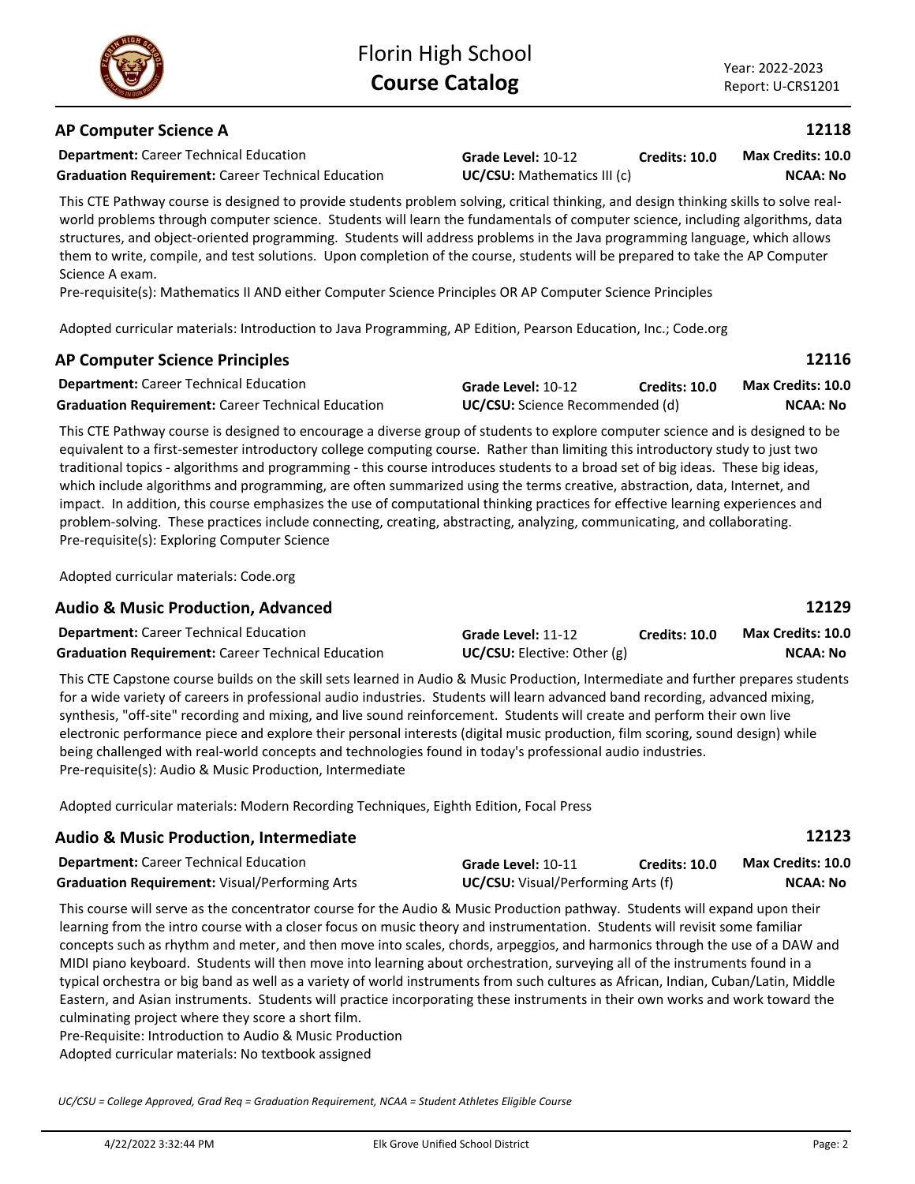## AP Computer Science A

**12118**

**Department:** Career Technical Education
**Graduation Requirement:** Career Technical Education
**Grade Level:** 10-12
**Credits:** 10.0
**Max Credits:** 10.0
**UC/CSU:** Mathematics III (c)
**NCAA:** No

This CTE Pathway course is designed to provide students problem solving, critical thinking, and design thinking skills to solve real-world problems through computer science. Students will learn the fundamentals of computer science, including algorithms, data structures, and object-oriented programming. Students will address problems in the Java programming language, which allows them to write, compile, and test solutions. Upon completion of the course, students will be prepared to take the AP Computer Science A exam.
Pre-requisite(s): Mathematics II AND either Computer Science Principles OR AP Computer Science Principles

Adopted curricular materials: Introduction to Java Programming, AP Edition, Pearson Education, Inc.; Code.org

## AP Computer Science Principles

**12116**

**Department:** Career Technical Education
**Graduation Requirement:** Career Technical Education
**Grade Level:** 10-12
**Credits:** 10.0
**Max Credits:** 10.0
**UC/CSU:** Science Recommended (d)
**NCAA:** No

This CTE Pathway course is designed to encourage a diverse group of students to explore computer science and is designed to be equivalent to a first-semester introductory college computing course. Rather than limiting this introductory study to just two traditional topics - algorithms and programming - this course introduces students to a broad set of big ideas. These big ideas, which include algorithms and programming, are often summarized using the terms creative, abstraction, data, Internet, and impact. In addition, this course emphasizes the use of computational thinking practices for effective learning experiences and problem-solving. These practices include connecting, creating, abstracting, analyzing, communicating, and collaborating.
Pre-requisite(s): Exploring Computer Science

Adopted curricular materials: Code.org

## Audio & Music Production, Advanced

**12129**

**Department:** Career Technical Education
**Graduation Requirement:** Career Technical Education
**Grade Level:** 11-12
**Credits:** 10.0
**Max Credits:** 10.0
**UC/CSU:** Elective: Other (g)
**NCAA:** No

This CTE Capstone course builds on the skill sets learned in Audio & Music Production, Intermediate and further prepares students for a wide variety of careers in professional audio industries. Students will learn advanced band recording, advanced mixing, synthesis, "off-site" recording and mixing, and live sound reinforcement. Students will create and perform their own live electronic performance piece and explore their personal interests (digital music production, film scoring, sound design) while being challenged with real-world concepts and technologies found in today's professional audio industries.
Pre-requisite(s): Audio & Music Production, Intermediate

Adopted curricular materials: Modern Recording Techniques, Eighth Edition, Focal Press

## Audio & Music Production, Intermediate

**12123**

**Department:** Career Technical Education
**Graduation Requirement:** Visual/Performing Arts
**Grade Level:** 10-11
**Credits:** 10.0
**Max Credits:** 10.0
**UC/CSU:** Visual/Performing Arts (f)
**NCAA:** No

This course will serve as the concentrator course for the Audio & Music Production pathway. Students will expand upon their learning from the intro course with a closer focus on music theory and instrumentation. Students will revisit some familiar concepts such as rhythm and meter, and then move into scales, chords, arpeggios, and harmonics through the use of a DAW and MIDI piano keyboard. Students will then move into learning about orchestration, surveying all of the instruments found in a typical orchestra or big band as well as a variety of world instruments from such cultures as African, Indian, Cuban/Latin, Middle Eastern, and Asian instruments. Students will practice incorporating these instruments in their own works and work toward the culminating project where they score a short film.
Pre-Requisite: Introduction to Audio & Music Production
Adopted curricular materials: No textbook assigned

*UC/CSU = College Approved, Grad Req = Graduation Requirement, NCAA = Student Athletes Eligible Course*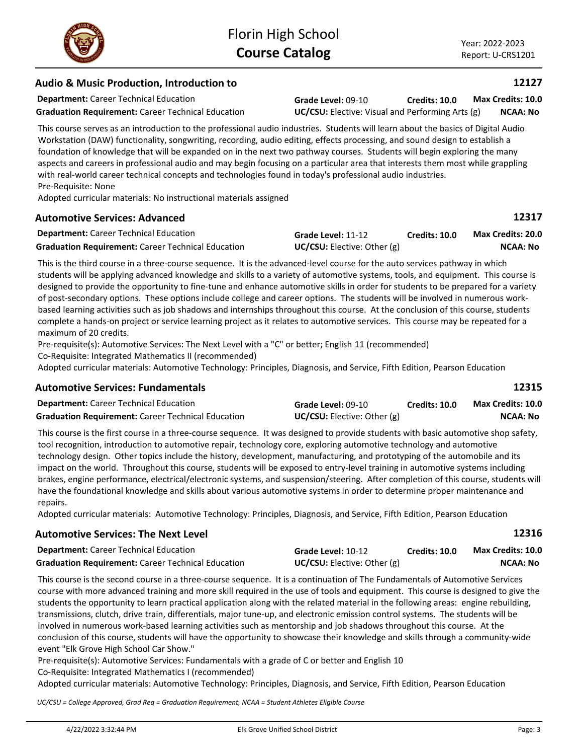## Audio & Music Production, Introduction to — 12127

**Department:** Career Technical Education | **Grade Level:** 09-10 | **Credits: 10.0** | **Max Credits: 10.0**
**Graduation Requirement:** Career Technical Education | **UC/CSU:** Elective: Visual and Performing Arts (g) | **NCAA: No**

This course serves as an introduction to the professional audio industries. Students will learn about the basics of Digital Audio Workstation (DAW) functionality, songwriting, recording, audio editing, effects processing, and sound design to establish a foundation of knowledge that will be expanded on in the next two pathway courses. Students will begin exploring the many aspects and careers in professional audio and may begin focusing on a particular area that interests them most while grappling with real-world career technical concepts and technologies found in today's professional audio industries.
Pre-Requisite: None
Adopted curricular materials: No instructional materials assigned

## Automotive Services: Advanced — 12317

**Department:** Career Technical Education | **Grade Level:** 11-12 | **Credits: 10.0** | **Max Credits: 20.0**
**Graduation Requirement:** Career Technical Education | **UC/CSU:** Elective: Other (g) | **NCAA: No**

This is the third course in a three-course sequence. It is the advanced-level course for the auto services pathway in which students will be applying advanced knowledge and skills to a variety of automotive systems, tools, and equipment. This course is designed to provide the opportunity to fine-tune and enhance automotive skills in order for students to be prepared for a variety of post-secondary options. These options include college and career options. The students will be involved in numerous work-based learning activities such as job shadows and internships throughout this course. At the conclusion of this course, students complete a hands-on project or service learning project as it relates to automotive services. This course may be repeated for a maximum of 20 credits.
Pre-requisite(s): Automotive Services: The Next Level with a "C" or better; English 11 (recommended)
Co-Requisite: Integrated Mathematics II (recommended)
Adopted curricular materials: Automotive Technology: Principles, Diagnosis, and Service, Fifth Edition, Pearson Education

## Automotive Services: Fundamentals — 12315

**Department:** Career Technical Education | **Grade Level:** 09-10 | **Credits: 10.0** | **Max Credits: 10.0**
**Graduation Requirement:** Career Technical Education | **UC/CSU:** Elective: Other (g) | **NCAA: No**

This course is the first course in a three-course sequence. It was designed to provide students with basic automotive shop safety, tool recognition, introduction to automotive repair, technology core, exploring automotive technology and automotive technology design. Other topics include the history, development, manufacturing, and prototyping of the automobile and its impact on the world. Throughout this course, students will be exposed to entry-level training in automotive systems including brakes, engine performance, electrical/electronic systems, and suspension/steering. After completion of this course, students will have the foundational knowledge and skills about various automotive systems in order to determine proper maintenance and repairs.
Adopted curricular materials: Automotive Technology: Principles, Diagnosis, and Service, Fifth Edition, Pearson Education

## Automotive Services: The Next Level — 12316

**Department:** Career Technical Education | **Grade Level:** 10-12 | **Credits: 10.0** | **Max Credits: 10.0**
**Graduation Requirement:** Career Technical Education | **UC/CSU:** Elective: Other (g) | **NCAA: No**

This course is the second course in a three-course sequence. It is a continuation of The Fundamentals of Automotive Services course with more advanced training and more skill required in the use of tools and equipment. This course is designed to give the students the opportunity to learn practical application along with the related material in the following areas: engine rebuilding, transmissions, clutch, drive train, differentials, major tune-up, and electronic emission control systems. The students will be involved in numerous work-based learning activities such as mentorship and job shadows throughout this course. At the conclusion of this course, students will have the opportunity to showcase their knowledge and skills through a community-wide event "Elk Grove High School Car Show."
Pre-requisite(s): Automotive Services: Fundamentals with a grade of C or better and English 10
Co-Requisite: Integrated Mathematics I (recommended)
Adopted curricular materials: Automotive Technology: Principles, Diagnosis, and Service, Fifth Edition, Pearson Education

*UC/CSU = College Approved, Grad Req = Graduation Requirement, NCAA = Student Athletes Eligible Course*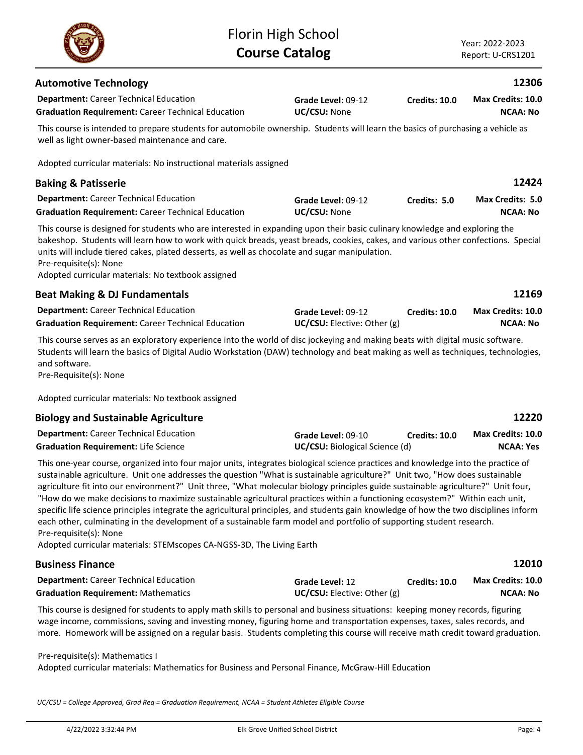## Automotive Technology — 12306

**Department:** Career Technical Education
**Graduation Requirement:** Career Technical Education
**Grade Level:** 09-12
**UC/CSU:** None
**Credits:** 10.0
**Max Credits:** 10.0
**NCAA:** No

This course is intended to prepare students for automobile ownership. Students will learn the basics of purchasing a vehicle as well as light owner-based maintenance and care.

Adopted curricular materials: No instructional materials assigned

## Baking & Patisserie — 12424

**Department:** Career Technical Education
**Graduation Requirement:** Career Technical Education
**Grade Level:** 09-12
**UC/CSU:** None
**Credits:** 5.0
**Max Credits:** 5.0
**NCAA:** No

This course is designed for students who are interested in expanding upon their basic culinary knowledge and exploring the bakeshop. Students will learn how to work with quick breads, yeast breads, cookies, cakes, and various other confections. Special units will include tiered cakes, plated desserts, as well as chocolate and sugar manipulation.
Pre-requisite(s): None
Adopted curricular materials: No textbook assigned

## Beat Making & DJ Fundamentals — 12169

**Department:** Career Technical Education
**Graduation Requirement:** Career Technical Education
**Grade Level:** 09-12
**UC/CSU:** Elective: Other (g)
**Credits:** 10.0
**Max Credits:** 10.0
**NCAA:** No

This course serves as an exploratory experience into the world of disc jockeying and making beats with digital music software. Students will learn the basics of Digital Audio Workstation (DAW) technology and beat making as well as techniques, technologies, and software.
Pre-Requisite(s): None

Adopted curricular materials: No textbook assigned

## Biology and Sustainable Agriculture — 12220

**Department:** Career Technical Education
**Graduation Requirement:** Life Science
**Grade Level:** 09-10
**UC/CSU:** Biological Science (d)
**Credits:** 10.0
**Max Credits:** 10.0
**NCAA:** Yes

This one-year course, organized into four major units, integrates biological science practices and knowledge into the practice of sustainable agriculture. Unit one addresses the question "What is sustainable agriculture?" Unit two, "How does sustainable agriculture fit into our environment?" Unit three, "What molecular biology principles guide sustainable agriculture?" Unit four, "How do we make decisions to maximize sustainable agricultural practices within a functioning ecosystem?" Within each unit, specific life science principles integrate the agricultural principles, and students gain knowledge of how the two disciplines inform each other, culminating in the development of a sustainable farm model and portfolio of supporting student research.
Pre-requisite(s): None
Adopted curricular materials: STEMscopes CA-NGSS-3D, The Living Earth

## Business Finance — 12010

**Department:** Career Technical Education
**Graduation Requirement:** Mathematics
**Grade Level:** 12
**UC/CSU:** Elective: Other (g)
**Credits:** 10.0
**Max Credits:** 10.0
**NCAA:** No

This course is designed for students to apply math skills to personal and business situations: keeping money records, figuring wage income, commissions, saving and investing money, figuring home and transportation expenses, taxes, sales records, and more. Homework will be assigned on a regular basis. Students completing this course will receive math credit toward graduation.

Pre-requisite(s): Mathematics I
Adopted curricular materials: Mathematics for Business and Personal Finance, McGraw-Hill Education

*UC/CSU = College Approved, Grad Req = Graduation Requirement, NCAA = Student Athletes Eligible Course*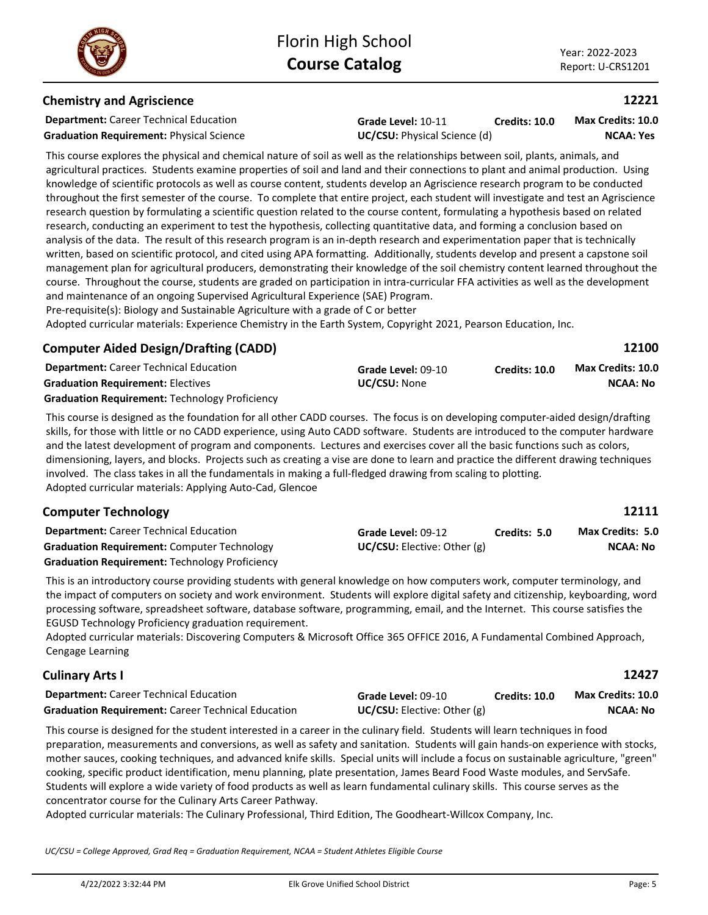## Chemistry and Agriscience — 12221

**Department:** Career Technical Education
**Graduation Requirement:** Physical Science
**Grade Level:** 10-11
**UC/CSU:** Physical Science (d)
**Credits:** 10.0
**Max Credits:** 10.0
**NCAA:** Yes

This course explores the physical and chemical nature of soil as well as the relationships between soil, plants, animals, and agricultural practices. Students examine properties of soil and land and their connections to plant and animal production. Using knowledge of scientific protocols as well as course content, students develop an Agriscience research program to be conducted throughout the first semester of the course. To complete that entire project, each student will investigate and test an Agriscience research question by formulating a scientific question related to the course content, formulating a hypothesis based on related research, conducting an experiment to test the hypothesis, collecting quantitative data, and forming a conclusion based on analysis of the data. The result of this research program is an in-depth research and experimentation paper that is technically written, based on scientific protocol, and cited using APA formatting. Additionally, students develop and present a capstone soil management plan for agricultural producers, demonstrating their knowledge of the soil chemistry content learned throughout the course. Throughout the course, students are graded on participation in intra-curricular FFA activities as well as the development and maintenance of an ongoing Supervised Agricultural Experience (SAE) Program.
Pre-requisite(s): Biology and Sustainable Agriculture with a grade of C or better
Adopted curricular materials: Experience Chemistry in the Earth System, Copyright 2021, Pearson Education, Inc.

## Computer Aided Design/Drafting (CADD) — 12100

**Department:** Career Technical Education
**Graduation Requirement:** Electives
**Graduation Requirement:** Technology Proficiency
**Grade Level:** 09-10
**UC/CSU:** None
**Credits:** 10.0
**Max Credits:** 10.0
**NCAA:** No

This course is designed as the foundation for all other CADD courses. The focus is on developing computer-aided design/drafting skills, for those with little or no CADD experience, using Auto CADD software. Students are introduced to the computer hardware and the latest development of program and components. Lectures and exercises cover all the basic functions such as colors, dimensioning, layers, and blocks. Projects such as creating a vise are done to learn and practice the different drawing techniques involved. The class takes in all the fundamentals in making a full-fledged drawing from scaling to plotting.
Adopted curricular materials: Applying Auto-Cad, Glencoe

## Computer Technology — 12111

**Department:** Career Technical Education
**Graduation Requirement:** Computer Technology
**Graduation Requirement:** Technology Proficiency
**Grade Level:** 09-12
**UC/CSU:** Elective: Other (g)
**Credits:** 5.0
**Max Credits:** 5.0
**NCAA:** No

This is an introductory course providing students with general knowledge on how computers work, computer terminology, and the impact of computers on society and work environment. Students will explore digital safety and citizenship, keyboarding, word processing software, spreadsheet software, database software, programming, email, and the Internet. This course satisfies the EGUSD Technology Proficiency graduation requirement.
Adopted curricular materials: Discovering Computers & Microsoft Office 365 OFFICE 2016, A Fundamental Combined Approach, Cengage Learning

## Culinary Arts I — 12427

**Department:** Career Technical Education
**Graduation Requirement:** Career Technical Education
**Grade Level:** 09-10
**UC/CSU:** Elective: Other (g)
**Credits:** 10.0
**Max Credits:** 10.0
**NCAA:** No

This course is designed for the student interested in a career in the culinary field. Students will learn techniques in food preparation, measurements and conversions, as well as safety and sanitation. Students will gain hands-on experience with stocks, mother sauces, cooking techniques, and advanced knife skills. Special units will include a focus on sustainable agriculture, "green" cooking, specific product identification, menu planning, plate presentation, James Beard Food Waste modules, and ServSafe. Students will explore a wide variety of food products as well as learn fundamental culinary skills. This course serves as the concentrator course for the Culinary Arts Career Pathway.
Adopted curricular materials: The Culinary Professional, Third Edition, The Goodheart-Willcox Company, Inc.

*UC/CSU = College Approved, Grad Req = Graduation Requirement, NCAA = Student Athletes Eligible Course*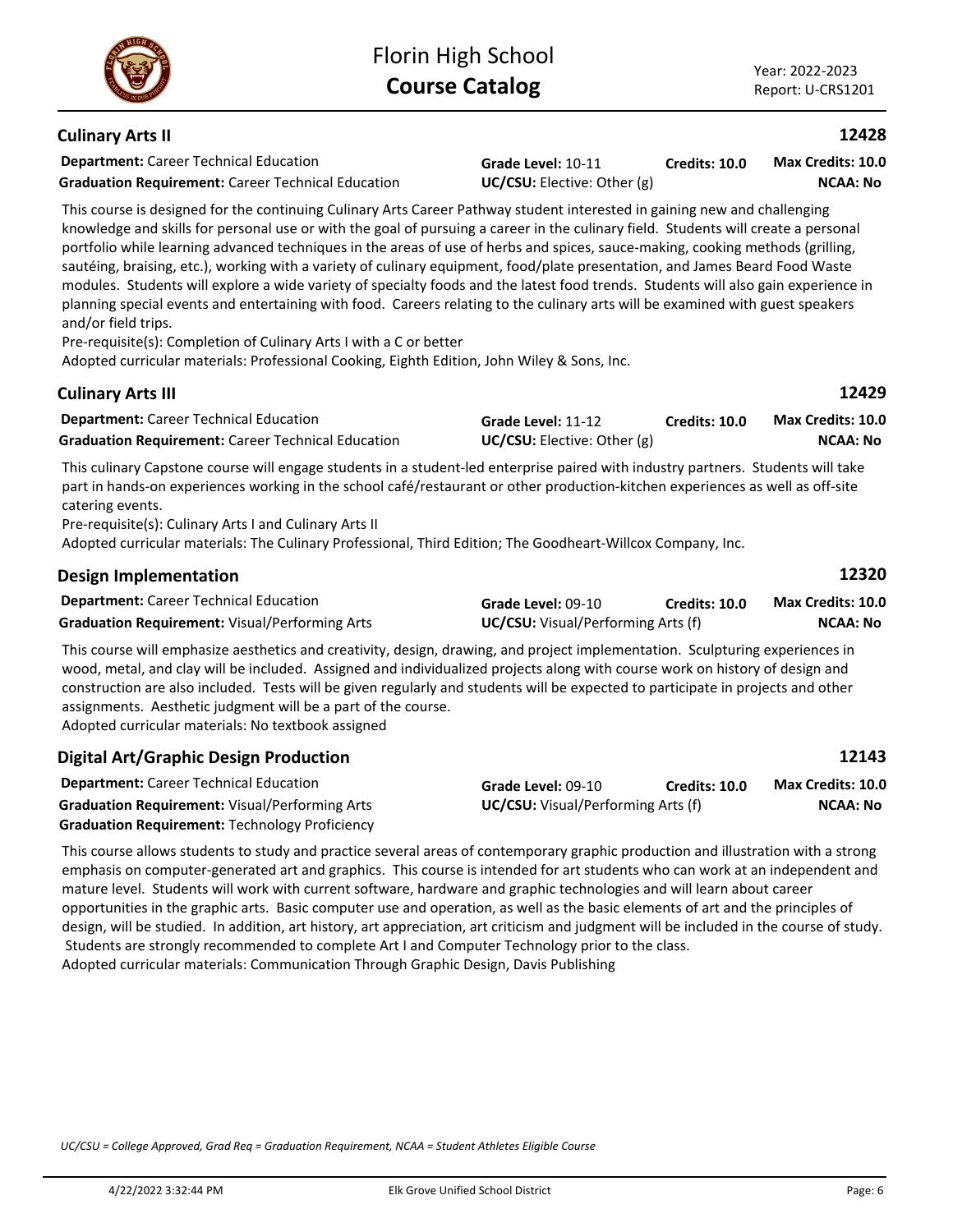## Culinary Arts II

**12428**

**Department:** Career Technical Education
**Graduation Requirement:** Career Technical Education
**Grade Level:** 10-11
**UC/CSU:** Elective: Other (g)
**Credits:** 10.0
**Max Credits:** 10.0
**NCAA:** No

This course is designed for the continuing Culinary Arts Career Pathway student interested in gaining new and challenging knowledge and skills for personal use or with the goal of pursuing a career in the culinary field. Students will create a personal portfolio while learning advanced techniques in the areas of use of herbs and spices, sauce-making, cooking methods (grilling, sautéing, braising, etc.), working with a variety of culinary equipment, food/plate presentation, and James Beard Food Waste modules. Students will explore a wide variety of specialty foods and the latest food trends. Students will also gain experience in planning special events and entertaining with food. Careers relating to the culinary arts will be examined with guest speakers and/or field trips.
Pre-requisite(s): Completion of Culinary Arts I with a C or better
Adopted curricular materials: Professional Cooking, Eighth Edition, John Wiley & Sons, Inc.

## Culinary Arts III

**12429**

**Department:** Career Technical Education
**Graduation Requirement:** Career Technical Education
**Grade Level:** 11-12
**UC/CSU:** Elective: Other (g)
**Credits:** 10.0
**Max Credits:** 10.0
**NCAA:** No

This culinary Capstone course will engage students in a student-led enterprise paired with industry partners. Students will take part in hands-on experiences working in the school café/restaurant or other production-kitchen experiences as well as off-site catering events.
Pre-requisite(s): Culinary Arts I and Culinary Arts II
Adopted curricular materials: The Culinary Professional, Third Edition; The Goodheart-Willcox Company, Inc.

## Design Implementation

**12320**

**Department:** Career Technical Education
**Graduation Requirement:** Visual/Performing Arts
**Grade Level:** 09-10
**UC/CSU:** Visual/Performing Arts (f)
**Credits:** 10.0
**Max Credits:** 10.0
**NCAA:** No

This course will emphasize aesthetics and creativity, design, drawing, and project implementation. Sculpturing experiences in wood, metal, and clay will be included. Assigned and individualized projects along with course work on history of design and construction are also included. Tests will be given regularly and students will be expected to participate in projects and other assignments. Aesthetic judgment will be a part of the course.
Adopted curricular materials: No textbook assigned

## Digital Art/Graphic Design Production

**12143**

**Department:** Career Technical Education
**Graduation Requirement:** Visual/Performing Arts
**Graduation Requirement:** Technology Proficiency
**Grade Level:** 09-10
**UC/CSU:** Visual/Performing Arts (f)
**Credits:** 10.0
**Max Credits:** 10.0
**NCAA:** No

This course allows students to study and practice several areas of contemporary graphic production and illustration with a strong emphasis on computer-generated art and graphics. This course is intended for art students who can work at an independent and mature level. Students will work with current software, hardware and graphic technologies and will learn about career opportunities in the graphic arts. Basic computer use and operation, as well as the basic elements of art and the principles of design, will be studied. In addition, art history, art appreciation, art criticism and judgment will be included in the course of study. Students are strongly recommended to complete Art I and Computer Technology prior to the class.
Adopted curricular materials: Communication Through Graphic Design, Davis Publishing

*UC/CSU = College Approved, Grad Req = Graduation Requirement, NCAA = Student Athletes Eligible Course*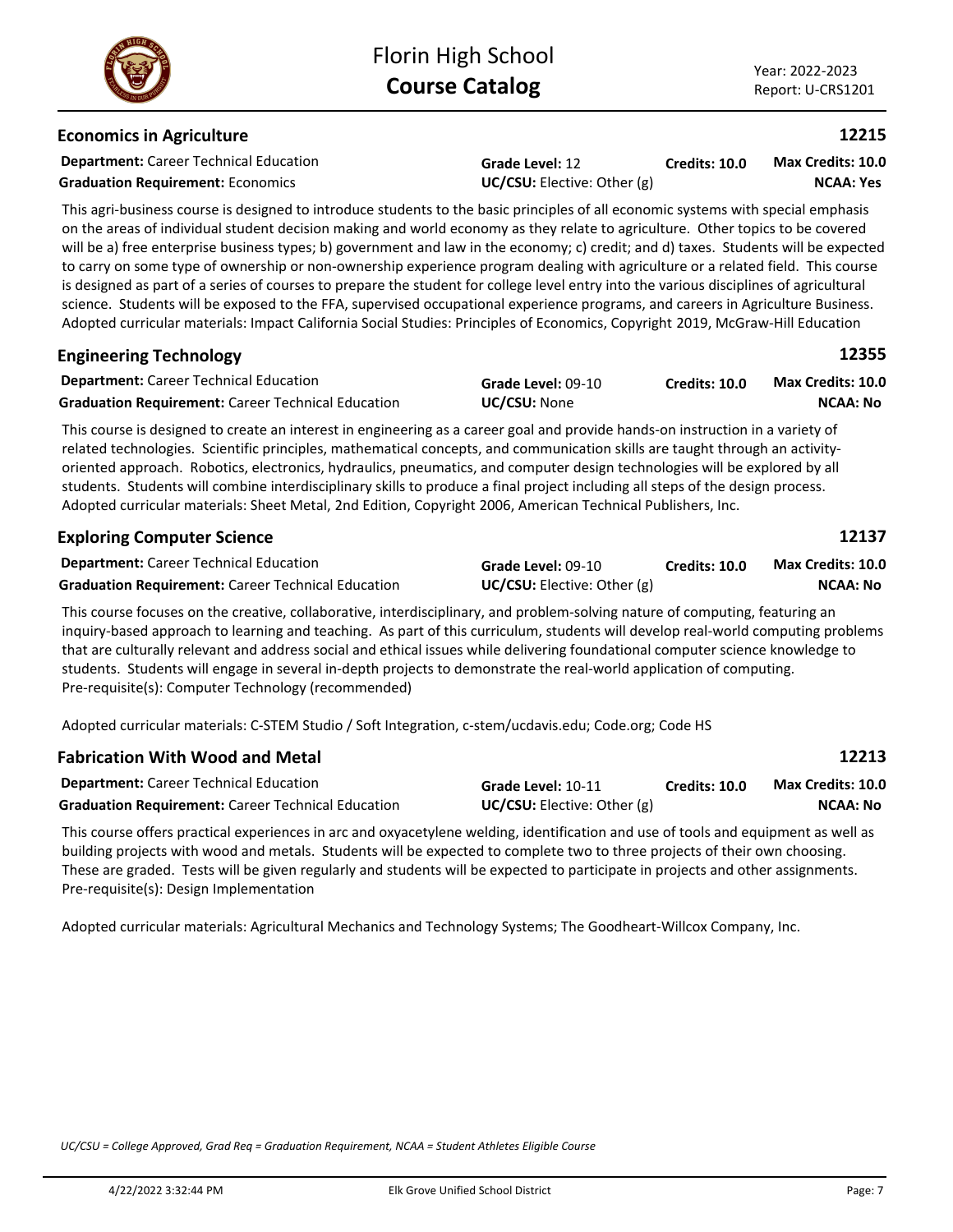## Economics in Agriculture

**12215**

**Department:** Career Technical Education
**Graduation Requirement:** Economics
**Grade Level:** 12
**UC/CSU:** Elective: Other (g)
**Credits: 10.0**
**Max Credits: 10.0**
**NCAA: Yes**

This agri-business course is designed to introduce students to the basic principles of all economic systems with special emphasis on the areas of individual student decision making and world economy as they relate to agriculture. Other topics to be covered will be a) free enterprise business types; b) government and law in the economy; c) credit; and d) taxes. Students will be expected to carry on some type of ownership or non-ownership experience program dealing with agriculture or a related field. This course is designed as part of a series of courses to prepare the student for college level entry into the various disciplines of agricultural science. Students will be exposed to the FFA, supervised occupational experience programs, and careers in Agriculture Business. Adopted curricular materials: Impact California Social Studies: Principles of Economics, Copyright 2019, McGraw-Hill Education

## Engineering Technology

**12355**

**Department:** Career Technical Education
**Graduation Requirement:** Career Technical Education
**Grade Level:** 09-10
**UC/CSU:** None
**Credits: 10.0**
**Max Credits: 10.0**
**NCAA: No**

This course is designed to create an interest in engineering as a career goal and provide hands-on instruction in a variety of related technologies. Scientific principles, mathematical concepts, and communication skills are taught through an activity-oriented approach. Robotics, electronics, hydraulics, pneumatics, and computer design technologies will be explored by all students. Students will combine interdisciplinary skills to produce a final project including all steps of the design process. Adopted curricular materials: Sheet Metal, 2nd Edition, Copyright 2006, American Technical Publishers, Inc.

## Exploring Computer Science

**12137**

**Department:** Career Technical Education
**Graduation Requirement:** Career Technical Education
**Grade Level:** 09-10
**UC/CSU:** Elective: Other (g)
**Credits: 10.0**
**Max Credits: 10.0**
**NCAA: No**

This course focuses on the creative, collaborative, interdisciplinary, and problem-solving nature of computing, featuring an inquiry-based approach to learning and teaching. As part of this curriculum, students will develop real-world computing problems that are culturally relevant and address social and ethical issues while delivering foundational computer science knowledge to students. Students will engage in several in-depth projects to demonstrate the real-world application of computing.
Pre-requisite(s): Computer Technology (recommended)

Adopted curricular materials: C-STEM Studio / Soft Integration, c-stem/ucdavis.edu; Code.org; Code HS

## Fabrication With Wood and Metal

**12213**

**Department:** Career Technical Education
**Graduation Requirement:** Career Technical Education
**Grade Level:** 10-11
**UC/CSU:** Elective: Other (g)
**Credits: 10.0**
**Max Credits: 10.0**
**NCAA: No**

This course offers practical experiences in arc and oxyacetylene welding, identification and use of tools and equipment as well as building projects with wood and metals. Students will be expected to complete two to three projects of their own choosing. These are graded. Tests will be given regularly and students will be expected to participate in projects and other assignments.
Pre-requisite(s): Design Implementation

Adopted curricular materials: Agricultural Mechanics and Technology Systems; The Goodheart-Willcox Company, Inc.

*UC/CSU = College Approved, Grad Req = Graduation Requirement, NCAA = Student Athletes Eligible Course*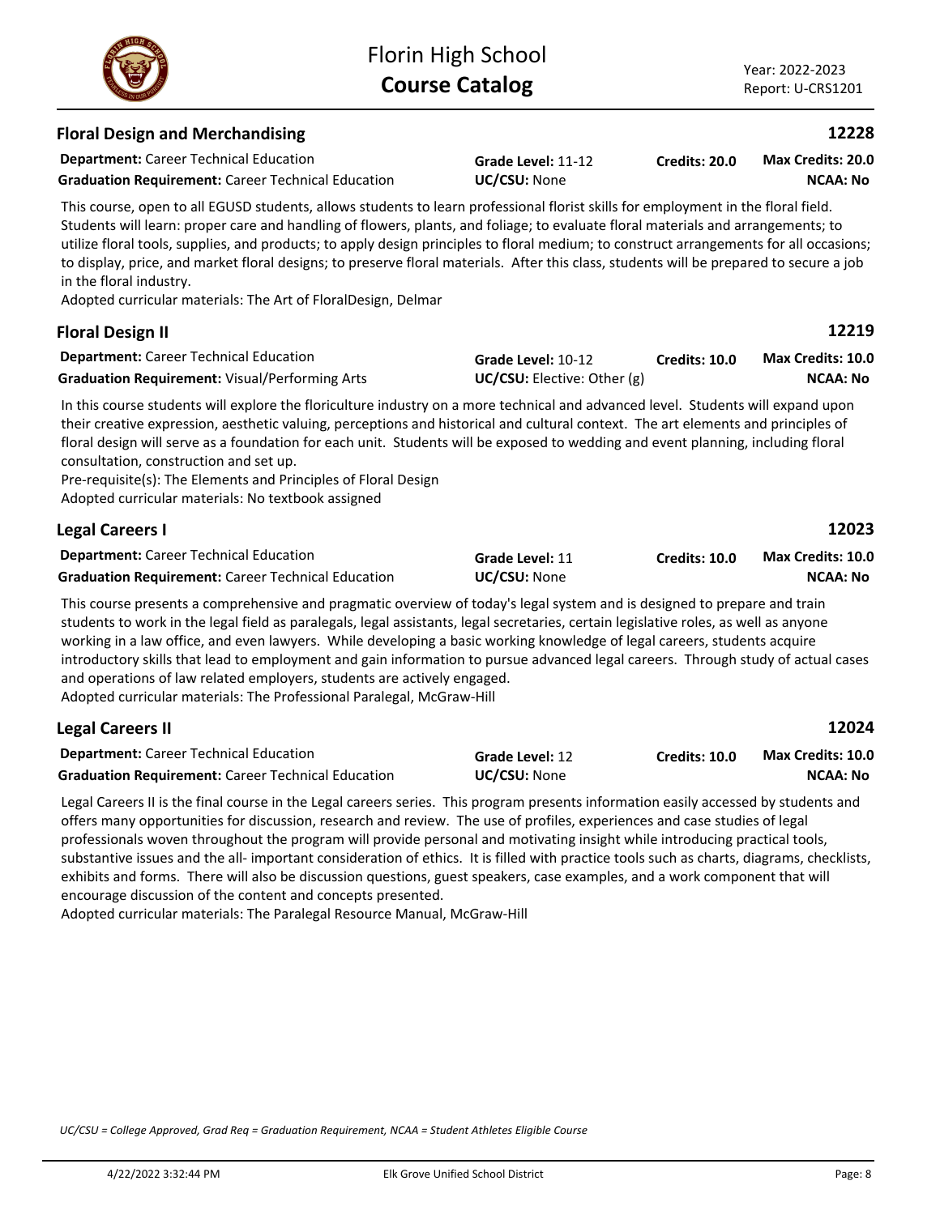## Floral Design and Merchandising — 12228

**Department:** Career Technical Education
**Graduation Requirement:** Career Technical Education
**Grade Level:** 11-12
**UC/CSU:** None
**Credits: 20.0**
**Max Credits: 20.0**
**NCAA: No**

This course, open to all EGUSD students, allows students to learn professional florist skills for employment in the floral field. Students will learn: proper care and handling of flowers, plants, and foliage; to evaluate floral materials and arrangements; to utilize floral tools, supplies, and products; to apply design principles to floral medium; to construct arrangements for all occasions; to display, price, and market floral designs; to preserve floral materials. After this class, students will be prepared to secure a job in the floral industry.
Adopted curricular materials: The Art of FloralDesign, Delmar

## Floral Design II — 12219

**Department:** Career Technical Education
**Graduation Requirement:** Visual/Performing Arts
**Grade Level:** 10-12
**UC/CSU:** Elective: Other (g)
**Credits: 10.0**
**Max Credits: 10.0**
**NCAA: No**

In this course students will explore the floriculture industry on a more technical and advanced level. Students will expand upon their creative expression, aesthetic valuing, perceptions and historical and cultural context. The art elements and principles of floral design will serve as a foundation for each unit. Students will be exposed to wedding and event planning, including floral consultation, construction and set up.
Pre-requisite(s): The Elements and Principles of Floral Design
Adopted curricular materials: No textbook assigned

## Legal Careers I — 12023

**Department:** Career Technical Education
**Graduation Requirement:** Career Technical Education
**Grade Level:** 11
**UC/CSU:** None
**Credits: 10.0**
**Max Credits: 10.0**
**NCAA: No**

This course presents a comprehensive and pragmatic overview of today's legal system and is designed to prepare and train students to work in the legal field as paralegals, legal assistants, legal secretaries, certain legislative roles, as well as anyone working in a law office, and even lawyers. While developing a basic working knowledge of legal careers, students acquire introductory skills that lead to employment and gain information to pursue advanced legal careers. Through study of actual cases and operations of law related employers, students are actively engaged.
Adopted curricular materials: The Professional Paralegal, McGraw-Hill

## Legal Careers II — 12024

**Department:** Career Technical Education
**Graduation Requirement:** Career Technical Education
**Grade Level:** 12
**UC/CSU:** None
**Credits: 10.0**
**Max Credits: 10.0**
**NCAA: No**

Legal Careers II is the final course in the Legal careers series. This program presents information easily accessed by students and offers many opportunities for discussion, research and review. The use of profiles, experiences and case studies of legal professionals woven throughout the program will provide personal and motivating insight while introducing practical tools, substantive issues and the all- important consideration of ethics. It is filled with practice tools such as charts, diagrams, checklists, exhibits and forms. There will also be discussion questions, guest speakers, case examples, and a work component that will encourage discussion of the content and concepts presented.
Adopted curricular materials: The Paralegal Resource Manual, McGraw-Hill

*UC/CSU = College Approved, Grad Req = Graduation Requirement, NCAA = Student Athletes Eligible Course*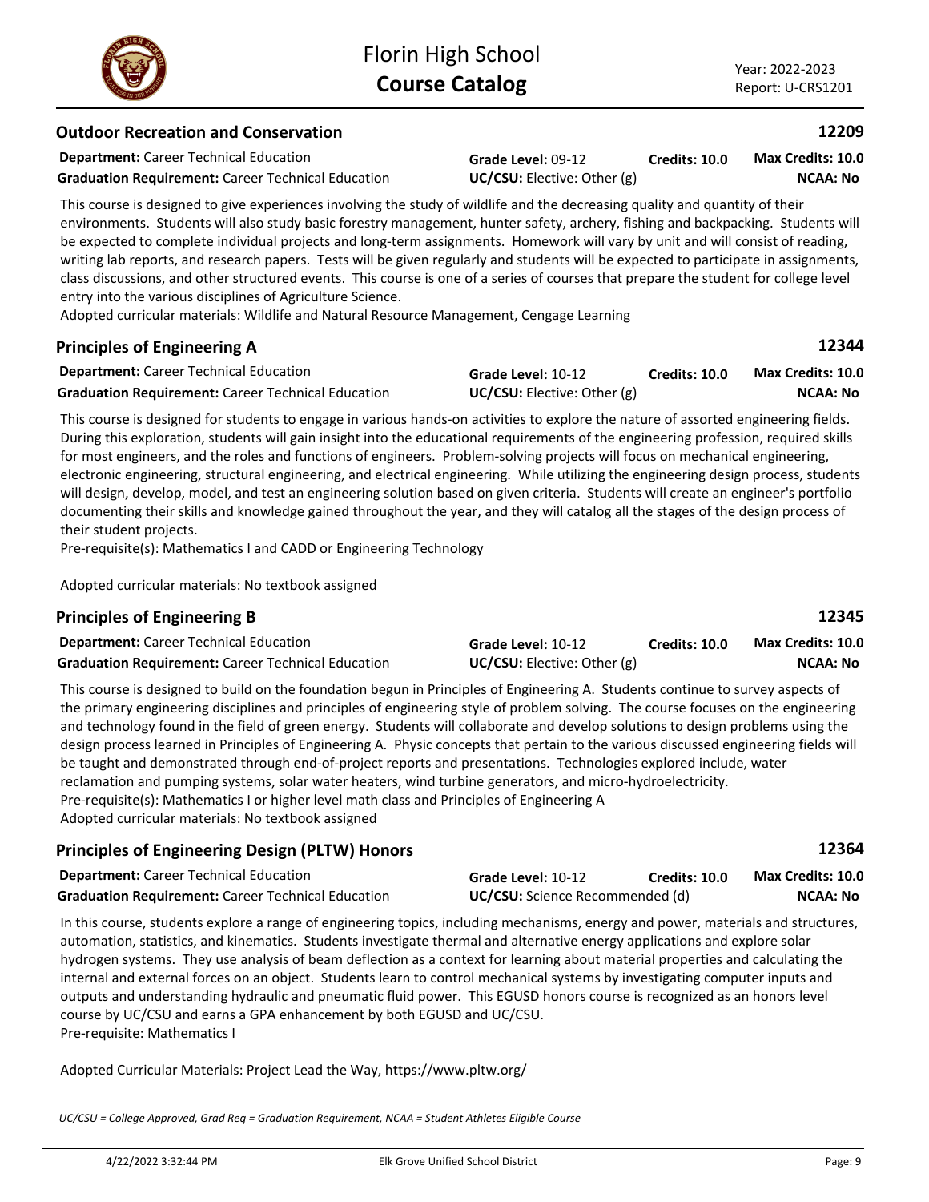## Outdoor Recreation and Conservation — 12209

**Department:** Career Technical Education | **Grade Level:** 09-12 | **Credits: 10.0** | **Max Credits: 10.0**

**Graduation Requirement:** Career Technical Education | **UC/CSU:** Elective: Other (g) | **NCAA: No**

This course is designed to give experiences involving the study of wildlife and the decreasing quality and quantity of their environments. Students will also study basic forestry management, hunter safety, archery, fishing and backpacking. Students will be expected to complete individual projects and long-term assignments. Homework will vary by unit and will consist of reading, writing lab reports, and research papers. Tests will be given regularly and students will be expected to participate in assignments, class discussions, and other structured events. This course is one of a series of courses that prepare the student for college level entry into the various disciplines of Agriculture Science.

Adopted curricular materials: Wildlife and Natural Resource Management, Cengage Learning

## Principles of Engineering A — 12344

**Department:** Career Technical Education | **Grade Level:** 10-12 | **Credits: 10.0** | **Max Credits: 10.0**

**Graduation Requirement:** Career Technical Education | **UC/CSU:** Elective: Other (g) | **NCAA: No**

This course is designed for students to engage in various hands-on activities to explore the nature of assorted engineering fields. During this exploration, students will gain insight into the educational requirements of the engineering profession, required skills for most engineers, and the roles and functions of engineers. Problem-solving projects will focus on mechanical engineering, electronic engineering, structural engineering, and electrical engineering. While utilizing the engineering design process, students will design, develop, model, and test an engineering solution based on given criteria. Students will create an engineer's portfolio documenting their skills and knowledge gained throughout the year, and they will catalog all the stages of the design process of their student projects.

Pre-requisite(s): Mathematics I and CADD or Engineering Technology

Adopted curricular materials: No textbook assigned

## Principles of Engineering B — 12345

**Department:** Career Technical Education | **Grade Level:** 10-12 | **Credits: 10.0** | **Max Credits: 10.0**

**Graduation Requirement:** Career Technical Education | **UC/CSU:** Elective: Other (g) | **NCAA: No**

This course is designed to build on the foundation begun in Principles of Engineering A. Students continue to survey aspects of the primary engineering disciplines and principles of engineering style of problem solving. The course focuses on the engineering and technology found in the field of green energy. Students will collaborate and develop solutions to design problems using the design process learned in Principles of Engineering A. Physic concepts that pertain to the various discussed engineering fields will be taught and demonstrated through end-of-project reports and presentations. Technologies explored include, water reclamation and pumping systems, solar water heaters, wind turbine generators, and micro-hydroelectricity.

Pre-requisite(s): Mathematics I or higher level math class and Principles of Engineering A

Adopted curricular materials: No textbook assigned

## Principles of Engineering Design (PLTW) Honors — 12364

**Department:** Career Technical Education | **Grade Level:** 10-12 | **Credits: 10.0** | **Max Credits: 10.0**

**Graduation Requirement:** Career Technical Education | **UC/CSU:** Science Recommended (d) | **NCAA: No**

In this course, students explore a range of engineering topics, including mechanisms, energy and power, materials and structures, automation, statistics, and kinematics. Students investigate thermal and alternative energy applications and explore solar hydrogen systems. They use analysis of beam deflection as a context for learning about material properties and calculating the internal and external forces on an object. Students learn to control mechanical systems by investigating computer inputs and outputs and understanding hydraulic and pneumatic fluid power. This EGUSD honors course is recognized as an honors level course by UC/CSU and earns a GPA enhancement by both EGUSD and UC/CSU.

Pre-requisite: Mathematics I

Adopted Curricular Materials: Project Lead the Way, https://www.pltw.org/

*UC/CSU = College Approved, Grad Req = Graduation Requirement, NCAA = Student Athletes Eligible Course*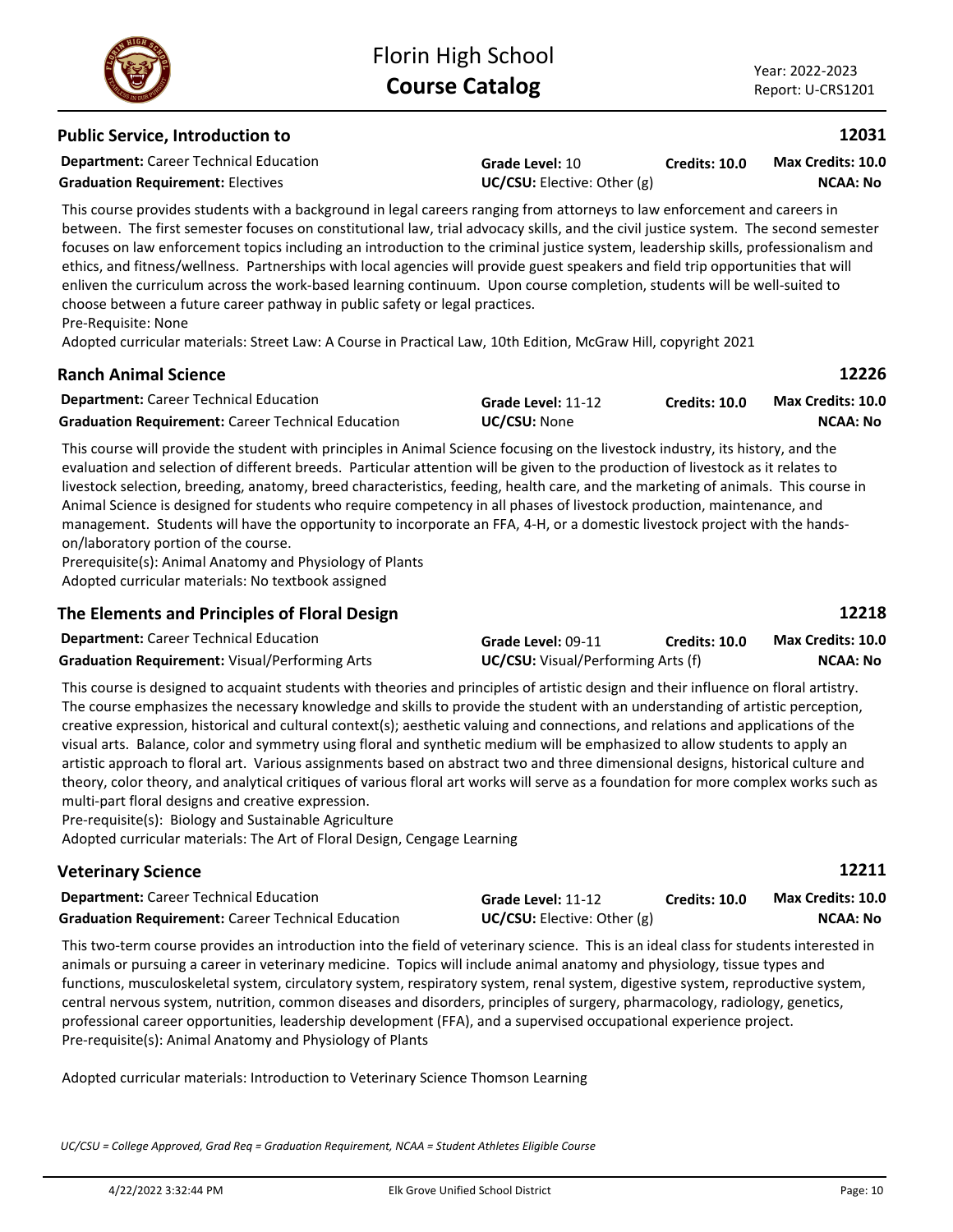## Public Service, Introduction to

**12031**

**Department:** Career Technical Education | **Grade Level:** 10 | **Credits: 10.0** | **Max Credits: 10.0**
**Graduation Requirement:** Electives | **UC/CSU:** Elective: Other (g) | **NCAA: No**

This course provides students with a background in legal careers ranging from attorneys to law enforcement and careers in between. The first semester focuses on constitutional law, trial advocacy skills, and the civil justice system. The second semester focuses on law enforcement topics including an introduction to the criminal justice system, leadership skills, professionalism and ethics, and fitness/wellness. Partnerships with local agencies will provide guest speakers and field trip opportunities that will enliven the curriculum across the work-based learning continuum. Upon course completion, students will be well-suited to choose between a future career pathway in public safety or legal practices.
Pre-Requisite: None
Adopted curricular materials: Street Law: A Course in Practical Law, 10th Edition, McGraw Hill, copyright 2021

## Ranch Animal Science

**12226**

**Department:** Career Technical Education | **Grade Level:** 11-12 | **Credits: 10.0** | **Max Credits: 10.0**
**Graduation Requirement:** Career Technical Education | **UC/CSU:** None | **NCAA: No**

This course will provide the student with principles in Animal Science focusing on the livestock industry, its history, and the evaluation and selection of different breeds. Particular attention will be given to the production of livestock as it relates to livestock selection, breeding, anatomy, breed characteristics, feeding, health care, and the marketing of animals. This course in Animal Science is designed for students who require competency in all phases of livestock production, maintenance, and management. Students will have the opportunity to incorporate an FFA, 4-H, or a domestic livestock project with the hands-on/laboratory portion of the course.
Prerequisite(s): Animal Anatomy and Physiology of Plants
Adopted curricular materials: No textbook assigned

## The Elements and Principles of Floral Design

**12218**

**Department:** Career Technical Education | **Grade Level:** 09-11 | **Credits: 10.0** | **Max Credits: 10.0**
**Graduation Requirement:** Visual/Performing Arts | **UC/CSU:** Visual/Performing Arts (f) | **NCAA: No**

This course is designed to acquaint students with theories and principles of artistic design and their influence on floral artistry. The course emphasizes the necessary knowledge and skills to provide the student with an understanding of artistic perception, creative expression, historical and cultural context(s); aesthetic valuing and connections, and relations and applications of the visual arts. Balance, color and symmetry using floral and synthetic medium will be emphasized to allow students to apply an artistic approach to floral art. Various assignments based on abstract two and three dimensional designs, historical culture and theory, color theory, and analytical critiques of various floral art works will serve as a foundation for more complex works such as multi-part floral designs and creative expression.
Pre-requisite(s): Biology and Sustainable Agriculture
Adopted curricular materials: The Art of Floral Design, Cengage Learning

## Veterinary Science

**12211**

**Department:** Career Technical Education | **Grade Level:** 11-12 | **Credits: 10.0** | **Max Credits: 10.0**
**Graduation Requirement:** Career Technical Education | **UC/CSU:** Elective: Other (g) | **NCAA: No**

This two-term course provides an introduction into the field of veterinary science. This is an ideal class for students interested in animals or pursuing a career in veterinary medicine. Topics will include animal anatomy and physiology, tissue types and functions, musculoskeletal system, circulatory system, respiratory system, renal system, digestive system, reproductive system, central nervous system, nutrition, common diseases and disorders, principles of surgery, pharmacology, radiology, genetics, professional career opportunities, leadership development (FFA), and a supervised occupational experience project.
Pre-requisite(s): Animal Anatomy and Physiology of Plants

Adopted curricular materials: Introduction to Veterinary Science Thomson Learning

*UC/CSU = College Approved, Grad Req = Graduation Requirement, NCAA = Student Athletes Eligible Course*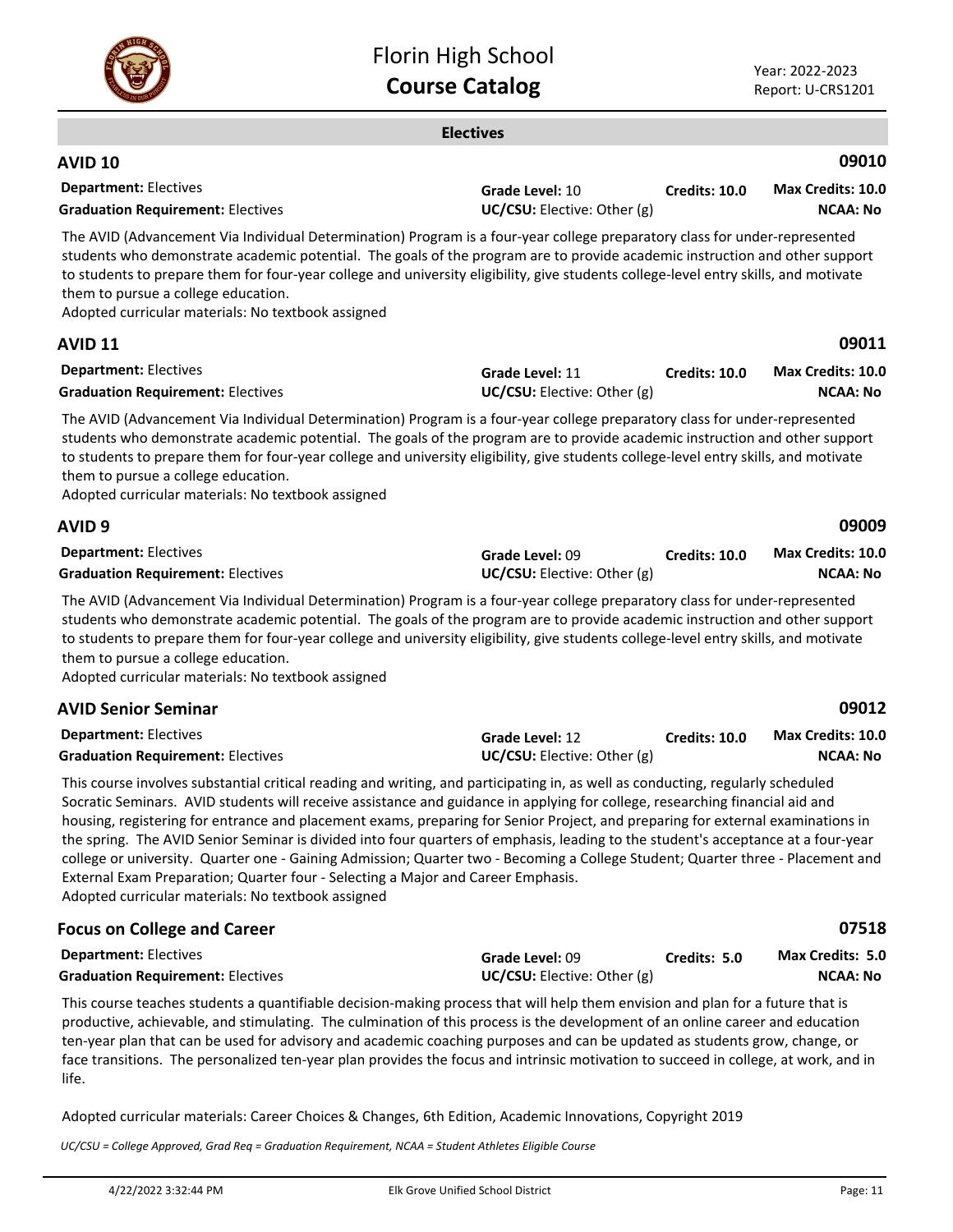## Electives

### AVID 10 — 09010

**Department:** Electives | **Grade Level:** 10 | **Credits:** 10.0 | **Max Credits:** 10.0
**Graduation Requirement:** Electives | **UC/CSU:** Elective: Other (g) | **NCAA:** No

The AVID (Advancement Via Individual Determination) Program is a four-year college preparatory class for under-represented students who demonstrate academic potential. The goals of the program are to provide academic instruction and other support to students to prepare them for four-year college and university eligibility, give students college-level entry skills, and motivate them to pursue a college education.
Adopted curricular materials: No textbook assigned

### AVID 11 — 09011

**Department:** Electives | **Grade Level:** 11 | **Credits:** 10.0 | **Max Credits:** 10.0
**Graduation Requirement:** Electives | **UC/CSU:** Elective: Other (g) | **NCAA:** No

The AVID (Advancement Via Individual Determination) Program is a four-year college preparatory class for under-represented students who demonstrate academic potential. The goals of the program are to provide academic instruction and other support to students to prepare them for four-year college and university eligibility, give students college-level entry skills, and motivate them to pursue a college education.
Adopted curricular materials: No textbook assigned

### AVID 9 — 09009

**Department:** Electives | **Grade Level:** 09 | **Credits:** 10.0 | **Max Credits:** 10.0
**Graduation Requirement:** Electives | **UC/CSU:** Elective: Other (g) | **NCAA:** No

The AVID (Advancement Via Individual Determination) Program is a four-year college preparatory class for under-represented students who demonstrate academic potential. The goals of the program are to provide academic instruction and other support to students to prepare them for four-year college and university eligibility, give students college-level entry skills, and motivate them to pursue a college education.
Adopted curricular materials: No textbook assigned

### AVID Senior Seminar — 09012

**Department:** Electives | **Grade Level:** 12 | **Credits:** 10.0 | **Max Credits:** 10.0
**Graduation Requirement:** Electives | **UC/CSU:** Elective: Other (g) | **NCAA:** No

This course involves substantial critical reading and writing, and participating in, as well as conducting, regularly scheduled Socratic Seminars. AVID students will receive assistance and guidance in applying for college, researching financial aid and housing, registering for entrance and placement exams, preparing for Senior Project, and preparing for external examinations in the spring. The AVID Senior Seminar is divided into four quarters of emphasis, leading to the student's acceptance at a four-year college or university. Quarter one - Gaining Admission; Quarter two - Becoming a College Student; Quarter three - Placement and External Exam Preparation; Quarter four - Selecting a Major and Career Emphasis.
Adopted curricular materials: No textbook assigned

### Focus on College and Career — 07518

**Department:** Electives | **Grade Level:** 09 | **Credits:** 5.0 | **Max Credits:** 5.0
**Graduation Requirement:** Electives | **UC/CSU:** Elective: Other (g) | **NCAA:** No

This course teaches students a quantifiable decision-making process that will help them envision and plan for a future that is productive, achievable, and stimulating. The culmination of this process is the development of an online career and education ten-year plan that can be used for advisory and academic coaching purposes and can be updated as students grow, change, or face transitions. The personalized ten-year plan provides the focus and intrinsic motivation to succeed in college, at work, and in life.

Adopted curricular materials: Career Choices & Changes, 6th Edition, Academic Innovations, Copyright 2019

*UC/CSU = College Approved, Grad Req = Graduation Requirement, NCAA = Student Athletes Eligible Course*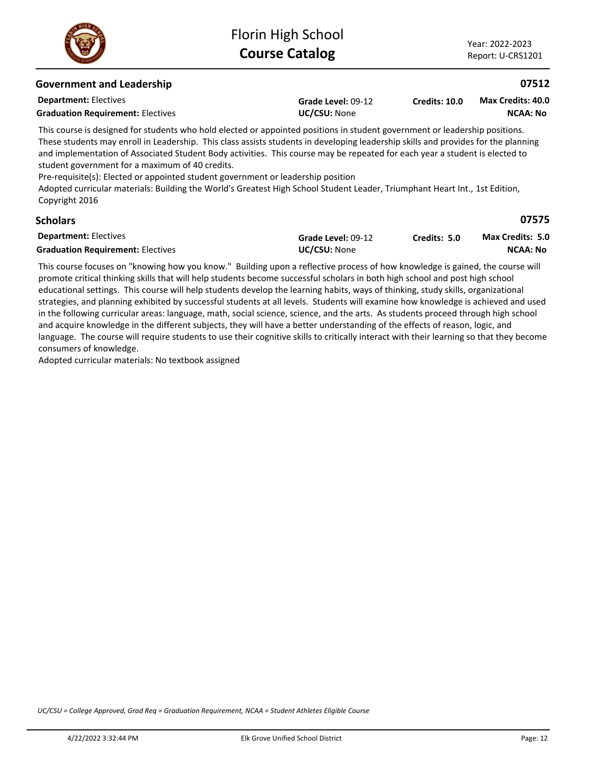## Government and Leadership 07512

**Department:** Electives | **Grade Level:** 09-12 | **Credits:** 10.0 | **Max Credits:** 40.0

**Graduation Requirement:** Electives | **UC/CSU:** None | **NCAA:** No

This course is designed for students who hold elected or appointed positions in student government or leadership positions. These students may enroll in Leadership. This class assists students in developing leadership skills and provides for the planning and implementation of Associated Student Body activities. This course may be repeated for each year a student is elected to student government for a maximum of 40 credits.

Pre-requisite(s): Elected or appointed student government or leadership position

Adopted curricular materials: Building the World's Greatest High School Student Leader, Triumphant Heart Int., 1st Edition, Copyright 2016

## Scholars 07575

**Department:** Electives | **Grade Level:** 09-12 | **Credits:** 5.0 | **Max Credits:** 5.0

**Graduation Requirement:** Electives | **UC/CSU:** None | **NCAA:** No

This course focuses on "knowing how you know." Building upon a reflective process of how knowledge is gained, the course will promote critical thinking skills that will help students become successful scholars in both high school and post high school educational settings. This course will help students develop the learning habits, ways of thinking, study skills, organizational strategies, and planning exhibited by successful students at all levels. Students will examine how knowledge is achieved and used in the following curricular areas: language, math, social science, science, and the arts. As students proceed through high school and acquire knowledge in the different subjects, they will have a better understanding of the effects of reason, logic, and language. The course will require students to use their cognitive skills to critically interact with their learning so that they become consumers of knowledge.

Adopted curricular materials: No textbook assigned

*UC/CSU = College Approved, Grad Req = Graduation Requirement, NCAA = Student Athletes Eligible Course*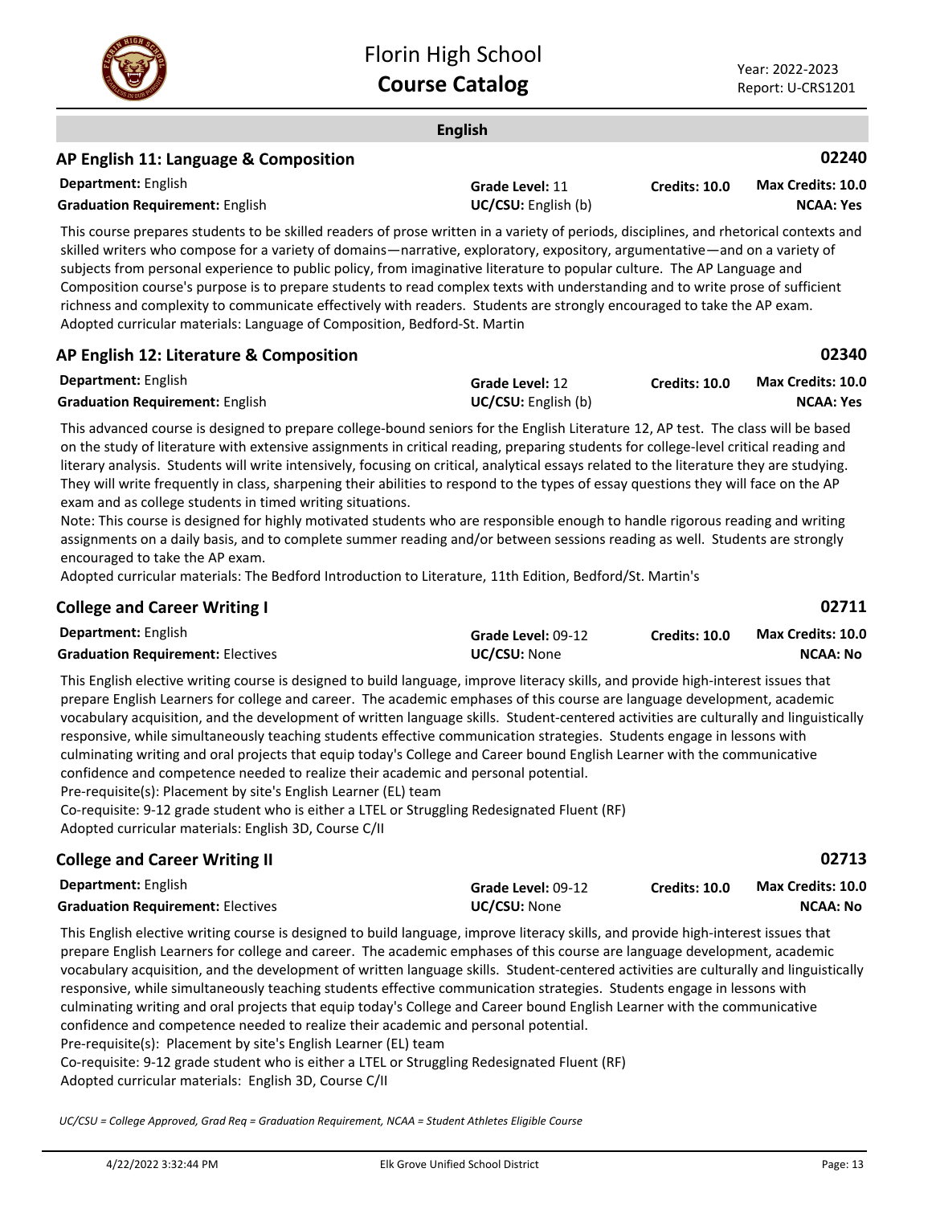## English

### AP English 11: Language & Composition — 02240

**Department:** English
**Graduation Requirement:** English
**Grade Level:** 11
**UC/CSU:** English (b)
**Credits: 10.0**
**Max Credits: 10.0**
**NCAA: Yes**

This course prepares students to be skilled readers of prose written in a variety of periods, disciplines, and rhetorical contexts and skilled writers who compose for a variety of domains—narrative, exploratory, expository, argumentative—and on a variety of subjects from personal experience to public policy, from imaginative literature to popular culture. The AP Language and Composition course's purpose is to prepare students to read complex texts with understanding and to write prose of sufficient richness and complexity to communicate effectively with readers. Students are strongly encouraged to take the AP exam.
Adopted curricular materials: Language of Composition, Bedford-St. Martin

### AP English 12: Literature & Composition — 02340

**Department:** English
**Graduation Requirement:** English
**Grade Level:** 12
**UC/CSU:** English (b)
**Credits: 10.0**
**Max Credits: 10.0**
**NCAA: Yes**

This advanced course is designed to prepare college-bound seniors for the English Literature 12, AP test. The class will be based on the study of literature with extensive assignments in critical reading, preparing students for college-level critical reading and literary analysis. Students will write intensively, focusing on critical, analytical essays related to the literature they are studying. They will write frequently in class, sharpening their abilities to respond to the types of essay questions they will face on the AP exam and as college students in timed writing situations.
Note: This course is designed for highly motivated students who are responsible enough to handle rigorous reading and writing assignments on a daily basis, and to complete summer reading and/or between sessions reading as well. Students are strongly encouraged to take the AP exam.
Adopted curricular materials: The Bedford Introduction to Literature, 11th Edition, Bedford/St. Martin's

### College and Career Writing I — 02711

**Department:** English
**Graduation Requirement:** Electives
**Grade Level:** 09-12
**UC/CSU:** None
**Credits: 10.0**
**Max Credits: 10.0**
**NCAA: No**

This English elective writing course is designed to build language, improve literacy skills, and provide high-interest issues that prepare English Learners for college and career. The academic emphases of this course are language development, academic vocabulary acquisition, and the development of written language skills. Student-centered activities are culturally and linguistically responsive, while simultaneously teaching students effective communication strategies. Students engage in lessons with culminating writing and oral projects that equip today's College and Career bound English Learner with the communicative confidence and competence needed to realize their academic and personal potential.
Pre-requisite(s): Placement by site's English Learner (EL) team
Co-requisite: 9-12 grade student who is either a LTEL or Struggling Redesignated Fluent (RF)
Adopted curricular materials: English 3D, Course C/II

### College and Career Writing II — 02713

**Department:** English
**Graduation Requirement:** Electives
**Grade Level:** 09-12
**UC/CSU:** None
**Credits: 10.0**
**Max Credits: 10.0**
**NCAA: No**

This English elective writing course is designed to build language, improve literacy skills, and provide high-interest issues that prepare English Learners for college and career. The academic emphases of this course are language development, academic vocabulary acquisition, and the development of written language skills. Student-centered activities are culturally and linguistically responsive, while simultaneously teaching students effective communication strategies. Students engage in lessons with culminating writing and oral projects that equip today's College and Career bound English Learner with the communicative confidence and competence needed to realize their academic and personal potential.
Pre-requisite(s): Placement by site's English Learner (EL) team
Co-requisite: 9-12 grade student who is either a LTEL or Struggling Redesignated Fluent (RF)
Adopted curricular materials: English 3D, Course C/II

*UC/CSU = College Approved, Grad Req = Graduation Requirement, NCAA = Student Athletes Eligible Course*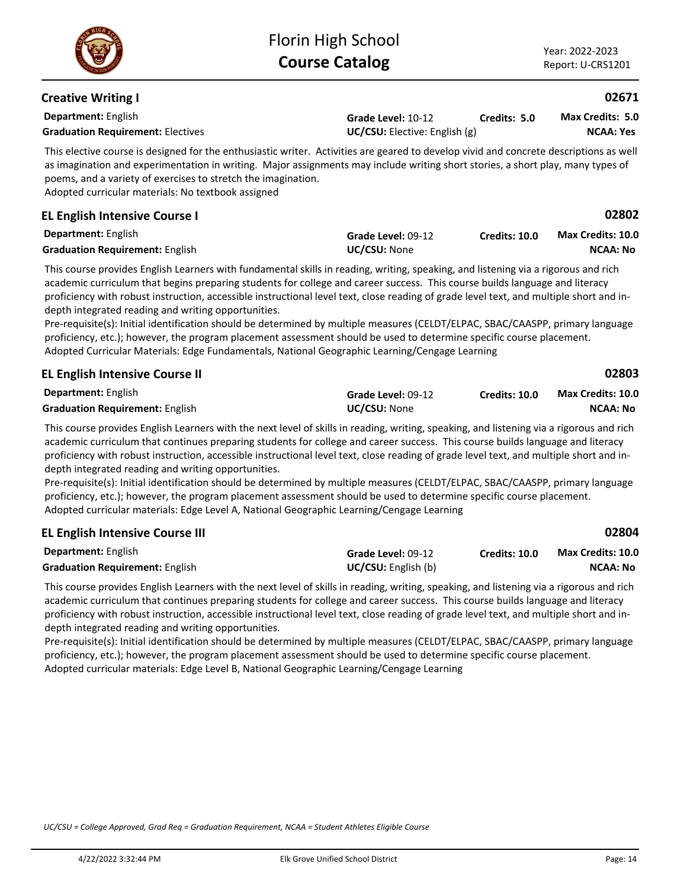## Creative Writing I

**02671**

**Department:** English
**Graduation Requirement:** Electives
**Grade Level:** 10-12
**UC/CSU:** Elective: English (g)
**Credits:** 5.0
**Max Credits:** 5.0
**NCAA:** Yes

This elective course is designed for the enthusiastic writer. Activities are geared to develop vivid and concrete descriptions as well as imagination and experimentation in writing. Major assignments may include writing short stories, a short play, many types of poems, and a variety of exercises to stretch the imagination.
Adopted curricular materials: No textbook assigned

## EL English Intensive Course I

**02802**

**Department:** English
**Graduation Requirement:** English
**Grade Level:** 09-12
**UC/CSU:** None
**Credits:** 10.0
**Max Credits:** 10.0
**NCAA:** No

This course provides English Learners with fundamental skills in reading, writing, speaking, and listening via a rigorous and rich academic curriculum that begins preparing students for college and career success. This course builds language and literacy proficiency with robust instruction, accessible instructional level text, close reading of grade level text, and multiple short and in-depth integrated reading and writing opportunities.
Pre-requisite(s): Initial identification should be determined by multiple measures (CELDT/ELPAC, SBAC/CAASPP, primary language proficiency, etc.); however, the program placement assessment should be used to determine specific course placement.
Adopted Curricular Materials: Edge Fundamentals, National Geographic Learning/Cengage Learning

## EL English Intensive Course II

**02803**

**Department:** English
**Graduation Requirement:** English
**Grade Level:** 09-12
**UC/CSU:** None
**Credits:** 10.0
**Max Credits:** 10.0
**NCAA:** No

This course provides English Learners with the next level of skills in reading, writing, speaking, and listening via a rigorous and rich academic curriculum that continues preparing students for college and career success. This course builds language and literacy proficiency with robust instruction, accessible instructional level text, close reading of grade level text, and multiple short and in-depth integrated reading and writing opportunities.
Pre-requisite(s): Initial identification should be determined by multiple measures (CELDT/ELPAC, SBAC/CAASPP, primary language proficiency, etc.); however, the program placement assessment should be used to determine specific course placement.
Adopted curricular materials: Edge Level A, National Geographic Learning/Cengage Learning

## EL English Intensive Course III

**02804**

**Department:** English
**Graduation Requirement:** English
**Grade Level:** 09-12
**UC/CSU:** English (b)
**Credits:** 10.0
**Max Credits:** 10.0
**NCAA:** No

This course provides English Learners with the next level of skills in reading, writing, speaking, and listening via a rigorous and rich academic curriculum that continues preparing students for college and career success. This course builds language and literacy proficiency with robust instruction, accessible instructional level text, close reading of grade level text, and multiple short and in-depth integrated reading and writing opportunities.
Pre-requisite(s): Initial identification should be determined by multiple measures (CELDT/ELPAC, SBAC/CAASPP, primary language proficiency, etc.); however, the program placement assessment should be used to determine specific course placement.
Adopted curricular materials: Edge Level B, National Geographic Learning/Cengage Learning

*UC/CSU = College Approved, Grad Req = Graduation Requirement, NCAA = Student Athletes Eligible Course*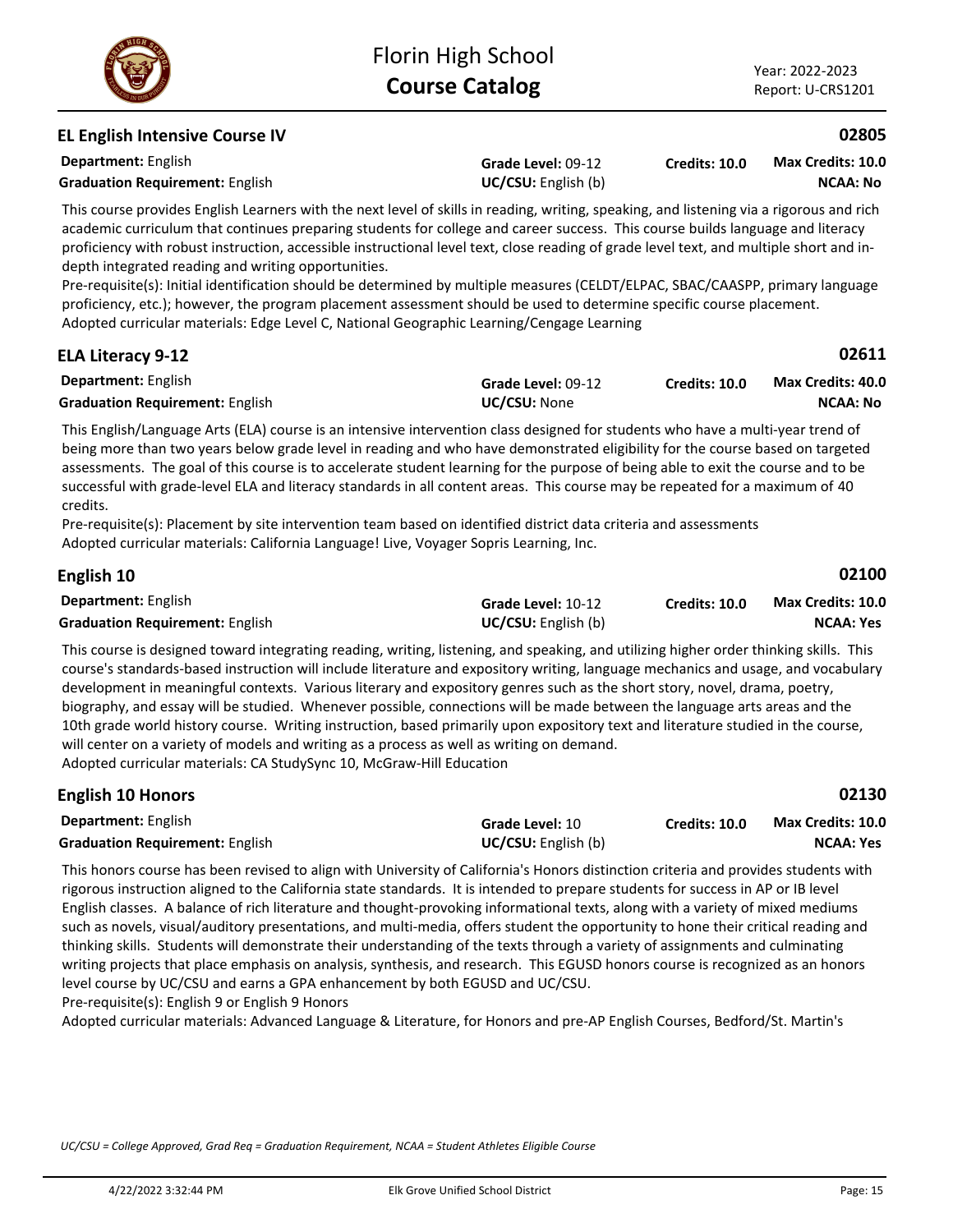## EL English Intensive Course IV — 02805

| | | | |
|---|---|---|---|
| **Department:** English | **Grade Level:** 09-12 | **Credits: 10.0** | **Max Credits: 10.0** |
| **Graduation Requirement:** English | **UC/CSU:** English (b) | | **NCAA: No** |

This course provides English Learners with the next level of skills in reading, writing, speaking, and listening via a rigorous and rich academic curriculum that continues preparing students for college and career success. This course builds language and literacy proficiency with robust instruction, accessible instructional level text, close reading of grade level text, and multiple short and in-depth integrated reading and writing opportunities.

Pre-requisite(s): Initial identification should be determined by multiple measures (CELDT/ELPAC, SBAC/CAASPP, primary language proficiency, etc.); however, the program placement assessment should be used to determine specific course placement.

Adopted curricular materials: Edge Level C, National Geographic Learning/Cengage Learning

## ELA Literacy 9-12 — 02611

| | | | |
|---|---|---|---|
| **Department:** English | **Grade Level:** 09-12 | **Credits: 10.0** | **Max Credits: 40.0** |
| **Graduation Requirement:** English | **UC/CSU:** None | | **NCAA: No** |

This English/Language Arts (ELA) course is an intensive intervention class designed for students who have a multi-year trend of being more than two years below grade level in reading and who have demonstrated eligibility for the course based on targeted assessments. The goal of this course is to accelerate student learning for the purpose of being able to exit the course and to be successful with grade-level ELA and literacy standards in all content areas. This course may be repeated for a maximum of 40 credits.

Pre-requisite(s): Placement by site intervention team based on identified district data criteria and assessments

Adopted curricular materials: California Language! Live, Voyager Sopris Learning, Inc.

## English 10 — 02100

| | | | |
|---|---|---|---|
| **Department:** English | **Grade Level:** 10-12 | **Credits: 10.0** | **Max Credits: 10.0** |
| **Graduation Requirement:** English | **UC/CSU:** English (b) | | **NCAA: Yes** |

This course is designed toward integrating reading, writing, listening, and speaking, and utilizing higher order thinking skills. This course's standards-based instruction will include literature and expository writing, language mechanics and usage, and vocabulary development in meaningful contexts. Various literary and expository genres such as the short story, novel, drama, poetry, biography, and essay will be studied. Whenever possible, connections will be made between the language arts areas and the 10th grade world history course. Writing instruction, based primarily upon expository text and literature studied in the course, will center on a variety of models and writing as a process as well as writing on demand.

Adopted curricular materials: CA StudySync 10, McGraw-Hill Education

## English 10 Honors — 02130

| | | | |
|---|---|---|---|
| **Department:** English | **Grade Level:** 10 | **Credits: 10.0** | **Max Credits: 10.0** |
| **Graduation Requirement:** English | **UC/CSU:** English (b) | | **NCAA: Yes** |

This honors course has been revised to align with University of California's Honors distinction criteria and provides students with rigorous instruction aligned to the California state standards. It is intended to prepare students for success in AP or IB level English classes. A balance of rich literature and thought-provoking informational texts, along with a variety of mixed mediums such as novels, visual/auditory presentations, and multi-media, offers student the opportunity to hone their critical reading and thinking skills. Students will demonstrate their understanding of the texts through a variety of assignments and culminating writing projects that place emphasis on analysis, synthesis, and research. This EGUSD honors course is recognized as an honors level course by UC/CSU and earns a GPA enhancement by both EGUSD and UC/CSU.

Pre-requisite(s): English 9 or English 9 Honors

Adopted curricular materials: Advanced Language & Literature, for Honors and pre-AP English Courses, Bedford/St. Martin's

*UC/CSU = College Approved, Grad Req = Graduation Requirement, NCAA = Student Athletes Eligible Course*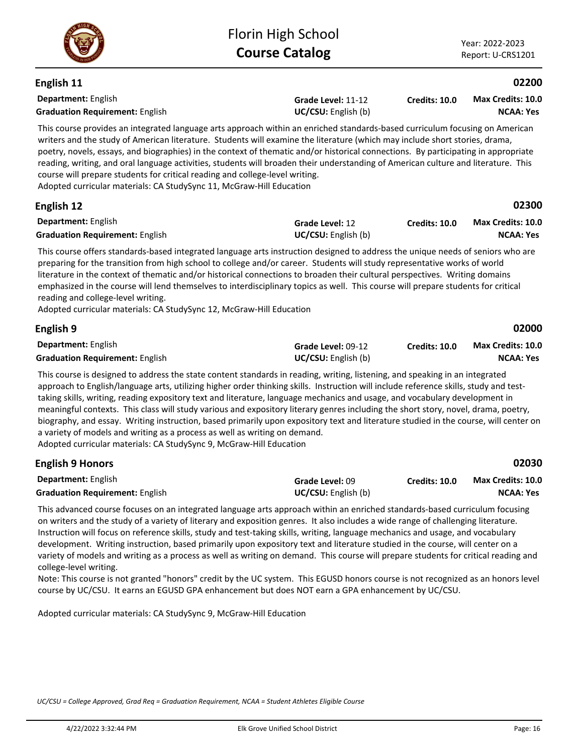## English 11 — 02200

**Department:** English | **Grade Level:** 11-12 | **Credits: 10.0** | **Max Credits: 10.0**
**Graduation Requirement:** English | **UC/CSU:** English (b) | **NCAA: Yes**

This course provides an integrated language arts approach within an enriched standards-based curriculum focusing on American writers and the study of American literature. Students will examine the literature (which may include short stories, drama, poetry, novels, essays, and biographies) in the context of thematic and/or historical connections. By participating in appropriate reading, writing, and oral language activities, students will broaden their understanding of American culture and literature. This course will prepare students for critical reading and college-level writing.
Adopted curricular materials: CA StudySync 11, McGraw-Hill Education

## English 12 — 02300

**Department:** English | **Grade Level:** 12 | **Credits: 10.0** | **Max Credits: 10.0**
**Graduation Requirement:** English | **UC/CSU:** English (b) | **NCAA: Yes**

This course offers standards-based integrated language arts instruction designed to address the unique needs of seniors who are preparing for the transition from high school to college and/or career. Students will study representative works of world literature in the context of thematic and/or historical connections to broaden their cultural perspectives. Writing domains emphasized in the course will lend themselves to interdisciplinary topics as well. This course will prepare students for critical reading and college-level writing.
Adopted curricular materials: CA StudySync 12, McGraw-Hill Education

## English 9 — 02000

**Department:** English | **Grade Level:** 09-12 | **Credits: 10.0** | **Max Credits: 10.0**
**Graduation Requirement:** English | **UC/CSU:** English (b) | **NCAA: Yes**

This course is designed to address the state content standards in reading, writing, listening, and speaking in an integrated approach to English/language arts, utilizing higher order thinking skills. Instruction will include reference skills, study and test-taking skills, writing, reading expository text and literature, language mechanics and usage, and vocabulary development in meaningful contexts. This class will study various and expository literary genres including the short story, novel, drama, poetry, biography, and essay. Writing instruction, based primarily upon expository text and literature studied in the course, will center on a variety of models and writing as a process as well as writing on demand.
Adopted curricular materials: CA StudySync 9, McGraw-Hill Education

## English 9 Honors — 02030

**Department:** English | **Grade Level:** 09 | **Credits: 10.0** | **Max Credits: 10.0**
**Graduation Requirement:** English | **UC/CSU:** English (b) | **NCAA: Yes**

This advanced course focuses on an integrated language arts approach within an enriched standards-based curriculum focusing on writers and the study of a variety of literary and exposition genres. It also includes a wide range of challenging literature. Instruction will focus on reference skills, study and test-taking skills, writing, language mechanics and usage, and vocabulary development. Writing instruction, based primarily upon expository text and literature studied in the course, will center on a variety of models and writing as a process as well as writing on demand. This course will prepare students for critical reading and college-level writing.
Note: This course is not granted "honors" credit by the UC system. This EGUSD honors course is not recognized as an honors level course by UC/CSU. It earns an EGUSD GPA enhancement but does NOT earn a GPA enhancement by UC/CSU.

Adopted curricular materials: CA StudySync 9, McGraw-Hill Education

*UC/CSU = College Approved, Grad Req = Graduation Requirement, NCAA = Student Athletes Eligible Course*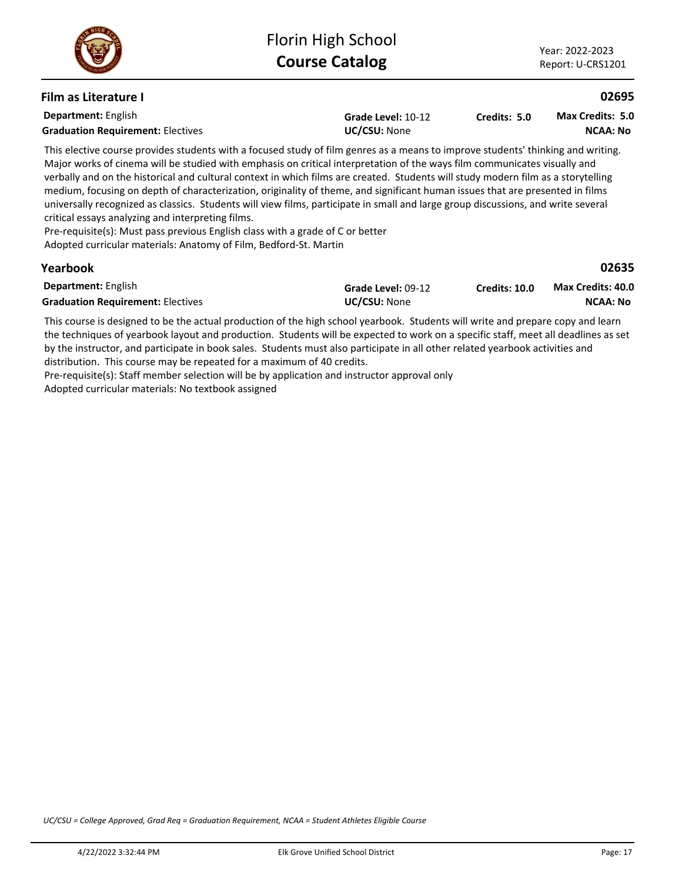## Film as Literature I

**02695**

**Department:** English | **Grade Level:** 10-12 | **Credits:** 5.0 | **Max Credits:** 5.0

**Graduation Requirement:** Electives | **UC/CSU:** None | **NCAA:** No

This elective course provides students with a focused study of film genres as a means to improve students' thinking and writing. Major works of cinema will be studied with emphasis on critical interpretation of the ways film communicates visually and verbally and on the historical and cultural context in which films are created. Students will study modern film as a storytelling medium, focusing on depth of characterization, originality of theme, and significant human issues that are presented in films universally recognized as classics. Students will view films, participate in small and large group discussions, and write several critical essays analyzing and interpreting films.

Pre-requisite(s): Must pass previous English class with a grade of C or better

Adopted curricular materials: Anatomy of Film, Bedford-St. Martin

## Yearbook

**02635**

**Department:** English | **Grade Level:** 09-12 | **Credits:** 10.0 | **Max Credits:** 40.0

**Graduation Requirement:** Electives | **UC/CSU:** None | **NCAA:** No

This course is designed to be the actual production of the high school yearbook. Students will write and prepare copy and learn the techniques of yearbook layout and production. Students will be expected to work on a specific staff, meet all deadlines as set by the instructor, and participate in book sales. Students must also participate in all other related yearbook activities and distribution. This course may be repeated for a maximum of 40 credits.

Pre-requisite(s): Staff member selection will be by application and instructor approval only

Adopted curricular materials: No textbook assigned

*UC/CSU = College Approved, Grad Req = Graduation Requirement, NCAA = Student Athletes Eligible Course*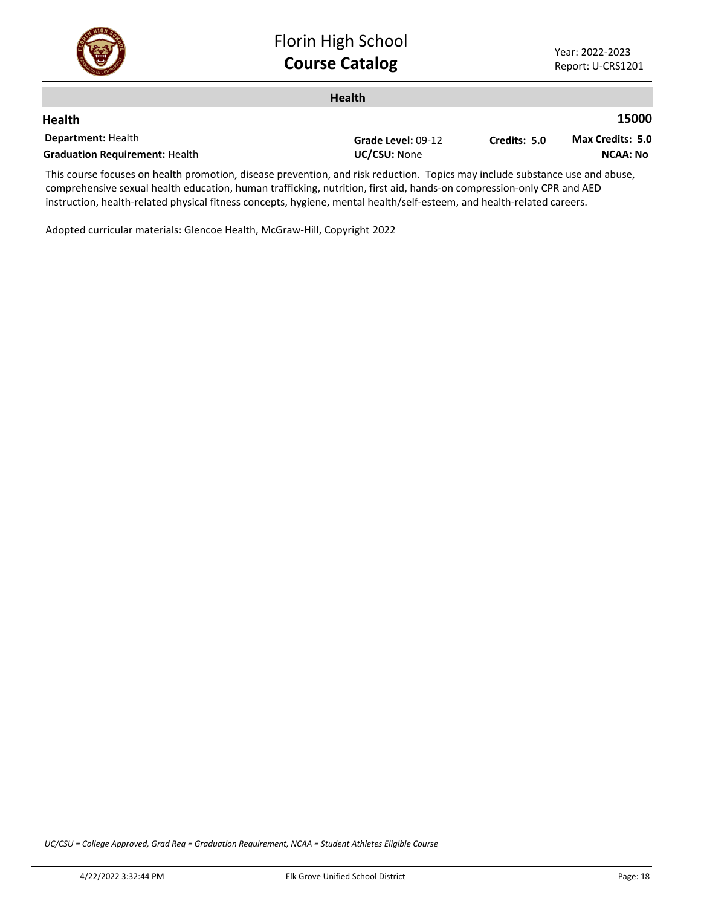## Health

### Health — 15000

**Department:** Health | **Grade Level:** 09-12 | **Credits:** 5.0 | **Max Credits:** 5.0

**Graduation Requirement:** Health | **UC/CSU:** None | **NCAA:** No

This course focuses on health promotion, disease prevention, and risk reduction. Topics may include substance use and abuse, comprehensive sexual health education, human trafficking, nutrition, first aid, hands-on compression-only CPR and AED instruction, health-related physical fitness concepts, hygiene, mental health/self-esteem, and health-related careers.

Adopted curricular materials: Glencoe Health, McGraw-Hill, Copyright 2022

*UC/CSU = College Approved, Grad Req = Graduation Requirement, NCAA = Student Athletes Eligible Course*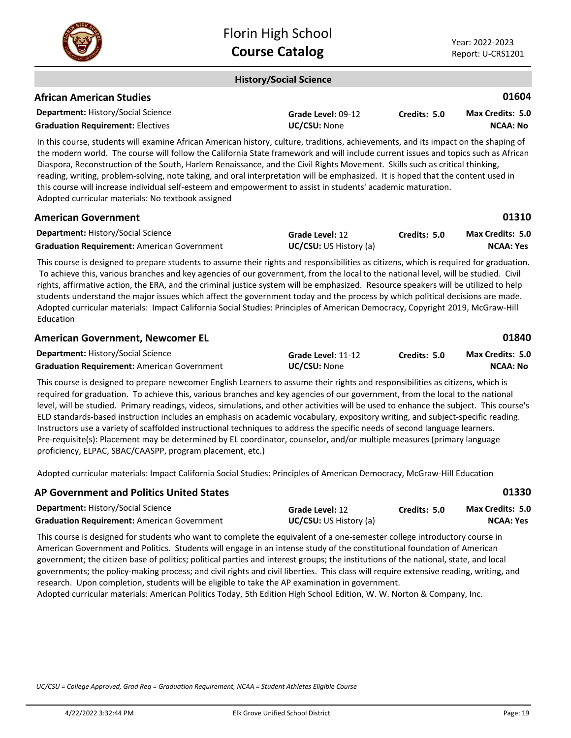## History/Social Science

### African American Studies

**01604**

**Department:** History/Social Science
**Graduation Requirement:** Electives
**Grade Level:** 09-12
**UC/CSU:** None
**Credits:** 5.0
**Max Credits:** 5.0
**NCAA:** No

In this course, students will examine African American history, culture, traditions, achievements, and its impact on the shaping of the modern world. The course will follow the California State framework and will include current issues and topics such as African Diaspora, Reconstruction of the South, Harlem Renaissance, and the Civil Rights Movement. Skills such as critical thinking, reading, writing, problem-solving, note taking, and oral interpretation will be emphasized. It is hoped that the content used in this course will increase individual self-esteem and empowerment to assist in students' academic maturation.
Adopted curricular materials: No textbook assigned

### American Government

**01310**

**Department:** History/Social Science
**Graduation Requirement:** American Government
**Grade Level:** 12
**UC/CSU:** US History (a)
**Credits:** 5.0
**Max Credits:** 5.0
**NCAA:** Yes

This course is designed to prepare students to assume their rights and responsibilities as citizens, which is required for graduation. To achieve this, various branches and key agencies of our government, from the local to the national level, will be studied. Civil rights, affirmative action, the ERA, and the criminal justice system will be emphasized. Resource speakers will be utilized to help students understand the major issues which affect the government today and the process by which political decisions are made.
Adopted curricular materials: Impact California Social Studies: Principles of American Democracy, Copyright 2019, McGraw-Hill Education

### American Government, Newcomer EL

**01840**

**Department:** History/Social Science
**Graduation Requirement:** American Government
**Grade Level:** 11-12
**UC/CSU:** None
**Credits:** 5.0
**Max Credits:** 5.0
**NCAA:** No

This course is designed to prepare newcomer English Learners to assume their rights and responsibilities as citizens, which is required for graduation. To achieve this, various branches and key agencies of our government, from the local to the national level, will be studied. Primary readings, videos, simulations, and other activities will be used to enhance the subject. This course's ELD standards-based instruction includes an emphasis on academic vocabulary, expository writing, and subject-specific reading. Instructors use a variety of scaffolded instructional techniques to address the specific needs of second language learners.
Pre-requisite(s): Placement may be determined by EL coordinator, counselor, and/or multiple measures (primary language proficiency, ELPAC, SBAC/CAASPP, program placement, etc.)

Adopted curricular materials: Impact California Social Studies: Principles of American Democracy, McGraw-Hill Education

### AP Government and Politics United States

**01330**

**Department:** History/Social Science
**Graduation Requirement:** American Government
**Grade Level:** 12
**UC/CSU:** US History (a)
**Credits:** 5.0
**Max Credits:** 5.0
**NCAA:** Yes

This course is designed for students who want to complete the equivalent of a one-semester college introductory course in American Government and Politics. Students will engage in an intense study of the constitutional foundation of American government; the citizen base of politics; political parties and interest groups; the institutions of the national, state, and local governments; the policy-making process; and civil rights and civil liberties. This class will require extensive reading, writing, and research. Upon completion, students will be eligible to take the AP examination in government.
Adopted curricular materials: American Politics Today, 5th Edition High School Edition, W. W. Norton & Company, Inc.

*UC/CSU = College Approved, Grad Req = Graduation Requirement, NCAA = Student Athletes Eligible Course*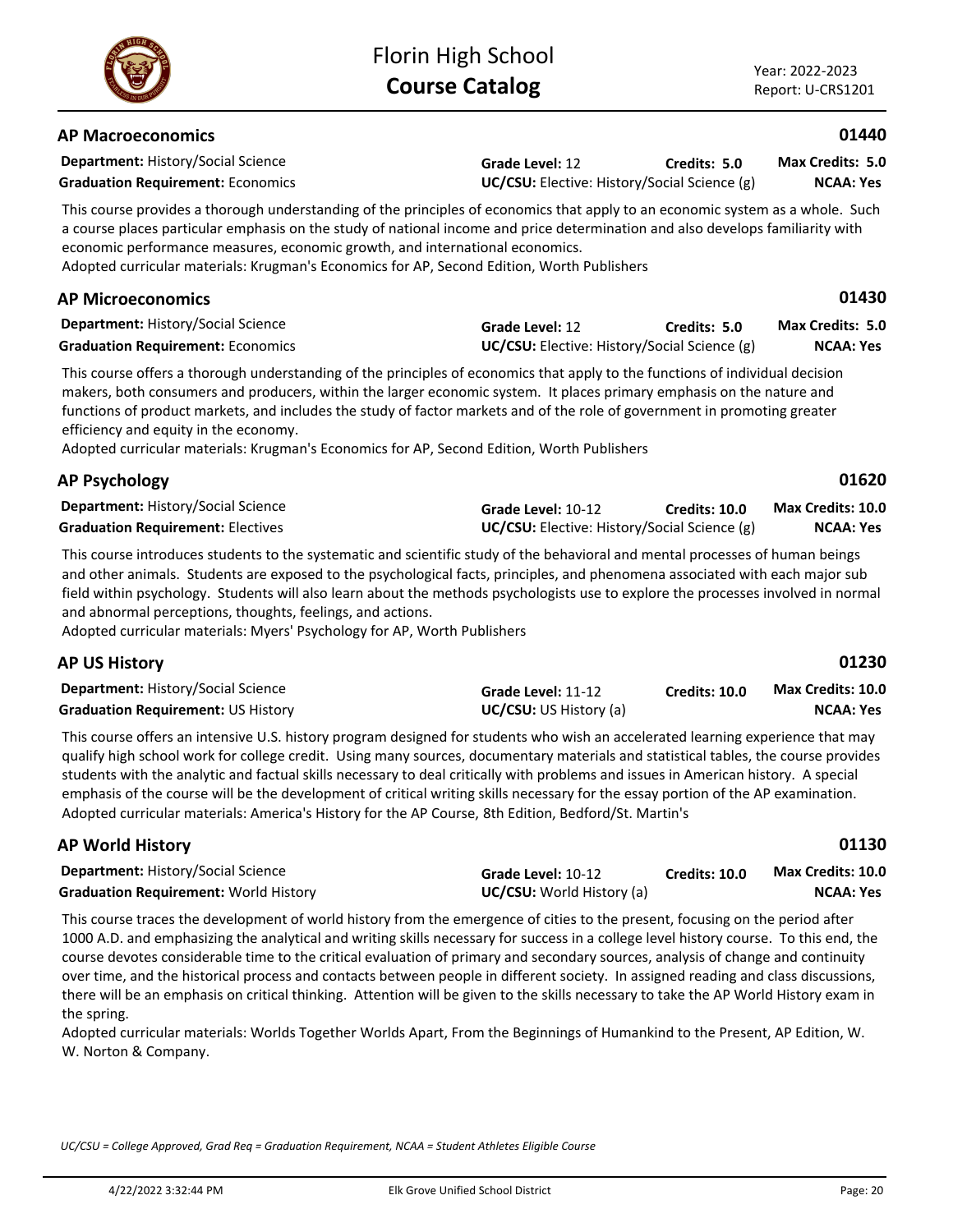## AP Macroeconomics

**01440**

**Department:** History/Social Science
**Graduation Requirement:** Economics
**Grade Level:** 12
**Credits:** 5.0
**Max Credits:** 5.0
**UC/CSU:** Elective: History/Social Science (g)
**NCAA:** Yes

This course provides a thorough understanding of the principles of economics that apply to an economic system as a whole. Such a course places particular emphasis on the study of national income and price determination and also develops familiarity with economic performance measures, economic growth, and international economics.
Adopted curricular materials: Krugman's Economics for AP, Second Edition, Worth Publishers

## AP Microeconomics

**01430**

**Department:** History/Social Science
**Graduation Requirement:** Economics
**Grade Level:** 12
**Credits:** 5.0
**Max Credits:** 5.0
**UC/CSU:** Elective: History/Social Science (g)
**NCAA:** Yes

This course offers a thorough understanding of the principles of economics that apply to the functions of individual decision makers, both consumers and producers, within the larger economic system. It places primary emphasis on the nature and functions of product markets, and includes the study of factor markets and of the role of government in promoting greater efficiency and equity in the economy.
Adopted curricular materials: Krugman's Economics for AP, Second Edition, Worth Publishers

## AP Psychology

**01620**

**Department:** History/Social Science
**Graduation Requirement:** Electives
**Grade Level:** 10-12
**Credits:** 10.0
**Max Credits:** 10.0
**UC/CSU:** Elective: History/Social Science (g)
**NCAA:** Yes

This course introduces students to the systematic and scientific study of the behavioral and mental processes of human beings and other animals. Students are exposed to the psychological facts, principles, and phenomena associated with each major sub field within psychology. Students will also learn about the methods psychologists use to explore the processes involved in normal and abnormal perceptions, thoughts, feelings, and actions.
Adopted curricular materials: Myers' Psychology for AP, Worth Publishers

## AP US History

**01230**

**Department:** History/Social Science
**Graduation Requirement:** US History
**Grade Level:** 11-12
**Credits:** 10.0
**Max Credits:** 10.0
**UC/CSU:** US History (a)
**NCAA:** Yes

This course offers an intensive U.S. history program designed for students who wish an accelerated learning experience that may qualify high school work for college credit. Using many sources, documentary materials and statistical tables, the course provides students with the analytic and factual skills necessary to deal critically with problems and issues in American history. A special emphasis of the course will be the development of critical writing skills necessary for the essay portion of the AP examination.
Adopted curricular materials: America's History for the AP Course, 8th Edition, Bedford/St. Martin's

## AP World History

**01130**

**Department:** History/Social Science
**Graduation Requirement:** World History
**Grade Level:** 10-12
**Credits:** 10.0
**Max Credits:** 10.0
**UC/CSU:** World History (a)
**NCAA:** Yes

This course traces the development of world history from the emergence of cities to the present, focusing on the period after 1000 A.D. and emphasizing the analytical and writing skills necessary for success in a college level history course. To this end, the course devotes considerable time to the critical evaluation of primary and secondary sources, analysis of change and continuity over time, and the historical process and contacts between people in different society. In assigned reading and class discussions, there will be an emphasis on critical thinking. Attention will be given to the skills necessary to take the AP World History exam in the spring.
Adopted curricular materials: Worlds Together Worlds Apart, From the Beginnings of Humankind to the Present, AP Edition, W. W. Norton & Company.

*UC/CSU = College Approved, Grad Req = Graduation Requirement, NCAA = Student Athletes Eligible Course*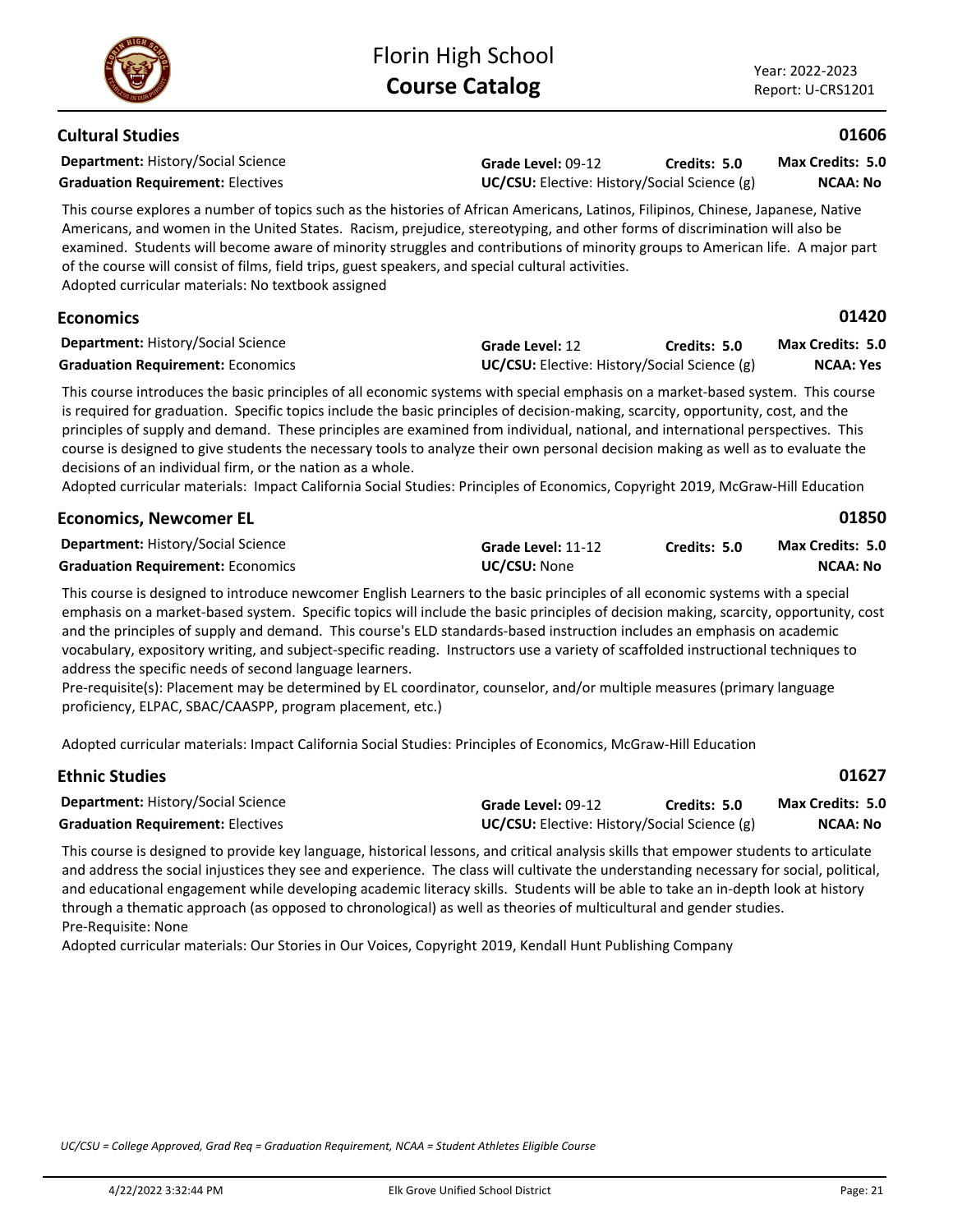## Cultural Studies

**01606**

**Department:** History/Social Science
**Graduation Requirement:** Electives
**Grade Level:** 09-12
**Credits: 5.0**
**Max Credits: 5.0**
**UC/CSU:** Elective: History/Social Science (g)
**NCAA: No**

This course explores a number of topics such as the histories of African Americans, Latinos, Filipinos, Chinese, Japanese, Native Americans, and women in the United States. Racism, prejudice, stereotyping, and other forms of discrimination will also be examined. Students will become aware of minority struggles and contributions of minority groups to American life. A major part of the course will consist of films, field trips, guest speakers, and special cultural activities.
Adopted curricular materials: No textbook assigned

## Economics

**01420**

**Department:** History/Social Science
**Graduation Requirement:** Economics
**Grade Level:** 12
**Credits: 5.0**
**Max Credits: 5.0**
**UC/CSU:** Elective: History/Social Science (g)
**NCAA: Yes**

This course introduces the basic principles of all economic systems with special emphasis on a market-based system. This course is required for graduation. Specific topics include the basic principles of decision-making, scarcity, opportunity, cost, and the principles of supply and demand. These principles are examined from individual, national, and international perspectives. This course is designed to give students the necessary tools to analyze their own personal decision making as well as to evaluate the decisions of an individual firm, or the nation as a whole.
Adopted curricular materials: Impact California Social Studies: Principles of Economics, Copyright 2019, McGraw-Hill Education

## Economics, Newcomer EL

**01850**

**Department:** History/Social Science
**Graduation Requirement:** Economics
**Grade Level:** 11-12
**Credits: 5.0**
**Max Credits: 5.0**
**UC/CSU:** None
**NCAA: No**

This course is designed to introduce newcomer English Learners to the basic principles of all economic systems with a special emphasis on a market-based system. Specific topics will include the basic principles of decision making, scarcity, opportunity, cost and the principles of supply and demand. This course's ELD standards-based instruction includes an emphasis on academic vocabulary, expository writing, and subject-specific reading. Instructors use a variety of scaffolded instructional techniques to address the specific needs of second language learners.
Pre-requisite(s): Placement may be determined by EL coordinator, counselor, and/or multiple measures (primary language proficiency, ELPAC, SBAC/CAASPP, program placement, etc.)

Adopted curricular materials: Impact California Social Studies: Principles of Economics, McGraw-Hill Education

## Ethnic Studies

**01627**

**Department:** History/Social Science
**Graduation Requirement:** Electives
**Grade Level:** 09-12
**Credits: 5.0**
**Max Credits: 5.0**
**UC/CSU:** Elective: History/Social Science (g)
**NCAA: No**

This course is designed to provide key language, historical lessons, and critical analysis skills that empower students to articulate and address the social injustices they see and experience. The class will cultivate the understanding necessary for social, political, and educational engagement while developing academic literacy skills. Students will be able to take an in-depth look at history through a thematic approach (as opposed to chronological) as well as theories of multicultural and gender studies.
Pre-Requisite: None
Adopted curricular materials: Our Stories in Our Voices, Copyright 2019, Kendall Hunt Publishing Company

*UC/CSU = College Approved, Grad Req = Graduation Requirement, NCAA = Student Athletes Eligible Course*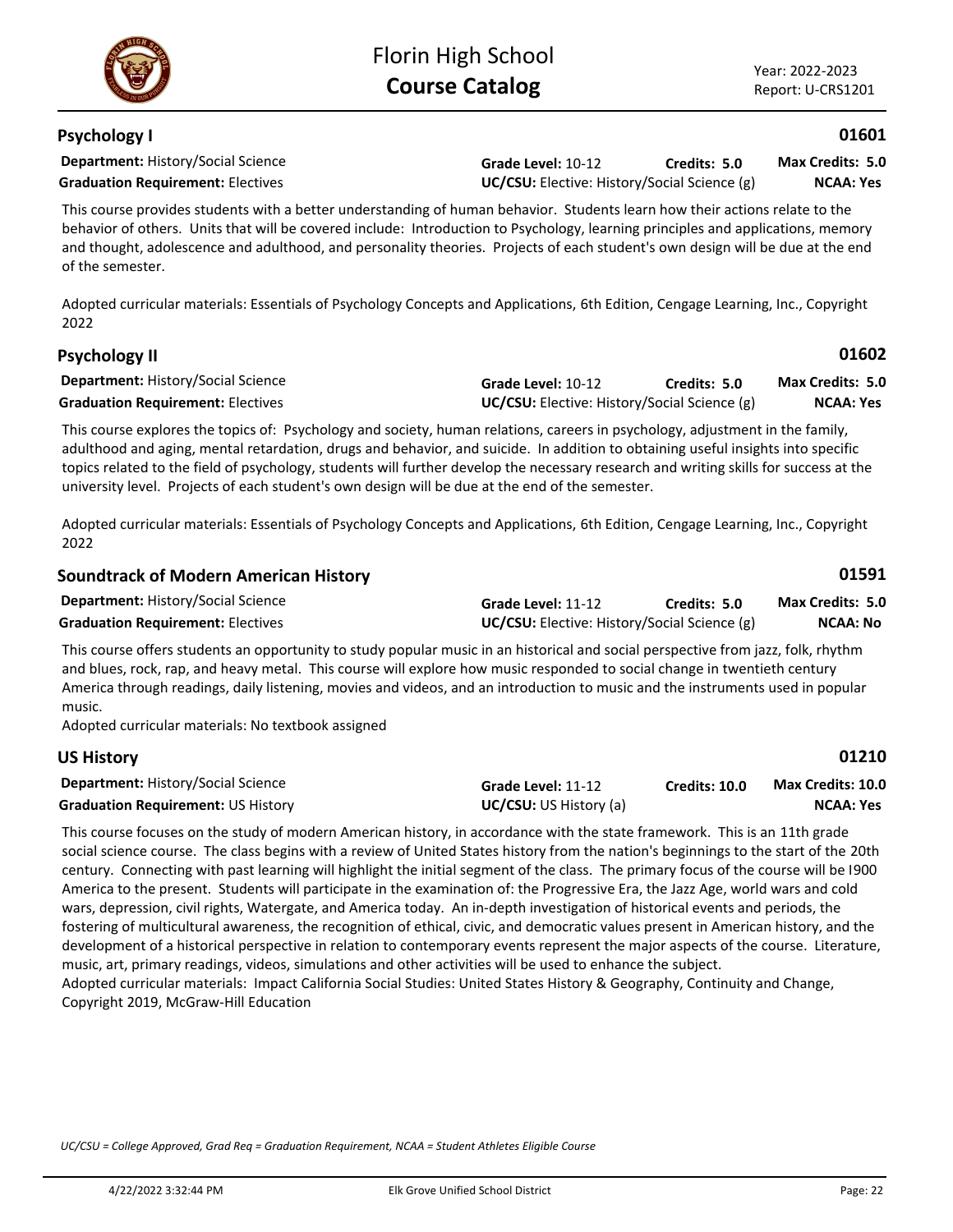## Psychology I

**01601**

**Department:** History/Social Science
**Graduation Requirement:** Electives
**Grade Level:** 10-12 **Credits:** 5.0 **Max Credits:** 5.0
**UC/CSU:** Elective: History/Social Science (g) **NCAA:** Yes

This course provides students with a better understanding of human behavior. Students learn how their actions relate to the behavior of others. Units that will be covered include: Introduction to Psychology, learning principles and applications, memory and thought, adolescence and adulthood, and personality theories. Projects of each student's own design will be due at the end of the semester.

Adopted curricular materials: Essentials of Psychology Concepts and Applications, 6th Edition, Cengage Learning, Inc., Copyright 2022

## Psychology II

**01602**

**Department:** History/Social Science
**Graduation Requirement:** Electives
**Grade Level:** 10-12 **Credits:** 5.0 **Max Credits:** 5.0
**UC/CSU:** Elective: History/Social Science (g) **NCAA:** Yes

This course explores the topics of: Psychology and society, human relations, careers in psychology, adjustment in the family, adulthood and aging, mental retardation, drugs and behavior, and suicide. In addition to obtaining useful insights into specific topics related to the field of psychology, students will further develop the necessary research and writing skills for success at the university level. Projects of each student's own design will be due at the end of the semester.

Adopted curricular materials: Essentials of Psychology Concepts and Applications, 6th Edition, Cengage Learning, Inc., Copyright 2022

## Soundtrack of Modern American History

**01591**

**Department:** History/Social Science
**Graduation Requirement:** Electives
**Grade Level:** 11-12 **Credits:** 5.0 **Max Credits:** 5.0
**UC/CSU:** Elective: History/Social Science (g) **NCAA:** No

This course offers students an opportunity to study popular music in an historical and social perspective from jazz, folk, rhythm and blues, rock, rap, and heavy metal. This course will explore how music responded to social change in twentieth century America through readings, daily listening, movies and videos, and an introduction to music and the instruments used in popular music.
Adopted curricular materials: No textbook assigned

## US History

**01210**

**Department:** History/Social Science
**Graduation Requirement:** US History
**Grade Level:** 11-12 **Credits:** 10.0 **Max Credits:** 10.0
**UC/CSU:** US History (a) **NCAA:** Yes

This course focuses on the study of modern American history, in accordance with the state framework. This is an 11th grade social science course. The class begins with a review of United States history from the nation's beginnings to the start of the 20th century. Connecting with past learning will highlight the initial segment of the class. The primary focus of the course will be I900 America to the present. Students will participate in the examination of: the Progressive Era, the Jazz Age, world wars and cold wars, depression, civil rights, Watergate, and America today. An in-depth investigation of historical events and periods, the fostering of multicultural awareness, the recognition of ethical, civic, and democratic values present in American history, and the development of a historical perspective in relation to contemporary events represent the major aspects of the course. Literature, music, art, primary readings, videos, simulations and other activities will be used to enhance the subject.
Adopted curricular materials: Impact California Social Studies: United States History & Geography, Continuity and Change, Copyright 2019, McGraw-Hill Education

*UC/CSU = College Approved, Grad Req = Graduation Requirement, NCAA = Student Athletes Eligible Course*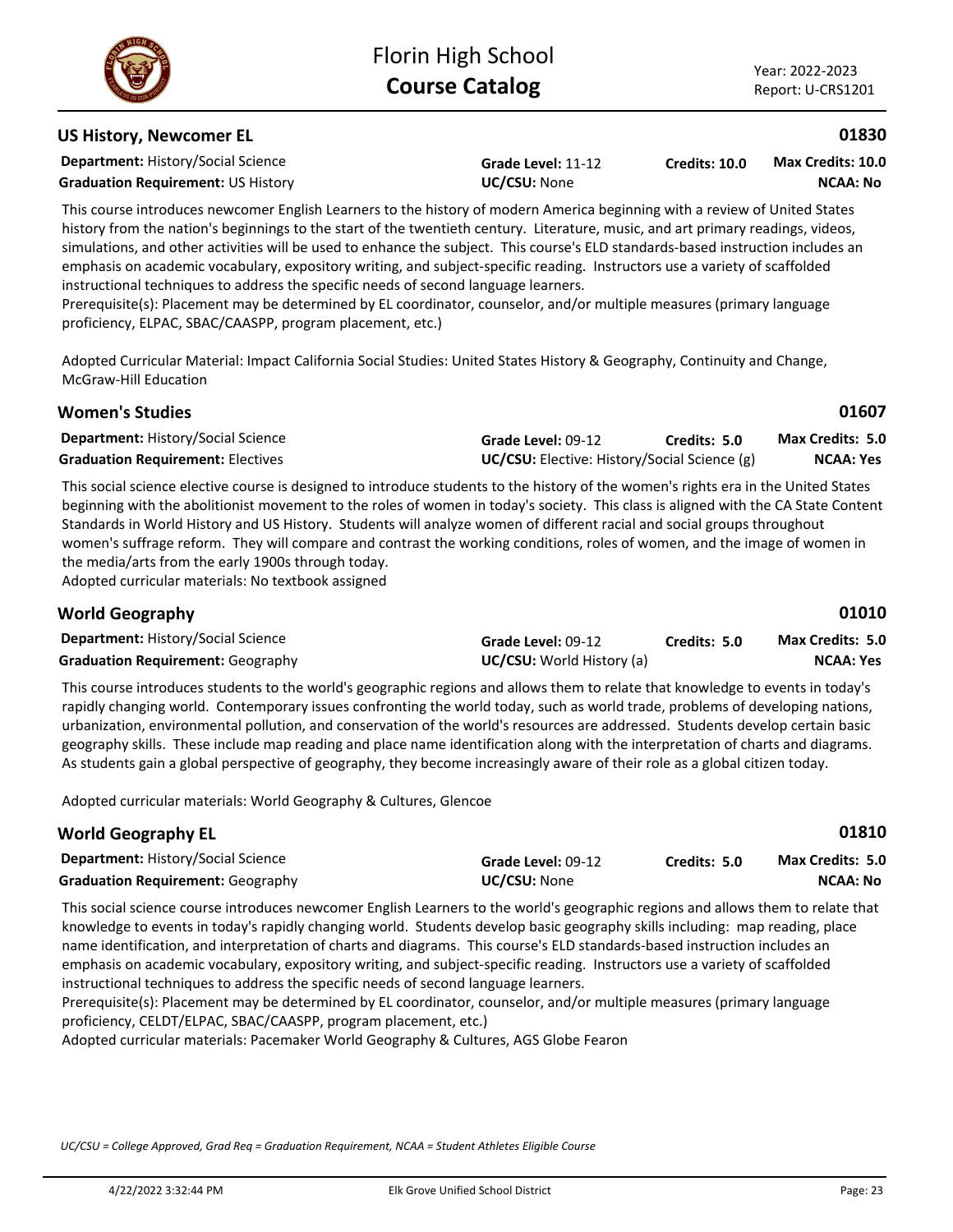## US History, Newcomer EL

**01830**

**Department:** History/Social Science
**Grade Level:** 11-12
**Credits: 10.0**
**Max Credits: 10.0**
**Graduation Requirement:** US History
**UC/CSU:** None
**NCAA: No**

This course introduces newcomer English Learners to the history of modern America beginning with a review of United States history from the nation's beginnings to the start of the twentieth century. Literature, music, and art primary readings, videos, simulations, and other activities will be used to enhance the subject. This course's ELD standards-based instruction includes an emphasis on academic vocabulary, expository writing, and subject-specific reading. Instructors use a variety of scaffolded instructional techniques to address the specific needs of second language learners.
Prerequisite(s): Placement may be determined by EL coordinator, counselor, and/or multiple measures (primary language proficiency, ELPAC, SBAC/CAASPP, program placement, etc.)

Adopted Curricular Material: Impact California Social Studies: United States History & Geography, Continuity and Change, McGraw-Hill Education

## Women's Studies

**01607**

**Department:** History/Social Science
**Grade Level:** 09-12
**Credits: 5.0**
**Max Credits: 5.0**
**Graduation Requirement:** Electives
**UC/CSU:** Elective: History/Social Science (g)
**NCAA: Yes**

This social science elective course is designed to introduce students to the history of the women's rights era in the United States beginning with the abolitionist movement to the roles of women in today's society. This class is aligned with the CA State Content Standards in World History and US History. Students will analyze women of different racial and social groups throughout women's suffrage reform. They will compare and contrast the working conditions, roles of women, and the image of women in the media/arts from the early 1900s through today.
Adopted curricular materials: No textbook assigned

## World Geography

**01010**

**Department:** History/Social Science
**Grade Level:** 09-12
**Credits: 5.0**
**Max Credits: 5.0**
**Graduation Requirement:** Geography
**UC/CSU:** World History (a)
**NCAA: Yes**

This course introduces students to the world's geographic regions and allows them to relate that knowledge to events in today's rapidly changing world. Contemporary issues confronting the world today, such as world trade, problems of developing nations, urbanization, environmental pollution, and conservation of the world's resources are addressed. Students develop certain basic geography skills. These include map reading and place name identification along with the interpretation of charts and diagrams. As students gain a global perspective of geography, they become increasingly aware of their role as a global citizen today.

Adopted curricular materials: World Geography & Cultures, Glencoe

## World Geography EL

**01810**

**Department:** History/Social Science
**Grade Level:** 09-12
**Credits: 5.0**
**Max Credits: 5.0**
**Graduation Requirement:** Geography
**UC/CSU:** None
**NCAA: No**

This social science course introduces newcomer English Learners to the world's geographic regions and allows them to relate that knowledge to events in today's rapidly changing world. Students develop basic geography skills including: map reading, place name identification, and interpretation of charts and diagrams. This course's ELD standards-based instruction includes an emphasis on academic vocabulary, expository writing, and subject-specific reading. Instructors use a variety of scaffolded instructional techniques to address the specific needs of second language learners.
Prerequisite(s): Placement may be determined by EL coordinator, counselor, and/or multiple measures (primary language proficiency, CELDT/ELPAC, SBAC/CAASPP, program placement, etc.)
Adopted curricular materials: Pacemaker World Geography & Cultures, AGS Globe Fearon

*UC/CSU = College Approved, Grad Req = Graduation Requirement, NCAA = Student Athletes Eligible Course*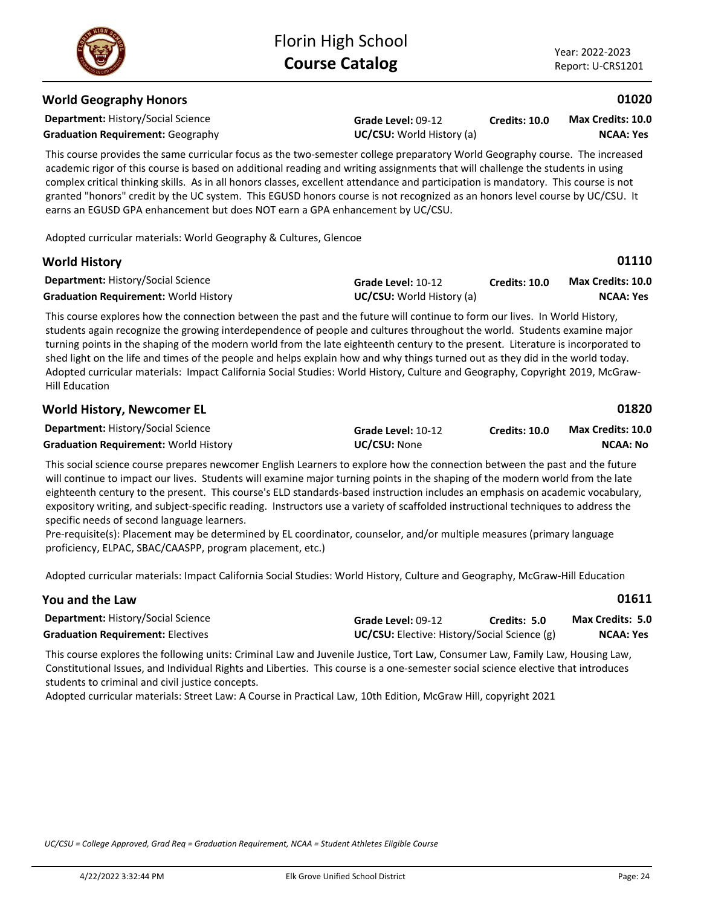## World Geography Honors

**01020**

**Department:** History/Social Science
**Graduation Requirement:** Geography
**Grade Level:** 09-12
**UC/CSU:** World History (a)
**Credits: 10.0**
**Max Credits: 10.0**
**NCAA: Yes**

This course provides the same curricular focus as the two-semester college preparatory World Geography course. The increased academic rigor of this course is based on additional reading and writing assignments that will challenge the students in using complex critical thinking skills. As in all honors classes, excellent attendance and participation is mandatory. This course is not granted "honors" credit by the UC system. This EGUSD honors course is not recognized as an honors level course by UC/CSU. It earns an EGUSD GPA enhancement but does NOT earn a GPA enhancement by UC/CSU.

Adopted curricular materials: World Geography & Cultures, Glencoe

## World History

**01110**

**Department:** History/Social Science
**Graduation Requirement:** World History
**Grade Level:** 10-12
**UC/CSU:** World History (a)
**Credits: 10.0**
**Max Credits: 10.0**
**NCAA: Yes**

This course explores how the connection between the past and the future will continue to form our lives. In World History, students again recognize the growing interdependence of people and cultures throughout the world. Students examine major turning points in the shaping of the modern world from the late eighteenth century to the present. Literature is incorporated to shed light on the life and times of the people and helps explain how and why things turned out as they did in the world today.
Adopted curricular materials: Impact California Social Studies: World History, Culture and Geography, Copyright 2019, McGraw-Hill Education

## World History, Newcomer EL

**01820**

**Department:** History/Social Science
**Graduation Requirement:** World History
**Grade Level:** 10-12
**UC/CSU:** None
**Credits: 10.0**
**Max Credits: 10.0**
**NCAA: No**

This social science course prepares newcomer English Learners to explore how the connection between the past and the future will continue to impact our lives. Students will examine major turning points in the shaping of the modern world from the late eighteenth century to the present. This course's ELD standards-based instruction includes an emphasis on academic vocabulary, expository writing, and subject-specific reading. Instructors use a variety of scaffolded instructional techniques to address the specific needs of second language learners.
Pre-requisite(s): Placement may be determined by EL coordinator, counselor, and/or multiple measures (primary language proficiency, ELPAC, SBAC/CAASPP, program placement, etc.)

Adopted curricular materials: Impact California Social Studies: World History, Culture and Geography, McGraw-Hill Education

## You and the Law

**01611**

**Department:** History/Social Science
**Graduation Requirement:** Electives
**Grade Level:** 09-12
**UC/CSU:** Elective: History/Social Science (g)
**Credits: 5.0**
**Max Credits: 5.0**
**NCAA: Yes**

This course explores the following units: Criminal Law and Juvenile Justice, Tort Law, Consumer Law, Family Law, Housing Law, Constitutional Issues, and Individual Rights and Liberties. This course is a one-semester social science elective that introduces students to criminal and civil justice concepts.
Adopted curricular materials: Street Law: A Course in Practical Law, 10th Edition, McGraw Hill, copyright 2021

*UC/CSU = College Approved, Grad Req = Graduation Requirement, NCAA = Student Athletes Eligible Course*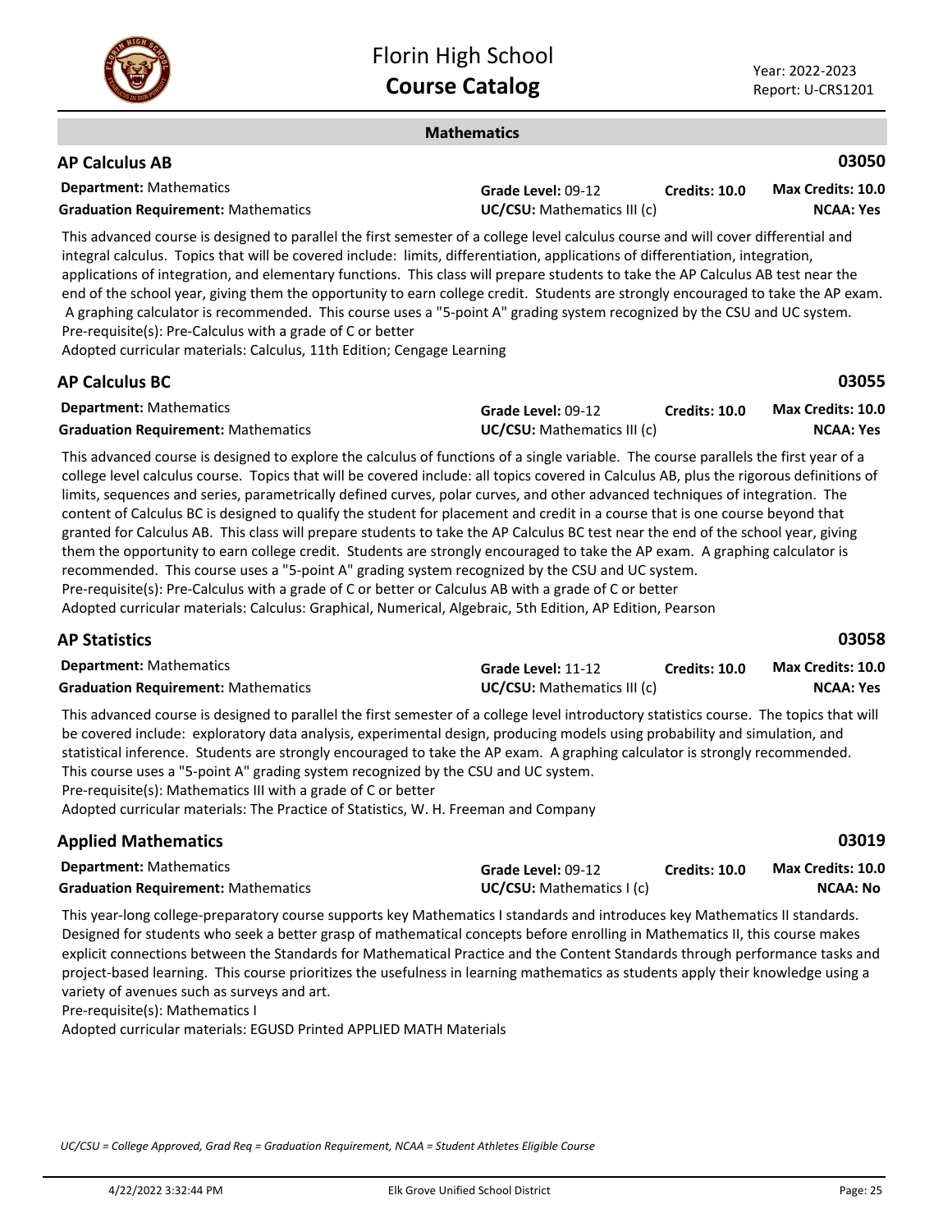## Mathematics

### AP Calculus AB — 03050

**Department:** Mathematics
**Graduation Requirement:** Mathematics
**Grade Level:** 09-12
**UC/CSU:** Mathematics III (c)
**Credits:** 10.0
**Max Credits:** 10.0
**NCAA:** Yes

This advanced course is designed to parallel the first semester of a college level calculus course and will cover differential and integral calculus. Topics that will be covered include: limits, differentiation, applications of differentiation, integration, applications of integration, and elementary functions. This class will prepare students to take the AP Calculus AB test near the end of the school year, giving them the opportunity to earn college credit. Students are strongly encouraged to take the AP exam. A graphing calculator is recommended. This course uses a "5-point A" grading system recognized by the CSU and UC system.
Pre-requisite(s): Pre-Calculus with a grade of C or better
Adopted curricular materials: Calculus, 11th Edition; Cengage Learning

### AP Calculus BC — 03055

**Department:** Mathematics
**Graduation Requirement:** Mathematics
**Grade Level:** 09-12
**UC/CSU:** Mathematics III (c)
**Credits:** 10.0
**Max Credits:** 10.0
**NCAA:** Yes

This advanced course is designed to explore the calculus of functions of a single variable. The course parallels the first year of a college level calculus course. Topics that will be covered include: all topics covered in Calculus AB, plus the rigorous definitions of limits, sequences and series, parametrically defined curves, polar curves, and other advanced techniques of integration. The content of Calculus BC is designed to qualify the student for placement and credit in a course that is one course beyond that granted for Calculus AB. This class will prepare students to take the AP Calculus BC test near the end of the school year, giving them the opportunity to earn college credit. Students are strongly encouraged to take the AP exam. A graphing calculator is recommended. This course uses a "5-point A" grading system recognized by the CSU and UC system.
Pre-requisite(s): Pre-Calculus with a grade of C or better or Calculus AB with a grade of C or better
Adopted curricular materials: Calculus: Graphical, Numerical, Algebraic, 5th Edition, AP Edition, Pearson

### AP Statistics — 03058

**Department:** Mathematics
**Graduation Requirement:** Mathematics
**Grade Level:** 11-12
**UC/CSU:** Mathematics III (c)
**Credits:** 10.0
**Max Credits:** 10.0
**NCAA:** Yes

This advanced course is designed to parallel the first semester of a college level introductory statistics course. The topics that will be covered include: exploratory data analysis, experimental design, producing models using probability and simulation, and statistical inference. Students are strongly encouraged to take the AP exam. A graphing calculator is strongly recommended. This course uses a "5-point A" grading system recognized by the CSU and UC system.
Pre-requisite(s): Mathematics III with a grade of C or better
Adopted curricular materials: The Practice of Statistics, W. H. Freeman and Company

### Applied Mathematics — 03019

**Department:** Mathematics
**Graduation Requirement:** Mathematics
**Grade Level:** 09-12
**UC/CSU:** Mathematics I (c)
**Credits:** 10.0
**Max Credits:** 10.0
**NCAA:** No

This year-long college-preparatory course supports key Mathematics I standards and introduces key Mathematics II standards. Designed for students who seek a better grasp of mathematical concepts before enrolling in Mathematics II, this course makes explicit connections between the Standards for Mathematical Practice and the Content Standards through performance tasks and project-based learning. This course prioritizes the usefulness in learning mathematics as students apply their knowledge using a variety of avenues such as surveys and art.
Pre-requisite(s): Mathematics I
Adopted curricular materials: EGUSD Printed APPLIED MATH Materials

*UC/CSU = College Approved, Grad Req = Graduation Requirement, NCAA = Student Athletes Eligible Course*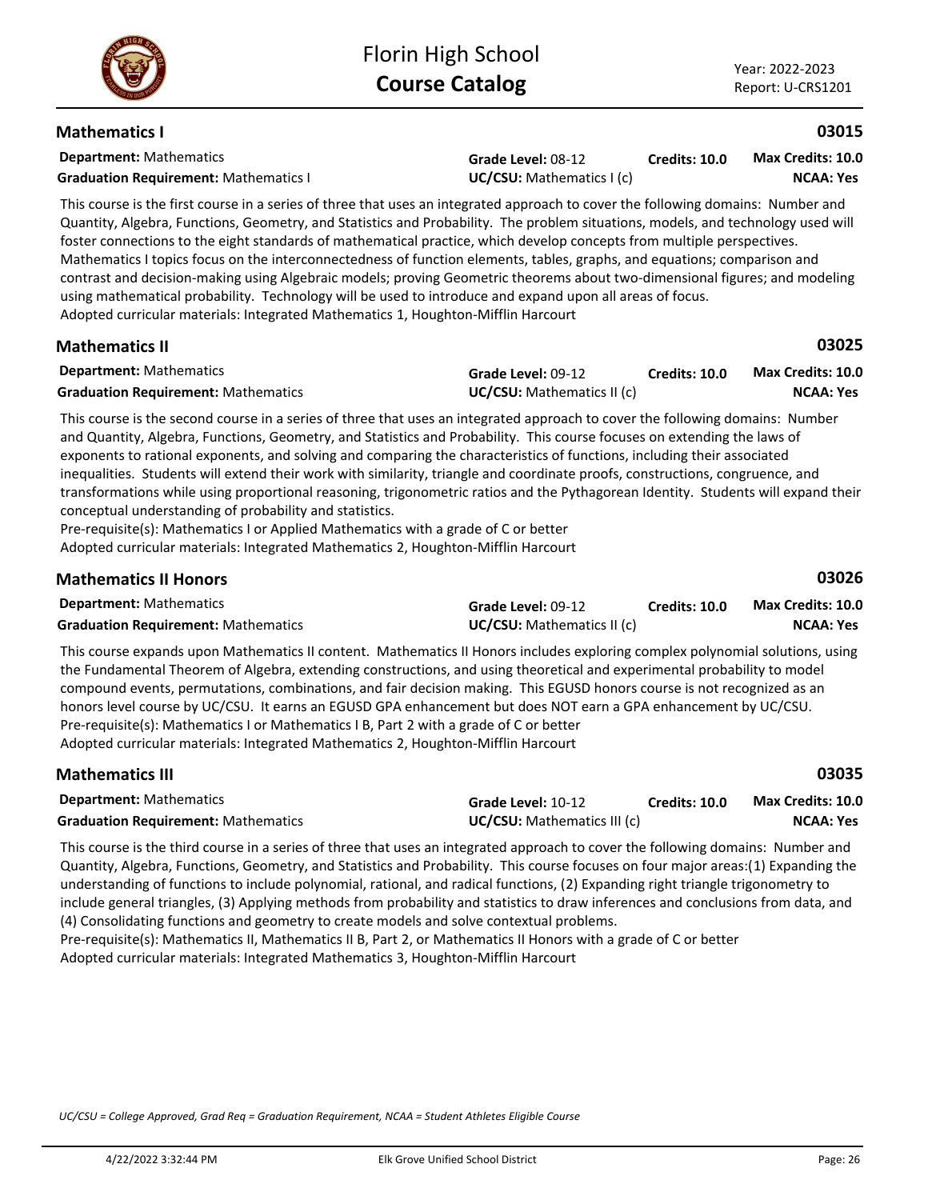## Mathematics I — 03015

**Department:** Mathematics | **Grade Level:** 08-12 | **Credits: 10.0** | **Max Credits: 10.0**

**Graduation Requirement:** Mathematics I | **UC/CSU:** Mathematics I (c) | **NCAA: Yes**

This course is the first course in a series of three that uses an integrated approach to cover the following domains: Number and Quantity, Algebra, Functions, Geometry, and Statistics and Probability. The problem situations, models, and technology used will foster connections to the eight standards of mathematical practice, which develop concepts from multiple perspectives. Mathematics I topics focus on the interconnectedness of function elements, tables, graphs, and equations; comparison and contrast and decision-making using Algebraic models; proving Geometric theorems about two-dimensional figures; and modeling using mathematical probability. Technology will be used to introduce and expand upon all areas of focus.
Adopted curricular materials: Integrated Mathematics 1, Houghton-Mifflin Harcourt

## Mathematics II — 03025

**Department:** Mathematics | **Grade Level:** 09-12 | **Credits: 10.0** | **Max Credits: 10.0**

**Graduation Requirement:** Mathematics | **UC/CSU:** Mathematics II (c) | **NCAA: Yes**

This course is the second course in a series of three that uses an integrated approach to cover the following domains: Number and Quantity, Algebra, Functions, Geometry, and Statistics and Probability. This course focuses on extending the laws of exponents to rational exponents, and solving and comparing the characteristics of functions, including their associated inequalities. Students will extend their work with similarity, triangle and coordinate proofs, constructions, congruence, and transformations while using proportional reasoning, trigonometric ratios and the Pythagorean Identity. Students will expand their conceptual understanding of probability and statistics.
Pre-requisite(s): Mathematics I or Applied Mathematics with a grade of C or better
Adopted curricular materials: Integrated Mathematics 2, Houghton-Mifflin Harcourt

## Mathematics II Honors — 03026

**Department:** Mathematics | **Grade Level:** 09-12 | **Credits: 10.0** | **Max Credits: 10.0**

**Graduation Requirement:** Mathematics | **UC/CSU:** Mathematics II (c) | **NCAA: Yes**

This course expands upon Mathematics II content. Mathematics II Honors includes exploring complex polynomial solutions, using the Fundamental Theorem of Algebra, extending constructions, and using theoretical and experimental probability to model compound events, permutations, combinations, and fair decision making. This EGUSD honors course is not recognized as an honors level course by UC/CSU. It earns an EGUSD GPA enhancement but does NOT earn a GPA enhancement by UC/CSU.
Pre-requisite(s): Mathematics I or Mathematics I B, Part 2 with a grade of C or better
Adopted curricular materials: Integrated Mathematics 2, Houghton-Mifflin Harcourt

## Mathematics III — 03035

**Department:** Mathematics | **Grade Level:** 10-12 | **Credits: 10.0** | **Max Credits: 10.0**

**Graduation Requirement:** Mathematics | **UC/CSU:** Mathematics III (c) | **NCAA: Yes**

This course is the third course in a series of three that uses an integrated approach to cover the following domains: Number and Quantity, Algebra, Functions, Geometry, and Statistics and Probability. This course focuses on four major areas:(1) Expanding the understanding of functions to include polynomial, rational, and radical functions, (2) Expanding right triangle trigonometry to include general triangles, (3) Applying methods from probability and statistics to draw inferences and conclusions from data, and (4) Consolidating functions and geometry to create models and solve contextual problems.
Pre-requisite(s): Mathematics II, Mathematics II B, Part 2, or Mathematics II Honors with a grade of C or better
Adopted curricular materials: Integrated Mathematics 3, Houghton-Mifflin Harcourt

*UC/CSU = College Approved, Grad Req = Graduation Requirement, NCAA = Student Athletes Eligible Course*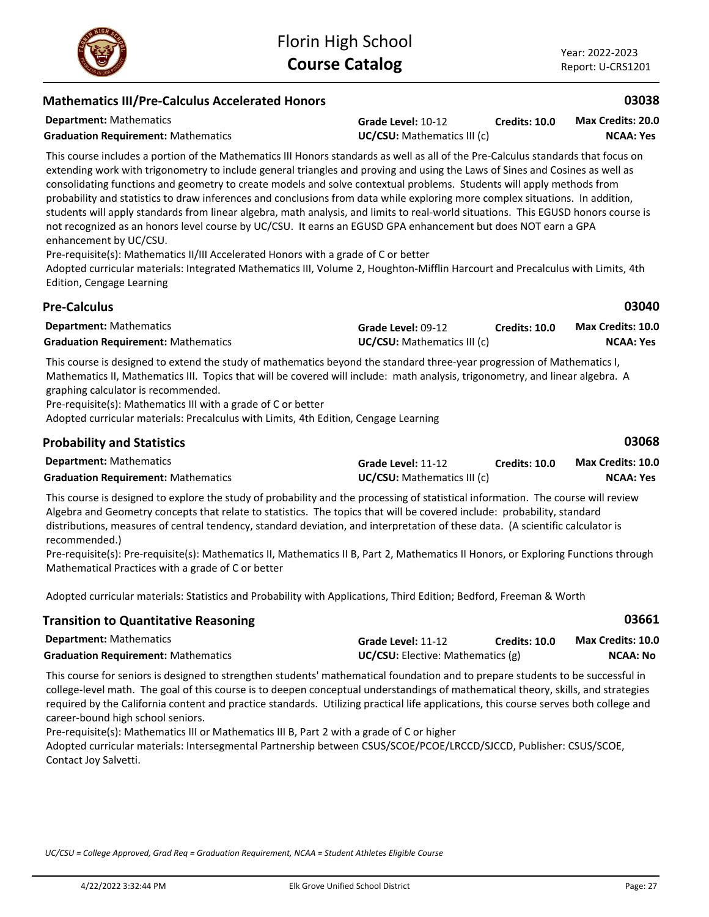## Mathematics III/Pre-Calculus Accelerated Honors

**03038**

**Department:** Mathematics | **Grade Level:** 10-12 | **Credits:** 10.0 | **Max Credits:** 20.0

**Graduation Requirement:** Mathematics | **UC/CSU:** Mathematics III (c) | **NCAA:** Yes

This course includes a portion of the Mathematics III Honors standards as well as all of the Pre-Calculus standards that focus on extending work with trigonometry to include general triangles and proving and using the Laws of Sines and Cosines as well as consolidating functions and geometry to create models and solve contextual problems. Students will apply methods from probability and statistics to draw inferences and conclusions from data while exploring more complex situations. In addition, students will apply standards from linear algebra, math analysis, and limits to real-world situations. This EGUSD honors course is not recognized as an honors level course by UC/CSU. It earns an EGUSD GPA enhancement but does NOT earn a GPA enhancement by UC/CSU.

Pre-requisite(s): Mathematics II/III Accelerated Honors with a grade of C or better

Adopted curricular materials: Integrated Mathematics III, Volume 2, Houghton-Mifflin Harcourt and Precalculus with Limits, 4th Edition, Cengage Learning

## Pre-Calculus

**03040**

**Department:** Mathematics | **Grade Level:** 09-12 | **Credits:** 10.0 | **Max Credits:** 10.0

**Graduation Requirement:** Mathematics | **UC/CSU:** Mathematics III (c) | **NCAA:** Yes

This course is designed to extend the study of mathematics beyond the standard three-year progression of Mathematics I, Mathematics II, Mathematics III. Topics that will be covered will include: math analysis, trigonometry, and linear algebra. A graphing calculator is recommended.

Pre-requisite(s): Mathematics III with a grade of C or better

Adopted curricular materials: Precalculus with Limits, 4th Edition, Cengage Learning

## Probability and Statistics

**03068**

**Department:** Mathematics | **Grade Level:** 11-12 | **Credits:** 10.0 | **Max Credits:** 10.0

**Graduation Requirement:** Mathematics | **UC/CSU:** Mathematics III (c) | **NCAA:** Yes

This course is designed to explore the study of probability and the processing of statistical information. The course will review Algebra and Geometry concepts that relate to statistics. The topics that will be covered include: probability, standard distributions, measures of central tendency, standard deviation, and interpretation of these data. (A scientific calculator is recommended.)

Pre-requisite(s): Pre-requisite(s): Mathematics II, Mathematics II B, Part 2, Mathematics II Honors, or Exploring Functions through Mathematical Practices with a grade of C or better

Adopted curricular materials: Statistics and Probability with Applications, Third Edition; Bedford, Freeman & Worth

## Transition to Quantitative Reasoning

**03661**

**Department:** Mathematics | **Grade Level:** 11-12 | **Credits:** 10.0 | **Max Credits:** 10.0

**Graduation Requirement:** Mathematics | **UC/CSU:** Elective: Mathematics (g) | **NCAA:** No

This course for seniors is designed to strengthen students' mathematical foundation and to prepare students to be successful in college-level math. The goal of this course is to deepen conceptual understandings of mathematical theory, skills, and strategies required by the California content and practice standards. Utilizing practical life applications, this course serves both college and career-bound high school seniors.

Pre-requisite(s): Mathematics III or Mathematics III B, Part 2 with a grade of C or higher

Adopted curricular materials: Intersegmental Partnership between CSUS/SCOE/PCOE/LRCCD/SJCCD, Publisher: CSUS/SCOE, Contact Joy Salvetti.

*UC/CSU = College Approved, Grad Req = Graduation Requirement, NCAA = Student Athletes Eligible Course*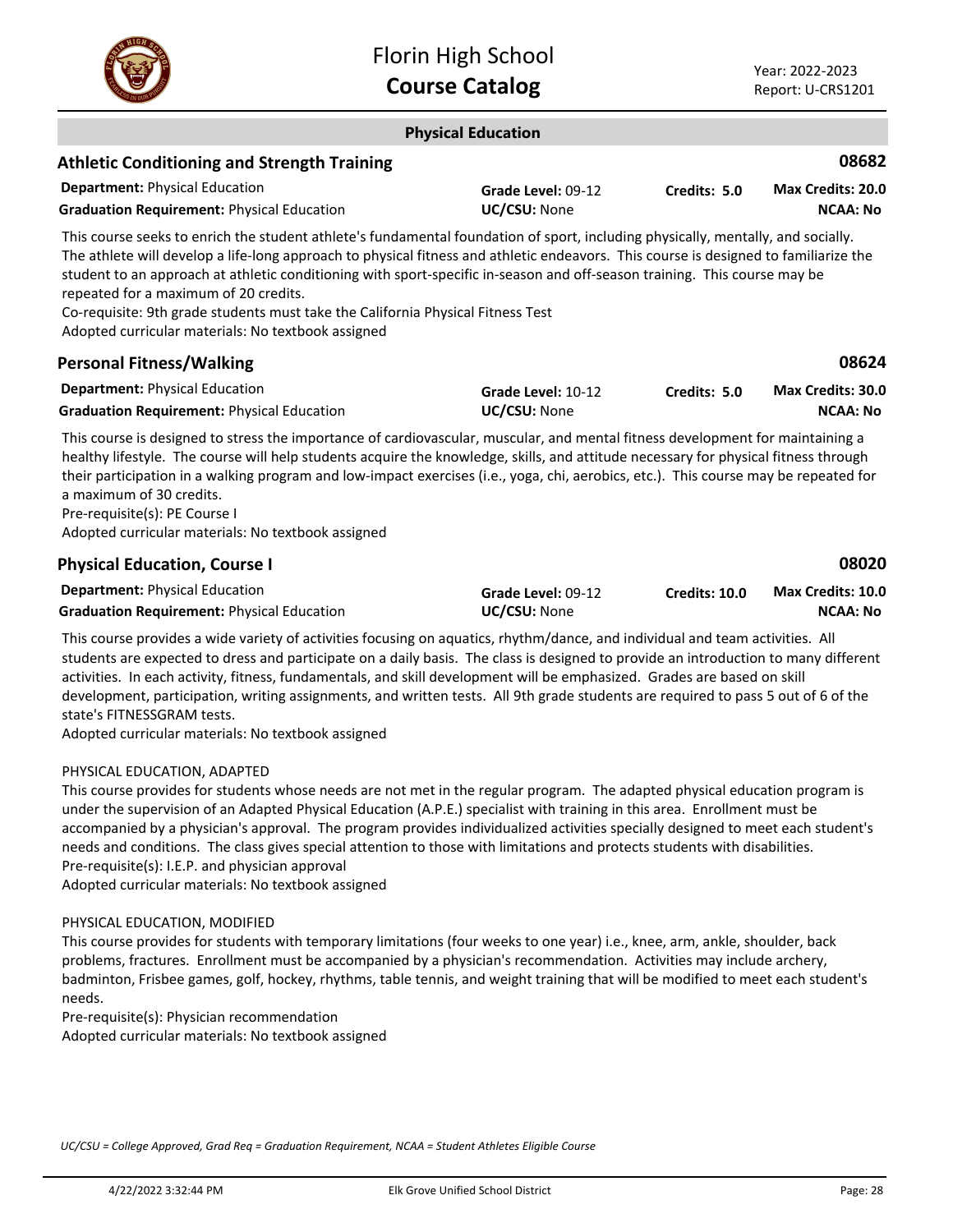## Physical Education

### Athletic Conditioning and Strength Training — 08682

**Department:** Physical Education | **Grade Level:** 09-12 | **Credits:** 5.0 | **Max Credits:** 20.0
**Graduation Requirement:** Physical Education | **UC/CSU:** None | **NCAA:** No

This course seeks to enrich the student athlete's fundamental foundation of sport, including physically, mentally, and socially. The athlete will develop a life-long approach to physical fitness and athletic endeavors. This course is designed to familiarize the student to an approach at athletic conditioning with sport-specific in-season and off-season training. This course may be repeated for a maximum of 20 credits.
Co-requisite: 9th grade students must take the California Physical Fitness Test
Adopted curricular materials: No textbook assigned

### Personal Fitness/Walking — 08624

**Department:** Physical Education | **Grade Level:** 10-12 | **Credits:** 5.0 | **Max Credits:** 30.0
**Graduation Requirement:** Physical Education | **UC/CSU:** None | **NCAA:** No

This course is designed to stress the importance of cardiovascular, muscular, and mental fitness development for maintaining a healthy lifestyle. The course will help students acquire the knowledge, skills, and attitude necessary for physical fitness through their participation in a walking program and low-impact exercises (i.e., yoga, chi, aerobics, etc.). This course may be repeated for a maximum of 30 credits.
Pre-requisite(s): PE Course I
Adopted curricular materials: No textbook assigned

### Physical Education, Course I — 08020

**Department:** Physical Education | **Grade Level:** 09-12 | **Credits:** 10.0 | **Max Credits:** 10.0
**Graduation Requirement:** Physical Education | **UC/CSU:** None | **NCAA:** No

This course provides a wide variety of activities focusing on aquatics, rhythm/dance, and individual and team activities. All students are expected to dress and participate on a daily basis. The class is designed to provide an introduction to many different activities. In each activity, fitness, fundamentals, and skill development will be emphasized. Grades are based on skill development, participation, writing assignments, and written tests. All 9th grade students are required to pass 5 out of 6 of the state's FITNESSGRAM tests.
Adopted curricular materials: No textbook assigned

PHYSICAL EDUCATION, ADAPTED
This course provides for students whose needs are not met in the regular program. The adapted physical education program is under the supervision of an Adapted Physical Education (A.P.E.) specialist with training in this area. Enrollment must be accompanied by a physician's approval. The program provides individualized activities specially designed to meet each student's needs and conditions. The class gives special attention to those with limitations and protects students with disabilities.
Pre-requisite(s): I.E.P. and physician approval
Adopted curricular materials: No textbook assigned

PHYSICAL EDUCATION, MODIFIED
This course provides for students with temporary limitations (four weeks to one year) i.e., knee, arm, ankle, shoulder, back problems, fractures. Enrollment must be accompanied by a physician's recommendation. Activities may include archery, badminton, Frisbee games, golf, hockey, rhythms, table tennis, and weight training that will be modified to meet each student's needs.
Pre-requisite(s): Physician recommendation
Adopted curricular materials: No textbook assigned

*UC/CSU = College Approved, Grad Req = Graduation Requirement, NCAA = Student Athletes Eligible Course*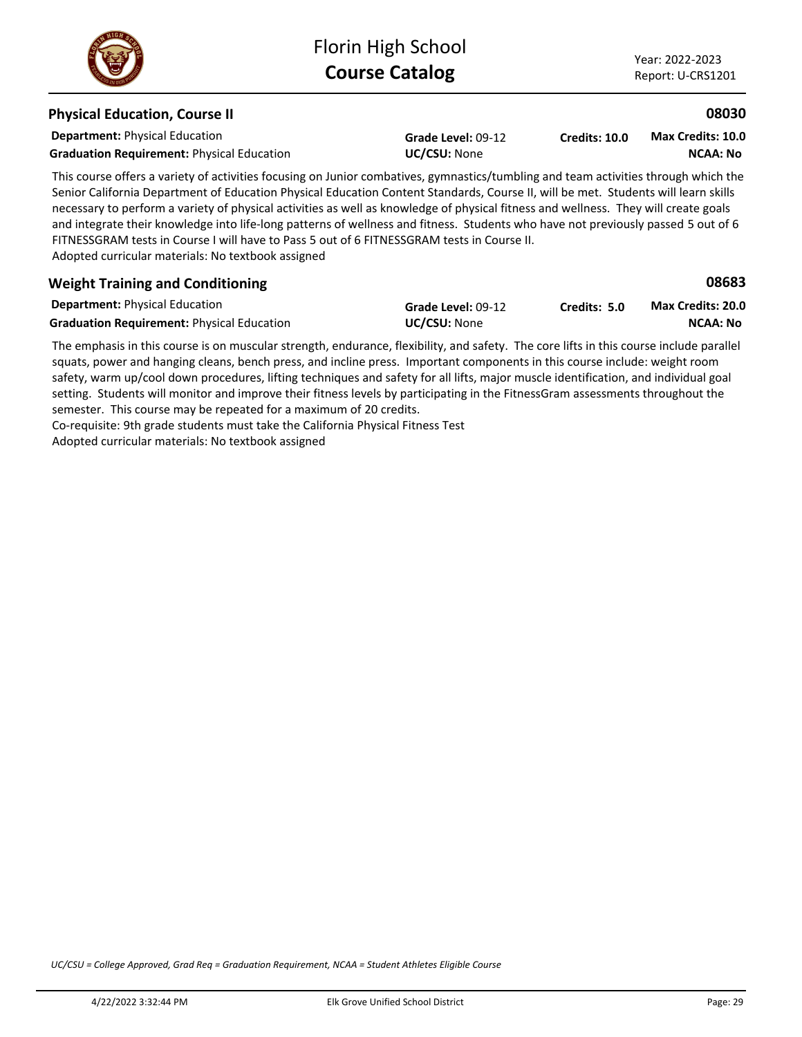## Physical Education, Course II

**08030**

**Department:** Physical Education
**Graduation Requirement:** Physical Education
**Grade Level:** 09-12
**UC/CSU:** None
**Credits: 10.0**
**Max Credits: 10.0**
**NCAA: No**

This course offers a variety of activities focusing on Junior combatives, gymnastics/tumbling and team activities through which the Senior California Department of Education Physical Education Content Standards, Course II, will be met. Students will learn skills necessary to perform a variety of physical activities as well as knowledge of physical fitness and wellness. They will create goals and integrate their knowledge into life-long patterns of wellness and fitness. Students who have not previously passed 5 out of 6 FITNESSGRAM tests in Course I will have to Pass 5 out of 6 FITNESSGRAM tests in Course II.
Adopted curricular materials: No textbook assigned

## Weight Training and Conditioning

**08683**

**Department:** Physical Education
**Graduation Requirement:** Physical Education
**Grade Level:** 09-12
**UC/CSU:** None
**Credits: 5.0**
**Max Credits: 20.0**
**NCAA: No**

The emphasis in this course is on muscular strength, endurance, flexibility, and safety. The core lifts in this course include parallel squats, power and hanging cleans, bench press, and incline press. Important components in this course include: weight room safety, warm up/cool down procedures, lifting techniques and safety for all lifts, major muscle identification, and individual goal setting. Students will monitor and improve their fitness levels by participating in the FitnessGram assessments throughout the semester. This course may be repeated for a maximum of 20 credits.
Co-requisite: 9th grade students must take the California Physical Fitness Test
Adopted curricular materials: No textbook assigned

*UC/CSU = College Approved, Grad Req = Graduation Requirement, NCAA = Student Athletes Eligible Course*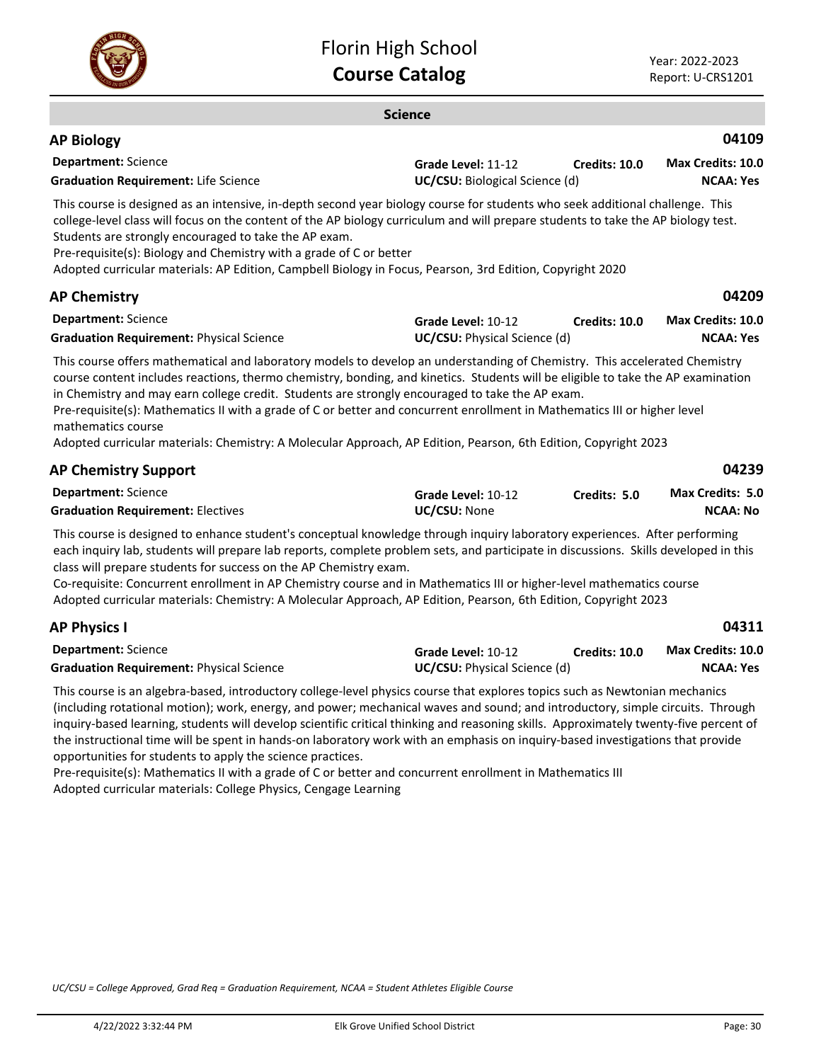## Science

### AP Biology — 04109

**Department:** Science
**Graduation Requirement:** Life Science
**Grade Level:** 11-12
**UC/CSU:** Biological Science (d)
**Credits:** 10.0
**Max Credits:** 10.0
**NCAA:** Yes

This course is designed as an intensive, in-depth second year biology course for students who seek additional challenge. This college-level class will focus on the content of the AP biology curriculum and will prepare students to take the AP biology test. Students are strongly encouraged to take the AP exam.
Pre-requisite(s): Biology and Chemistry with a grade of C or better
Adopted curricular materials: AP Edition, Campbell Biology in Focus, Pearson, 3rd Edition, Copyright 2020

### AP Chemistry — 04209

**Department:** Science
**Graduation Requirement:** Physical Science
**Grade Level:** 10-12
**UC/CSU:** Physical Science (d)
**Credits:** 10.0
**Max Credits:** 10.0
**NCAA:** Yes

This course offers mathematical and laboratory models to develop an understanding of Chemistry. This accelerated Chemistry course content includes reactions, thermo chemistry, bonding, and kinetics. Students will be eligible to take the AP examination in Chemistry and may earn college credit. Students are strongly encouraged to take the AP exam.
Pre-requisite(s): Mathematics II with a grade of C or better and concurrent enrollment in Mathematics III or higher level mathematics course
Adopted curricular materials: Chemistry: A Molecular Approach, AP Edition, Pearson, 6th Edition, Copyright 2023

### AP Chemistry Support — 04239

**Department:** Science
**Graduation Requirement:** Electives
**Grade Level:** 10-12
**UC/CSU:** None
**Credits:** 5.0
**Max Credits:** 5.0
**NCAA:** No

This course is designed to enhance student's conceptual knowledge through inquiry laboratory experiences. After performing each inquiry lab, students will prepare lab reports, complete problem sets, and participate in discussions. Skills developed in this class will prepare students for success on the AP Chemistry exam.
Co-requisite: Concurrent enrollment in AP Chemistry course and in Mathematics III or higher-level mathematics course
Adopted curricular materials: Chemistry: A Molecular Approach, AP Edition, Pearson, 6th Edition, Copyright 2023

### AP Physics I — 04311

**Department:** Science
**Graduation Requirement:** Physical Science
**Grade Level:** 10-12
**UC/CSU:** Physical Science (d)
**Credits:** 10.0
**Max Credits:** 10.0
**NCAA:** Yes

This course is an algebra-based, introductory college-level physics course that explores topics such as Newtonian mechanics (including rotational motion); work, energy, and power; mechanical waves and sound; and introductory, simple circuits. Through inquiry-based learning, students will develop scientific critical thinking and reasoning skills. Approximately twenty-five percent of the instructional time will be spent in hands-on laboratory work with an emphasis on inquiry-based investigations that provide opportunities for students to apply the science practices.
Pre-requisite(s): Mathematics II with a grade of C or better and concurrent enrollment in Mathematics III
Adopted curricular materials: College Physics, Cengage Learning

*UC/CSU = College Approved, Grad Req = Graduation Requirement, NCAA = Student Athletes Eligible Course*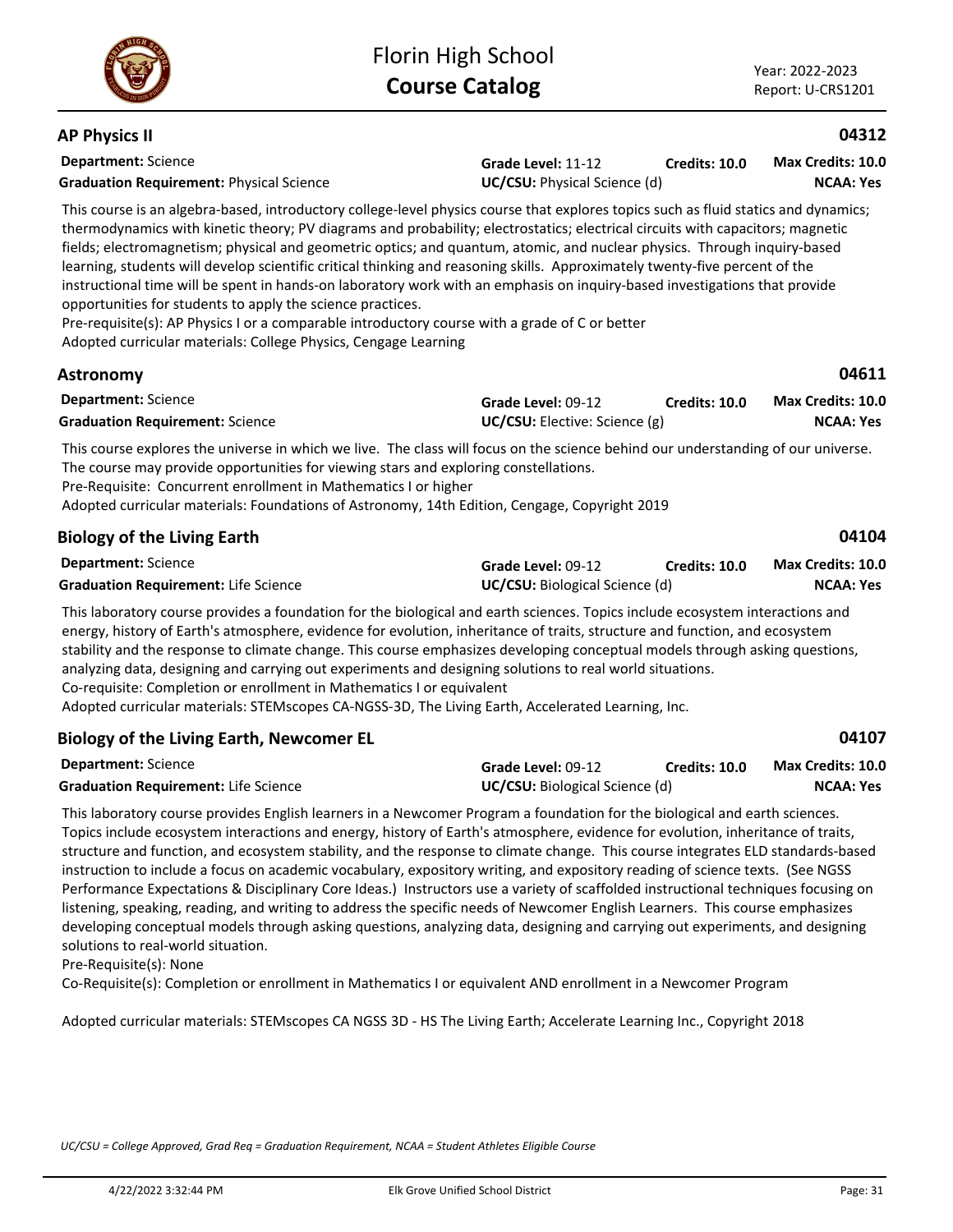## AP Physics II

**04312**

**Department:** Science
**Graduation Requirement:** Physical Science
**Grade Level:** 11-12
**UC/CSU:** Physical Science (d)
**Credits: 10.0**
**Max Credits: 10.0**
**NCAA: Yes**

This course is an algebra-based, introductory college-level physics course that explores topics such as fluid statics and dynamics; thermodynamics with kinetic theory; PV diagrams and probability; electrostatics; electrical circuits with capacitors; magnetic fields; electromagnetism; physical and geometric optics; and quantum, atomic, and nuclear physics. Through inquiry-based learning, students will develop scientific critical thinking and reasoning skills. Approximately twenty-five percent of the instructional time will be spent in hands-on laboratory work with an emphasis on inquiry-based investigations that provide opportunities for students to apply the science practices.
Pre-requisite(s): AP Physics I or a comparable introductory course with a grade of C or better
Adopted curricular materials: College Physics, Cengage Learning

## Astronomy

**04611**

**Department:** Science
**Graduation Requirement:** Science
**Grade Level:** 09-12
**UC/CSU:** Elective: Science (g)
**Credits: 10.0**
**Max Credits: 10.0**
**NCAA: Yes**

This course explores the universe in which we live. The class will focus on the science behind our understanding of our universe. The course may provide opportunities for viewing stars and exploring constellations.
Pre-Requisite: Concurrent enrollment in Mathematics I or higher
Adopted curricular materials: Foundations of Astronomy, 14th Edition, Cengage, Copyright 2019

## Biology of the Living Earth

**04104**

**Department:** Science
**Graduation Requirement:** Life Science
**Grade Level:** 09-12
**UC/CSU:** Biological Science (d)
**Credits: 10.0**
**Max Credits: 10.0**
**NCAA: Yes**

This laboratory course provides a foundation for the biological and earth sciences. Topics include ecosystem interactions and energy, history of Earth's atmosphere, evidence for evolution, inheritance of traits, structure and function, and ecosystem stability and the response to climate change. This course emphasizes developing conceptual models through asking questions, analyzing data, designing and carrying out experiments and designing solutions to real world situations.
Co-requisite: Completion or enrollment in Mathematics I or equivalent
Adopted curricular materials: STEMscopes CA-NGSS-3D, The Living Earth, Accelerated Learning, Inc.

## Biology of the Living Earth, Newcomer EL

**04107**

**Department:** Science
**Graduation Requirement:** Life Science
**Grade Level:** 09-12
**UC/CSU:** Biological Science (d)
**Credits: 10.0**
**Max Credits: 10.0**
**NCAA: Yes**

This laboratory course provides English learners in a Newcomer Program a foundation for the biological and earth sciences. Topics include ecosystem interactions and energy, history of Earth's atmosphere, evidence for evolution, inheritance of traits, structure and function, and ecosystem stability, and the response to climate change. This course integrates ELD standards-based instruction to include a focus on academic vocabulary, expository writing, and expository reading of science texts. (See NGSS Performance Expectations & Disciplinary Core Ideas.) Instructors use a variety of scaffolded instructional techniques focusing on listening, speaking, reading, and writing to address the specific needs of Newcomer English Learners. This course emphasizes developing conceptual models through asking questions, analyzing data, designing and carrying out experiments, and designing solutions to real-world situation.
Pre-Requisite(s): None
Co-Requisite(s): Completion or enrollment in Mathematics I or equivalent AND enrollment in a Newcomer Program

Adopted curricular materials: STEMscopes CA NGSS 3D - HS The Living Earth; Accelerate Learning Inc., Copyright 2018

*UC/CSU = College Approved, Grad Req = Graduation Requirement, NCAA = Student Athletes Eligible Course*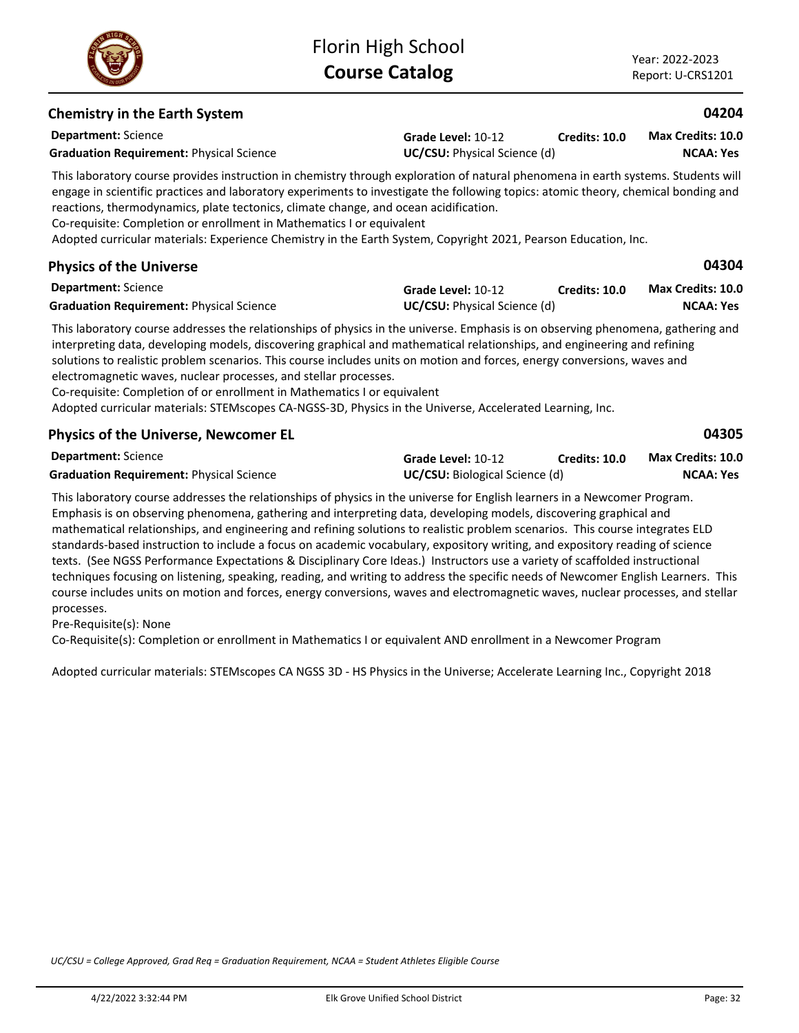## Chemistry in the Earth System

**04204**

**Department:** Science
**Grade Level:** 10-12
**Credits: 10.0**
**Max Credits: 10.0**
**Graduation Requirement:** Physical Science
**UC/CSU:** Physical Science (d)
**NCAA: Yes**

This laboratory course provides instruction in chemistry through exploration of natural phenomena in earth systems. Students will engage in scientific practices and laboratory experiments to investigate the following topics: atomic theory, chemical bonding and reactions, thermodynamics, plate tectonics, climate change, and ocean acidification.
Co-requisite: Completion or enrollment in Mathematics I or equivalent
Adopted curricular materials: Experience Chemistry in the Earth System, Copyright 2021, Pearson Education, Inc.

## Physics of the Universe

**04304**

**Department:** Science
**Grade Level:** 10-12
**Credits: 10.0**
**Max Credits: 10.0**
**Graduation Requirement:** Physical Science
**UC/CSU:** Physical Science (d)
**NCAA: Yes**

This laboratory course addresses the relationships of physics in the universe. Emphasis is on observing phenomena, gathering and interpreting data, developing models, discovering graphical and mathematical relationships, and engineering and refining solutions to realistic problem scenarios. This course includes units on motion and forces, energy conversions, waves and electromagnetic waves, nuclear processes, and stellar processes.
Co-requisite: Completion of or enrollment in Mathematics I or equivalent
Adopted curricular materials: STEMscopes CA-NGSS-3D, Physics in the Universe, Accelerated Learning, Inc.

## Physics of the Universe, Newcomer EL

**04305**

**Department:** Science
**Grade Level:** 10-12
**Credits: 10.0**
**Max Credits: 10.0**
**Graduation Requirement:** Physical Science
**UC/CSU:** Biological Science (d)
**NCAA: Yes**

This laboratory course addresses the relationships of physics in the universe for English learners in a Newcomer Program. Emphasis is on observing phenomena, gathering and interpreting data, developing models, discovering graphical and mathematical relationships, and engineering and refining solutions to realistic problem scenarios. This course integrates ELD standards-based instruction to include a focus on academic vocabulary, expository writing, and expository reading of science texts. (See NGSS Performance Expectations & Disciplinary Core Ideas.) Instructors use a variety of scaffolded instructional techniques focusing on listening, speaking, reading, and writing to address the specific needs of Newcomer English Learners. This course includes units on motion and forces, energy conversions, waves and electromagnetic waves, nuclear processes, and stellar processes.
Pre-Requisite(s): None
Co-Requisite(s): Completion or enrollment in Mathematics I or equivalent AND enrollment in a Newcomer Program

Adopted curricular materials: STEMscopes CA NGSS 3D - HS Physics in the Universe; Accelerate Learning Inc., Copyright 2018

*UC/CSU = College Approved, Grad Req = Graduation Requirement, NCAA = Student Athletes Eligible Course*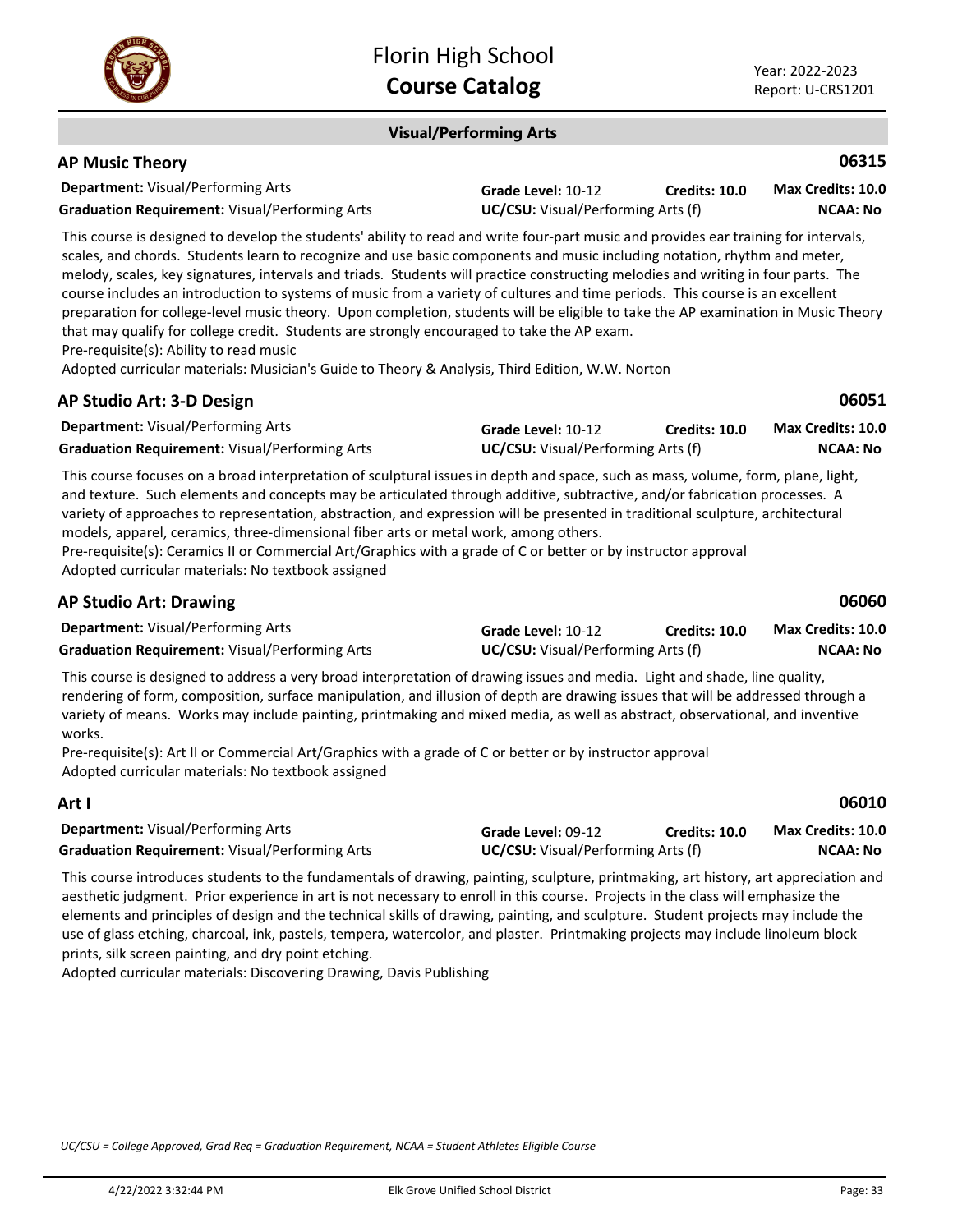## Visual/Performing Arts

### AP Music Theory — 06315

**Department:** Visual/Performing Arts | **Grade Level:** 10-12 | **Credits:** 10.0 | **Max Credits:** 10.0
**Graduation Requirement:** Visual/Performing Arts | **UC/CSU:** Visual/Performing Arts (f) | **NCAA:** No

This course is designed to develop the students' ability to read and write four-part music and provides ear training for intervals, scales, and chords. Students learn to recognize and use basic components and music including notation, rhythm and meter, melody, scales, key signatures, intervals and triads. Students will practice constructing melodies and writing in four parts. The course includes an introduction to systems of music from a variety of cultures and time periods. This course is an excellent preparation for college-level music theory. Upon completion, students will be eligible to take the AP examination in Music Theory that may qualify for college credit. Students are strongly encouraged to take the AP exam.
Pre-requisite(s): Ability to read music
Adopted curricular materials: Musician's Guide to Theory & Analysis, Third Edition, W.W. Norton

### AP Studio Art: 3-D Design — 06051

**Department:** Visual/Performing Arts | **Grade Level:** 10-12 | **Credits:** 10.0 | **Max Credits:** 10.0
**Graduation Requirement:** Visual/Performing Arts | **UC/CSU:** Visual/Performing Arts (f) | **NCAA:** No

This course focuses on a broad interpretation of sculptural issues in depth and space, such as mass, volume, form, plane, light, and texture. Such elements and concepts may be articulated through additive, subtractive, and/or fabrication processes. A variety of approaches to representation, abstraction, and expression will be presented in traditional sculpture, architectural models, apparel, ceramics, three-dimensional fiber arts or metal work, among others.
Pre-requisite(s): Ceramics II or Commercial Art/Graphics with a grade of C or better or by instructor approval
Adopted curricular materials: No textbook assigned

### AP Studio Art: Drawing — 06060

**Department:** Visual/Performing Arts | **Grade Level:** 10-12 | **Credits:** 10.0 | **Max Credits:** 10.0
**Graduation Requirement:** Visual/Performing Arts | **UC/CSU:** Visual/Performing Arts (f) | **NCAA:** No

This course is designed to address a very broad interpretation of drawing issues and media. Light and shade, line quality, rendering of form, composition, surface manipulation, and illusion of depth are drawing issues that will be addressed through a variety of means. Works may include painting, printmaking and mixed media, as well as abstract, observational, and inventive works.
Pre-requisite(s): Art II or Commercial Art/Graphics with a grade of C or better or by instructor approval
Adopted curricular materials: No textbook assigned

### Art I — 06010

**Department:** Visual/Performing Arts | **Grade Level:** 09-12 | **Credits:** 10.0 | **Max Credits:** 10.0
**Graduation Requirement:** Visual/Performing Arts | **UC/CSU:** Visual/Performing Arts (f) | **NCAA:** No

This course introduces students to the fundamentals of drawing, painting, sculpture, printmaking, art history, art appreciation and aesthetic judgment. Prior experience in art is not necessary to enroll in this course. Projects in the class will emphasize the elements and principles of design and the technical skills of drawing, painting, and sculpture. Student projects may include the use of glass etching, charcoal, ink, pastels, tempera, watercolor, and plaster. Printmaking projects may include linoleum block prints, silk screen painting, and dry point etching.
Adopted curricular materials: Discovering Drawing, Davis Publishing

*UC/CSU = College Approved, Grad Req = Graduation Requirement, NCAA = Student Athletes Eligible Course*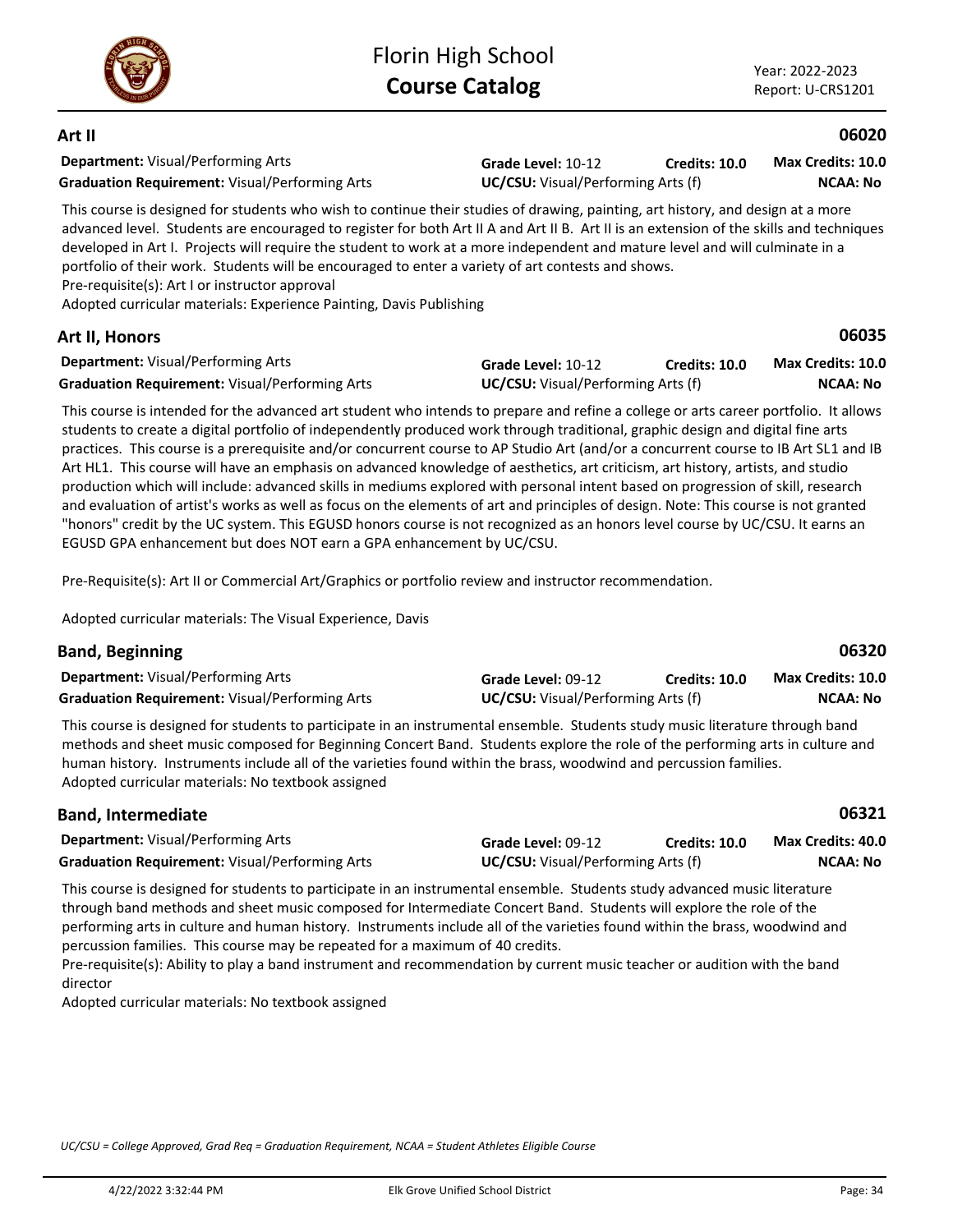## Art II

**06020**

**Department:** Visual/Performing Arts | **Grade Level:** 10-12 | **Credits: 10.0** | **Max Credits: 10.0**
**Graduation Requirement:** Visual/Performing Arts | **UC/CSU:** Visual/Performing Arts (f) | **NCAA: No**

This course is designed for students who wish to continue their studies of drawing, painting, art history, and design at a more advanced level. Students are encouraged to register for both Art II A and Art II B. Art II is an extension of the skills and techniques developed in Art I. Projects will require the student to work at a more independent and mature level and will culminate in a portfolio of their work. Students will be encouraged to enter a variety of art contests and shows.
Pre-requisite(s): Art I or instructor approval
Adopted curricular materials: Experience Painting, Davis Publishing

## Art II, Honors

**06035**

**Department:** Visual/Performing Arts | **Grade Level:** 10-12 | **Credits: 10.0** | **Max Credits: 10.0**
**Graduation Requirement:** Visual/Performing Arts | **UC/CSU:** Visual/Performing Arts (f) | **NCAA: No**

This course is intended for the advanced art student who intends to prepare and refine a college or arts career portfolio. It allows students to create a digital portfolio of independently produced work through traditional, graphic design and digital fine arts practices. This course is a prerequisite and/or concurrent course to AP Studio Art (and/or a concurrent course to IB Art SL1 and IB Art HL1. This course will have an emphasis on advanced knowledge of aesthetics, art criticism, art history, artists, and studio production which will include: advanced skills in mediums explored with personal intent based on progression of skill, research and evaluation of artist's works as well as focus on the elements of art and principles of design. Note: This course is not granted "honors" credit by the UC system. This EGUSD honors course is not recognized as an honors level course by UC/CSU. It earns an EGUSD GPA enhancement but does NOT earn a GPA enhancement by UC/CSU.

Pre-Requisite(s): Art II or Commercial Art/Graphics or portfolio review and instructor recommendation.

Adopted curricular materials: The Visual Experience, Davis

## Band, Beginning

**06320**

**Department:** Visual/Performing Arts | **Grade Level:** 09-12 | **Credits: 10.0** | **Max Credits: 10.0**
**Graduation Requirement:** Visual/Performing Arts | **UC/CSU:** Visual/Performing Arts (f) | **NCAA: No**

This course is designed for students to participate in an instrumental ensemble. Students study music literature through band methods and sheet music composed for Beginning Concert Band. Students explore the role of the performing arts in culture and human history. Instruments include all of the varieties found within the brass, woodwind and percussion families.
Adopted curricular materials: No textbook assigned

## Band, Intermediate

**06321**

**Department:** Visual/Performing Arts | **Grade Level:** 09-12 | **Credits: 10.0** | **Max Credits: 40.0**
**Graduation Requirement:** Visual/Performing Arts | **UC/CSU:** Visual/Performing Arts (f) | **NCAA: No**

This course is designed for students to participate in an instrumental ensemble. Students study advanced music literature through band methods and sheet music composed for Intermediate Concert Band. Students will explore the role of the performing arts in culture and human history. Instruments include all of the varieties found within the brass, woodwind and percussion families. This course may be repeated for a maximum of 40 credits.
Pre-requisite(s): Ability to play a band instrument and recommendation by current music teacher or audition with the band director
Adopted curricular materials: No textbook assigned

*UC/CSU = College Approved, Grad Req = Graduation Requirement, NCAA = Student Athletes Eligible Course*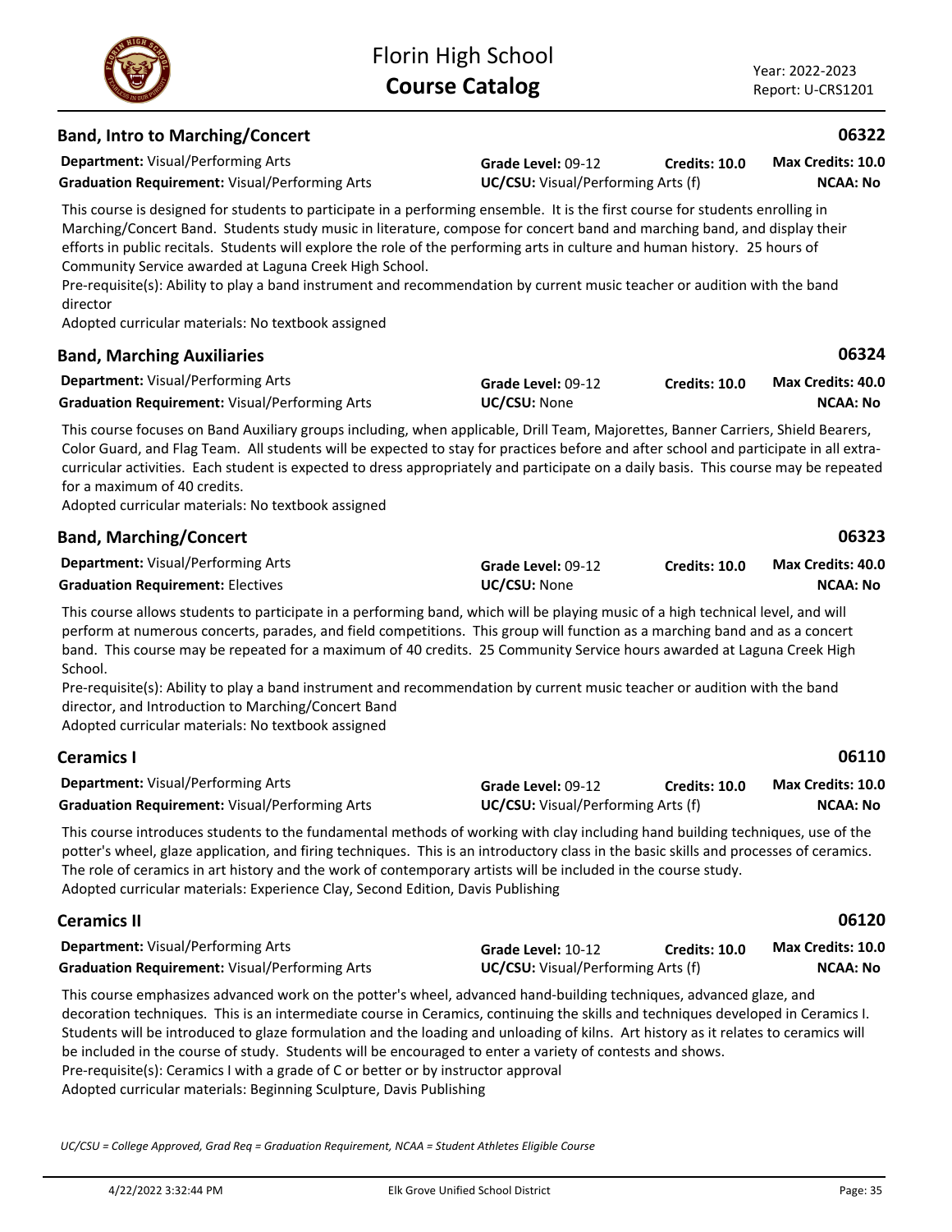## Band, Intro to Marching/Concert — 06322

**Department:** Visual/Performing Arts | **Grade Level:** 09-12 | **Credits:** 10.0 | **Max Credits:** 10.0
**Graduation Requirement:** Visual/Performing Arts | **UC/CSU:** Visual/Performing Arts (f) | **NCAA:** No

This course is designed for students to participate in a performing ensemble. It is the first course for students enrolling in Marching/Concert Band. Students study music in literature, compose for concert band and marching band, and display their efforts in public recitals. Students will explore the role of the performing arts in culture and human history. 25 hours of Community Service awarded at Laguna Creek High School.
Pre-requisite(s): Ability to play a band instrument and recommendation by current music teacher or audition with the band director
Adopted curricular materials: No textbook assigned

## Band, Marching Auxiliaries — 06324

**Department:** Visual/Performing Arts | **Grade Level:** 09-12 | **Credits:** 10.0 | **Max Credits:** 40.0
**Graduation Requirement:** Visual/Performing Arts | **UC/CSU:** None | **NCAA:** No

This course focuses on Band Auxiliary groups including, when applicable, Drill Team, Majorettes, Banner Carriers, Shield Bearers, Color Guard, and Flag Team. All students will be expected to stay for practices before and after school and participate in all extra-curricular activities. Each student is expected to dress appropriately and participate on a daily basis. This course may be repeated for a maximum of 40 credits.
Adopted curricular materials: No textbook assigned

## Band, Marching/Concert — 06323

**Department:** Visual/Performing Arts | **Grade Level:** 09-12 | **Credits:** 10.0 | **Max Credits:** 40.0
**Graduation Requirement:** Electives | **UC/CSU:** None | **NCAA:** No

This course allows students to participate in a performing band, which will be playing music of a high technical level, and will perform at numerous concerts, parades, and field competitions. This group will function as a marching band and as a concert band. This course may be repeated for a maximum of 40 credits. 25 Community Service hours awarded at Laguna Creek High School.
Pre-requisite(s): Ability to play a band instrument and recommendation by current music teacher or audition with the band director, and Introduction to Marching/Concert Band
Adopted curricular materials: No textbook assigned

## Ceramics I — 06110

**Department:** Visual/Performing Arts | **Grade Level:** 09-12 | **Credits:** 10.0 | **Max Credits:** 10.0
**Graduation Requirement:** Visual/Performing Arts | **UC/CSU:** Visual/Performing Arts (f) | **NCAA:** No

This course introduces students to the fundamental methods of working with clay including hand building techniques, use of the potter's wheel, glaze application, and firing techniques. This is an introductory class in the basic skills and processes of ceramics. The role of ceramics in art history and the work of contemporary artists will be included in the course study.
Adopted curricular materials: Experience Clay, Second Edition, Davis Publishing

## Ceramics II — 06120

**Department:** Visual/Performing Arts | **Grade Level:** 10-12 | **Credits:** 10.0 | **Max Credits:** 10.0
**Graduation Requirement:** Visual/Performing Arts | **UC/CSU:** Visual/Performing Arts (f) | **NCAA:** No

This course emphasizes advanced work on the potter's wheel, advanced hand-building techniques, advanced glaze, and decoration techniques. This is an intermediate course in Ceramics, continuing the skills and techniques developed in Ceramics I. Students will be introduced to glaze formulation and the loading and unloading of kilns. Art history as it relates to ceramics will be included in the course of study. Students will be encouraged to enter a variety of contests and shows.
Pre-requisite(s): Ceramics I with a grade of C or better or by instructor approval
Adopted curricular materials: Beginning Sculpture, Davis Publishing

*UC/CSU = College Approved, Grad Req = Graduation Requirement, NCAA = Student Athletes Eligible Course*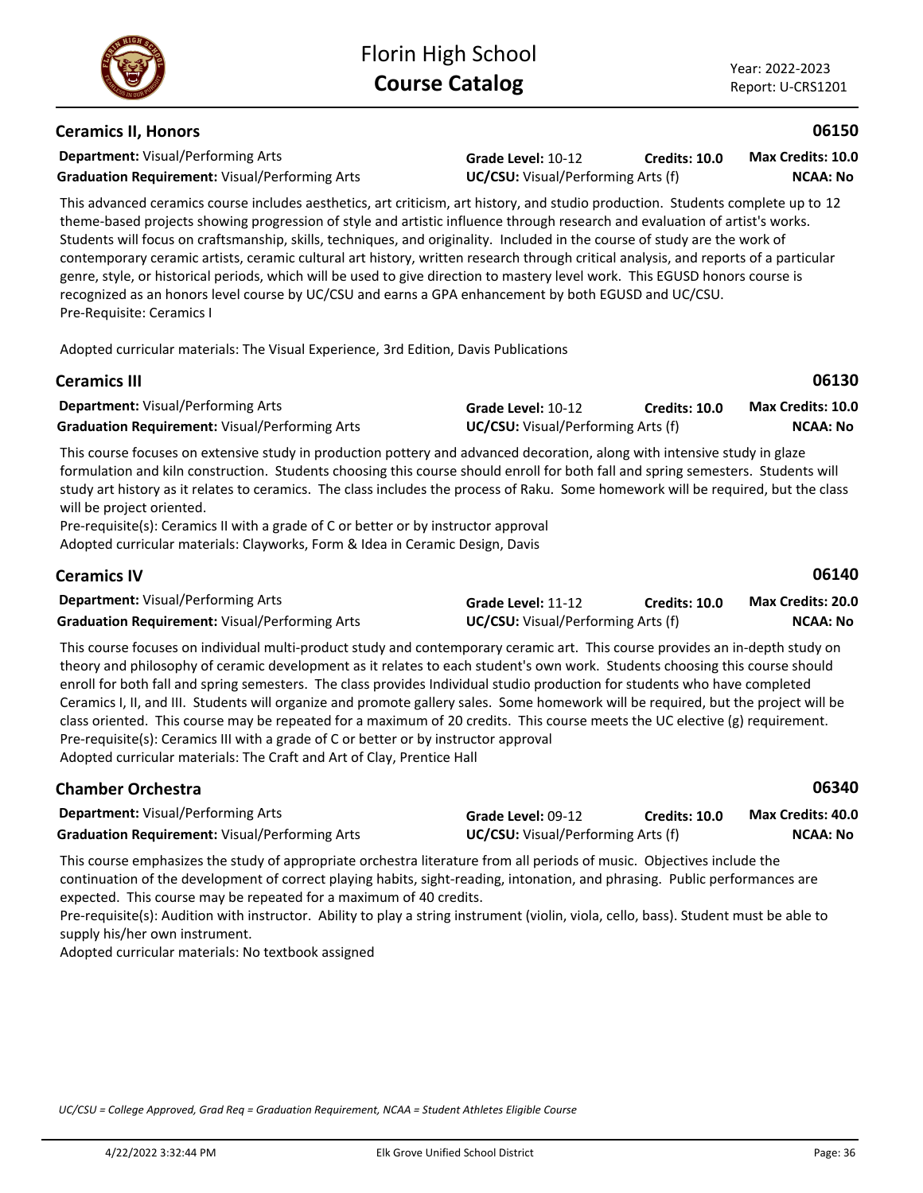## Ceramics II, Honors

**06150**

**Department:** Visual/Performing Arts
**Graduation Requirement:** Visual/Performing Arts
**Grade Level:** 10-12
**Credits:** 10.0
**Max Credits:** 10.0
**UC/CSU:** Visual/Performing Arts (f)
**NCAA:** No

This advanced ceramics course includes aesthetics, art criticism, art history, and studio production. Students complete up to 12 theme-based projects showing progression of style and artistic influence through research and evaluation of artist's works. Students will focus on craftsmanship, skills, techniques, and originality. Included in the course of study are the work of contemporary ceramic artists, ceramic cultural art history, written research through critical analysis, and reports of a particular genre, style, or historical periods, which will be used to give direction to mastery level work. This EGUSD honors course is recognized as an honors level course by UC/CSU and earns a GPA enhancement by both EGUSD and UC/CSU.
Pre-Requisite: Ceramics I

Adopted curricular materials: The Visual Experience, 3rd Edition, Davis Publications

## Ceramics III

**06130**

**Department:** Visual/Performing Arts
**Graduation Requirement:** Visual/Performing Arts
**Grade Level:** 10-12
**Credits:** 10.0
**Max Credits:** 10.0
**UC/CSU:** Visual/Performing Arts (f)
**NCAA:** No

This course focuses on extensive study in production pottery and advanced decoration, along with intensive study in glaze formulation and kiln construction. Students choosing this course should enroll for both fall and spring semesters. Students will study art history as it relates to ceramics. The class includes the process of Raku. Some homework will be required, but the class will be project oriented.
Pre-requisite(s): Ceramics II with a grade of C or better or by instructor approval
Adopted curricular materials: Clayworks, Form & Idea in Ceramic Design, Davis

## Ceramics IV

**06140**

**Department:** Visual/Performing Arts
**Graduation Requirement:** Visual/Performing Arts
**Grade Level:** 11-12
**Credits:** 10.0
**Max Credits:** 20.0
**UC/CSU:** Visual/Performing Arts (f)
**NCAA:** No

This course focuses on individual multi-product study and contemporary ceramic art. This course provides an in-depth study on theory and philosophy of ceramic development as it relates to each student's own work. Students choosing this course should enroll for both fall and spring semesters. The class provides Individual studio production for students who have completed Ceramics I, II, and III. Students will organize and promote gallery sales. Some homework will be required, but the project will be class oriented. This course may be repeated for a maximum of 20 credits. This course meets the UC elective (g) requirement.
Pre-requisite(s): Ceramics III with a grade of C or better or by instructor approval
Adopted curricular materials: The Craft and Art of Clay, Prentice Hall

## Chamber Orchestra

**06340**

**Department:** Visual/Performing Arts
**Graduation Requirement:** Visual/Performing Arts
**Grade Level:** 09-12
**Credits:** 10.0
**Max Credits:** 40.0
**UC/CSU:** Visual/Performing Arts (f)
**NCAA:** No

This course emphasizes the study of appropriate orchestra literature from all periods of music. Objectives include the continuation of the development of correct playing habits, sight-reading, intonation, and phrasing. Public performances are expected. This course may be repeated for a maximum of 40 credits.
Pre-requisite(s): Audition with instructor. Ability to play a string instrument (violin, viola, cello, bass). Student must be able to supply his/her own instrument.
Adopted curricular materials: No textbook assigned

*UC/CSU = College Approved, Grad Req = Graduation Requirement, NCAA = Student Athletes Eligible Course*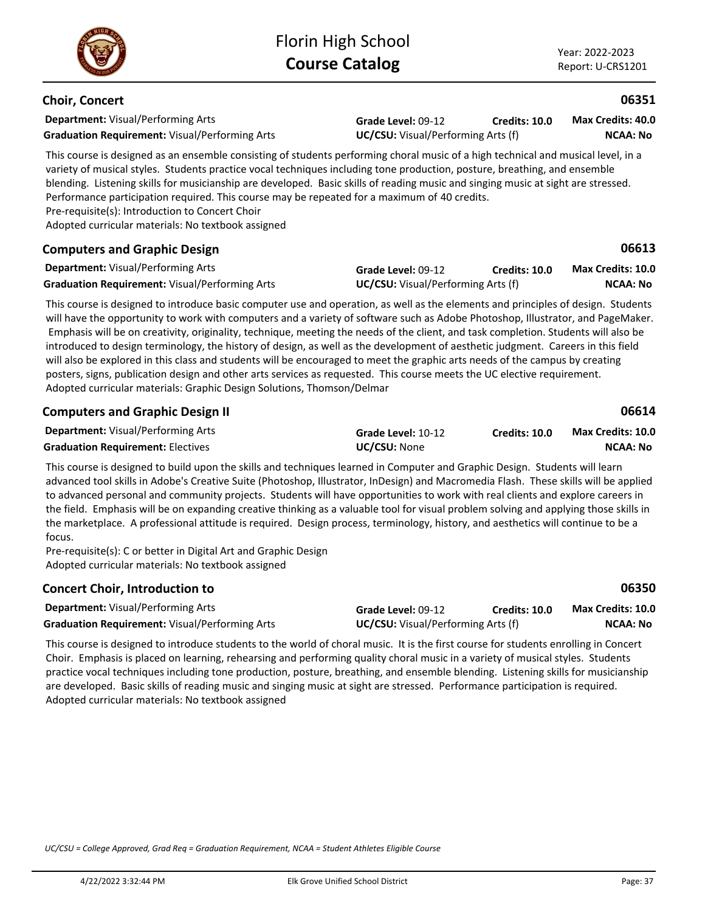## Choir, Concert

**06351**

**Department:** Visual/Performing Arts
**Graduation Requirement:** Visual/Performing Arts
**Grade Level:** 09-12
**Credits:** 10.0
**Max Credits:** 40.0
**UC/CSU:** Visual/Performing Arts (f)
**NCAA:** No

This course is designed as an ensemble consisting of students performing choral music of a high technical and musical level, in a variety of musical styles. Students practice vocal techniques including tone production, posture, breathing, and ensemble blending. Listening skills for musicianship are developed. Basic skills of reading music and singing music at sight are stressed. Performance participation required. This course may be repeated for a maximum of 40 credits.
Pre-requisite(s): Introduction to Concert Choir
Adopted curricular materials: No textbook assigned

## Computers and Graphic Design

**06613**

**Department:** Visual/Performing Arts
**Graduation Requirement:** Visual/Performing Arts
**Grade Level:** 09-12
**Credits:** 10.0
**Max Credits:** 10.0
**UC/CSU:** Visual/Performing Arts (f)
**NCAA:** No

This course is designed to introduce basic computer use and operation, as well as the elements and principles of design. Students will have the opportunity to work with computers and a variety of software such as Adobe Photoshop, Illustrator, and PageMaker. Emphasis will be on creativity, originality, technique, meeting the needs of the client, and task completion. Students will also be introduced to design terminology, the history of design, as well as the development of aesthetic judgment. Careers in this field will also be explored in this class and students will be encouraged to meet the graphic arts needs of the campus by creating posters, signs, publication design and other arts services as requested. This course meets the UC elective requirement.
Adopted curricular materials: Graphic Design Solutions, Thomson/Delmar

## Computers and Graphic Design II

**06614**

**Department:** Visual/Performing Arts
**Graduation Requirement:** Electives
**Grade Level:** 10-12
**Credits:** 10.0
**Max Credits:** 10.0
**UC/CSU:** None
**NCAA:** No

This course is designed to build upon the skills and techniques learned in Computer and Graphic Design. Students will learn advanced tool skills in Adobe's Creative Suite (Photoshop, Illustrator, InDesign) and Macromedia Flash. These skills will be applied to advanced personal and community projects. Students will have opportunities to work with real clients and explore careers in the field. Emphasis will be on expanding creative thinking as a valuable tool for visual problem solving and applying those skills in the marketplace. A professional attitude is required. Design process, terminology, history, and aesthetics will continue to be a focus.
Pre-requisite(s): C or better in Digital Art and Graphic Design
Adopted curricular materials: No textbook assigned

## Concert Choir, Introduction to

**06350**

**Department:** Visual/Performing Arts
**Graduation Requirement:** Visual/Performing Arts
**Grade Level:** 09-12
**Credits:** 10.0
**Max Credits:** 10.0
**UC/CSU:** Visual/Performing Arts (f)
**NCAA:** No

This course is designed to introduce students to the world of choral music. It is the first course for students enrolling in Concert Choir. Emphasis is placed on learning, rehearsing and performing quality choral music in a variety of musical styles. Students practice vocal techniques including tone production, posture, breathing, and ensemble blending. Listening skills for musicianship are developed. Basic skills of reading music and singing music at sight are stressed. Performance participation is required.
Adopted curricular materials: No textbook assigned

*UC/CSU = College Approved, Grad Req = Graduation Requirement, NCAA = Student Athletes Eligible Course*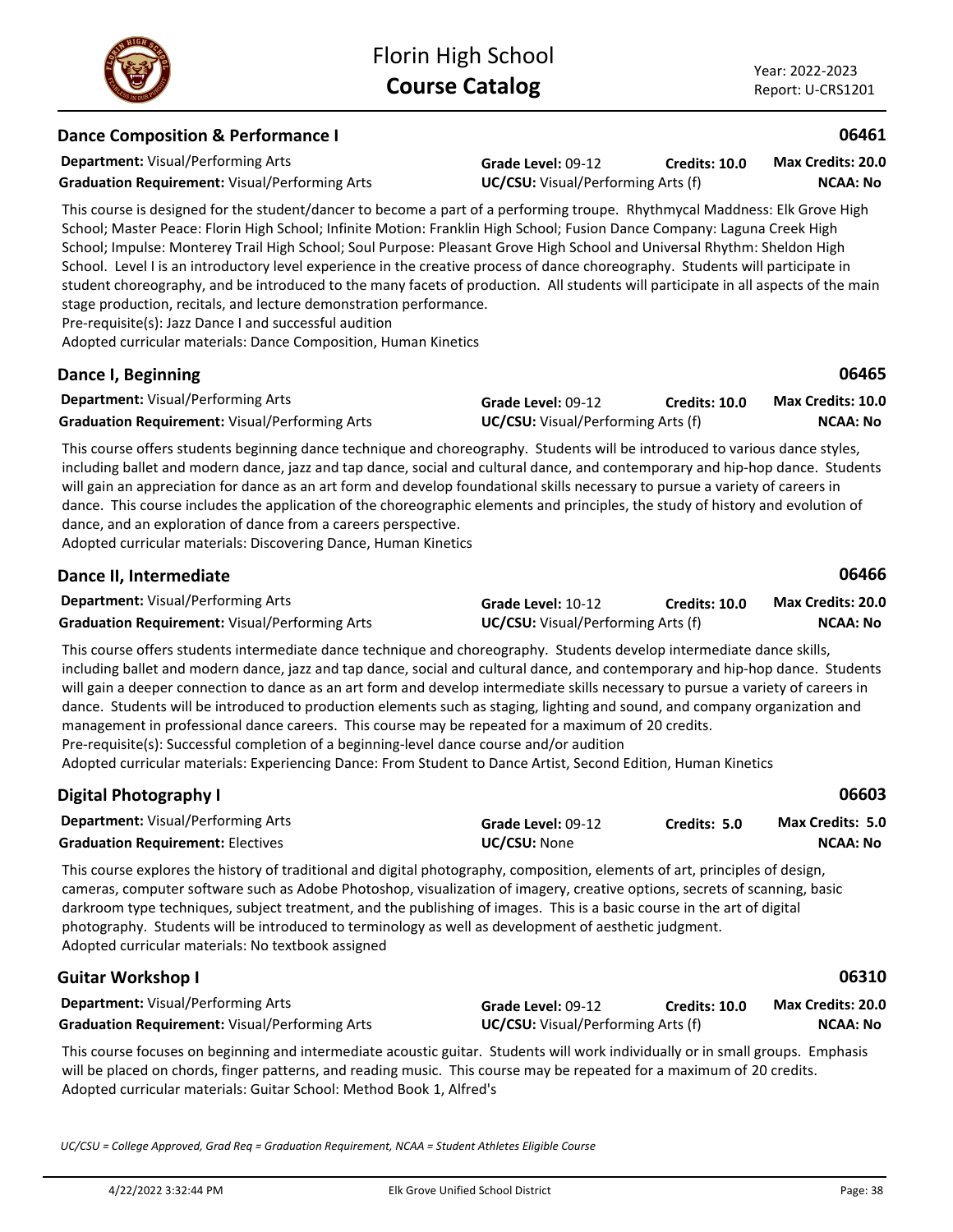## Dance Composition & Performance I

**06461**

**Department:** Visual/Performing Arts
**Graduation Requirement:** Visual/Performing Arts
**Grade Level:** 09-12
**Credits:** 10.0
**Max Credits:** 20.0
**UC/CSU:** Visual/Performing Arts (f)
**NCAA:** No

This course is designed for the student/dancer to become a part of a performing troupe. Rhythmycal Maddness: Elk Grove High School; Master Peace: Florin High School; Infinite Motion: Franklin High School; Fusion Dance Company: Laguna Creek High School; Impulse: Monterey Trail High School; Soul Purpose: Pleasant Grove High School and Universal Rhythm: Sheldon High School. Level I is an introductory level experience in the creative process of dance choreography. Students will participate in student choreography, and be introduced to the many facets of production. All students will participate in all aspects of the main stage production, recitals, and lecture demonstration performance.
Pre-requisite(s): Jazz Dance I and successful audition
Adopted curricular materials: Dance Composition, Human Kinetics

## Dance I, Beginning

**06465**

**Department:** Visual/Performing Arts
**Graduation Requirement:** Visual/Performing Arts
**Grade Level:** 09-12
**Credits:** 10.0
**Max Credits:** 10.0
**UC/CSU:** Visual/Performing Arts (f)
**NCAA:** No

This course offers students beginning dance technique and choreography. Students will be introduced to various dance styles, including ballet and modern dance, jazz and tap dance, social and cultural dance, and contemporary and hip-hop dance. Students will gain an appreciation for dance as an art form and develop foundational skills necessary to pursue a variety of careers in dance. This course includes the application of the choreographic elements and principles, the study of history and evolution of dance, and an exploration of dance from a careers perspective.
Adopted curricular materials: Discovering Dance, Human Kinetics

## Dance II, Intermediate

**06466**

**Department:** Visual/Performing Arts
**Graduation Requirement:** Visual/Performing Arts
**Grade Level:** 10-12
**Credits:** 10.0
**Max Credits:** 20.0
**UC/CSU:** Visual/Performing Arts (f)
**NCAA:** No

This course offers students intermediate dance technique and choreography. Students develop intermediate dance skills, including ballet and modern dance, jazz and tap dance, social and cultural dance, and contemporary and hip-hop dance. Students will gain a deeper connection to dance as an art form and develop intermediate skills necessary to pursue a variety of careers in dance. Students will be introduced to production elements such as staging, lighting and sound, and company organization and management in professional dance careers. This course may be repeated for a maximum of 20 credits.
Pre-requisite(s): Successful completion of a beginning-level dance course and/or audition
Adopted curricular materials: Experiencing Dance: From Student to Dance Artist, Second Edition, Human Kinetics

## Digital Photography I

**06603**

**Department:** Visual/Performing Arts
**Graduation Requirement:** Electives
**Grade Level:** 09-12
**Credits:** 5.0
**Max Credits:** 5.0
**UC/CSU:** None
**NCAA:** No

This course explores the history of traditional and digital photography, composition, elements of art, principles of design, cameras, computer software such as Adobe Photoshop, visualization of imagery, creative options, secrets of scanning, basic darkroom type techniques, subject treatment, and the publishing of images. This is a basic course in the art of digital photography. Students will be introduced to terminology as well as development of aesthetic judgment.
Adopted curricular materials: No textbook assigned

## Guitar Workshop I

**06310**

**Department:** Visual/Performing Arts
**Graduation Requirement:** Visual/Performing Arts
**Grade Level:** 09-12
**Credits:** 10.0
**Max Credits:** 20.0
**UC/CSU:** Visual/Performing Arts (f)
**NCAA:** No

This course focuses on beginning and intermediate acoustic guitar. Students will work individually or in small groups. Emphasis will be placed on chords, finger patterns, and reading music. This course may be repeated for a maximum of 20 credits.
Adopted curricular materials: Guitar School: Method Book 1, Alfred's

*UC/CSU = College Approved, Grad Req = Graduation Requirement, NCAA = Student Athletes Eligible Course*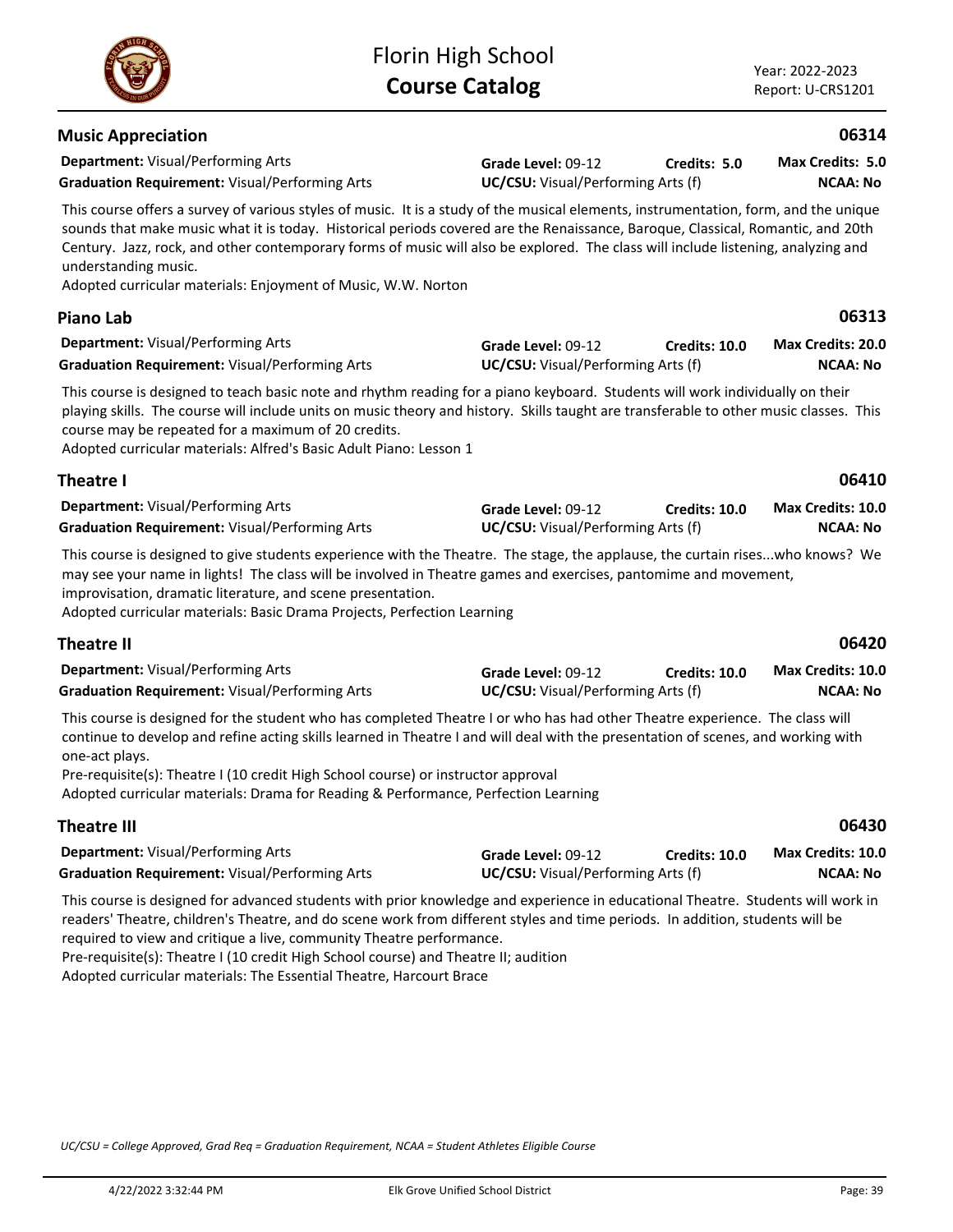## Music Appreciation — 06314

**Department:** Visual/Performing Arts
**Graduation Requirement:** Visual/Performing Arts
**Grade Level:** 09-12
**Credits:** 5.0
**Max Credits:** 5.0
**UC/CSU:** Visual/Performing Arts (f)
**NCAA:** No

This course offers a survey of various styles of music. It is a study of the musical elements, instrumentation, form, and the unique sounds that make music what it is today. Historical periods covered are the Renaissance, Baroque, Classical, Romantic, and 20th Century. Jazz, rock, and other contemporary forms of music will also be explored. The class will include listening, analyzing and understanding music.
Adopted curricular materials: Enjoyment of Music, W.W. Norton

## Piano Lab — 06313

**Department:** Visual/Performing Arts
**Graduation Requirement:** Visual/Performing Arts
**Grade Level:** 09-12
**Credits:** 10.0
**Max Credits:** 20.0
**UC/CSU:** Visual/Performing Arts (f)
**NCAA:** No

This course is designed to teach basic note and rhythm reading for a piano keyboard. Students will work individually on their playing skills. The course will include units on music theory and history. Skills taught are transferable to other music classes. This course may be repeated for a maximum of 20 credits.
Adopted curricular materials: Alfred's Basic Adult Piano: Lesson 1

## Theatre I — 06410

**Department:** Visual/Performing Arts
**Graduation Requirement:** Visual/Performing Arts
**Grade Level:** 09-12
**Credits:** 10.0
**Max Credits:** 10.0
**UC/CSU:** Visual/Performing Arts (f)
**NCAA:** No

This course is designed to give students experience with the Theatre. The stage, the applause, the curtain rises...who knows? We may see your name in lights! The class will be involved in Theatre games and exercises, pantomime and movement, improvisation, dramatic literature, and scene presentation.
Adopted curricular materials: Basic Drama Projects, Perfection Learning

## Theatre II — 06420

**Department:** Visual/Performing Arts
**Graduation Requirement:** Visual/Performing Arts
**Grade Level:** 09-12
**Credits:** 10.0
**Max Credits:** 10.0
**UC/CSU:** Visual/Performing Arts (f)
**NCAA:** No

This course is designed for the student who has completed Theatre I or who has had other Theatre experience. The class will continue to develop and refine acting skills learned in Theatre I and will deal with the presentation of scenes, and working with one-act plays.
Pre-requisite(s): Theatre I (10 credit High School course) or instructor approval
Adopted curricular materials: Drama for Reading & Performance, Perfection Learning

## Theatre III — 06430

**Department:** Visual/Performing Arts
**Graduation Requirement:** Visual/Performing Arts
**Grade Level:** 09-12
**Credits:** 10.0
**Max Credits:** 10.0
**UC/CSU:** Visual/Performing Arts (f)
**NCAA:** No

This course is designed for advanced students with prior knowledge and experience in educational Theatre. Students will work in readers' Theatre, children's Theatre, and do scene work from different styles and time periods. In addition, students will be required to view and critique a live, community Theatre performance.
Pre-requisite(s): Theatre I (10 credit High School course) and Theatre II; audition
Adopted curricular materials: The Essential Theatre, Harcourt Brace

*UC/CSU = College Approved, Grad Req = Graduation Requirement, NCAA = Student Athletes Eligible Course*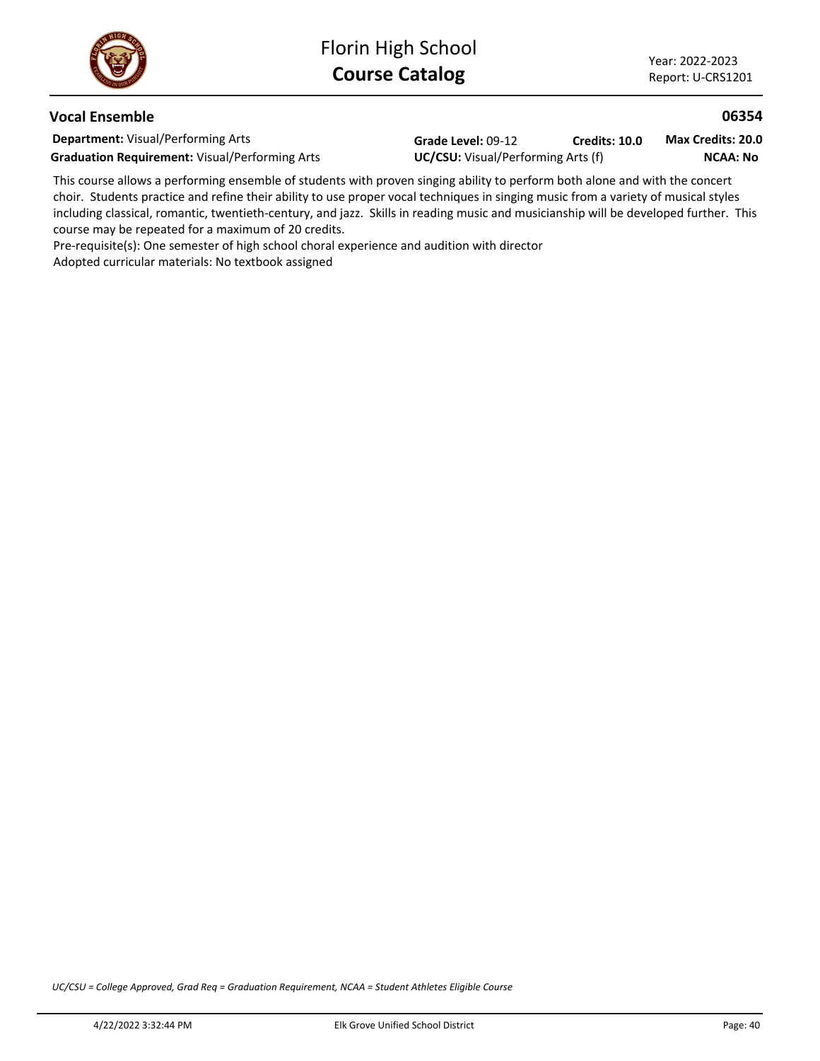## Vocal Ensemble

**06354**

**Department:** Visual/Performing Arts
**Graduation Requirement:** Visual/Performing Arts
**Grade Level:** 09-12
**Credits: 10.0**
**Max Credits: 20.0**
**UC/CSU:** Visual/Performing Arts (f)
**NCAA: No**

This course allows a performing ensemble of students with proven singing ability to perform both alone and with the concert choir. Students practice and refine their ability to use proper vocal techniques in singing music from a variety of musical styles including classical, romantic, twentieth-century, and jazz. Skills in reading music and musicianship will be developed further. This course may be repeated for a maximum of 20 credits.

Pre-requisite(s): One semester of high school choral experience and audition with director

Adopted curricular materials: No textbook assigned

*UC/CSU = College Approved, Grad Req = Graduation Requirement, NCAA = Student Athletes Eligible Course*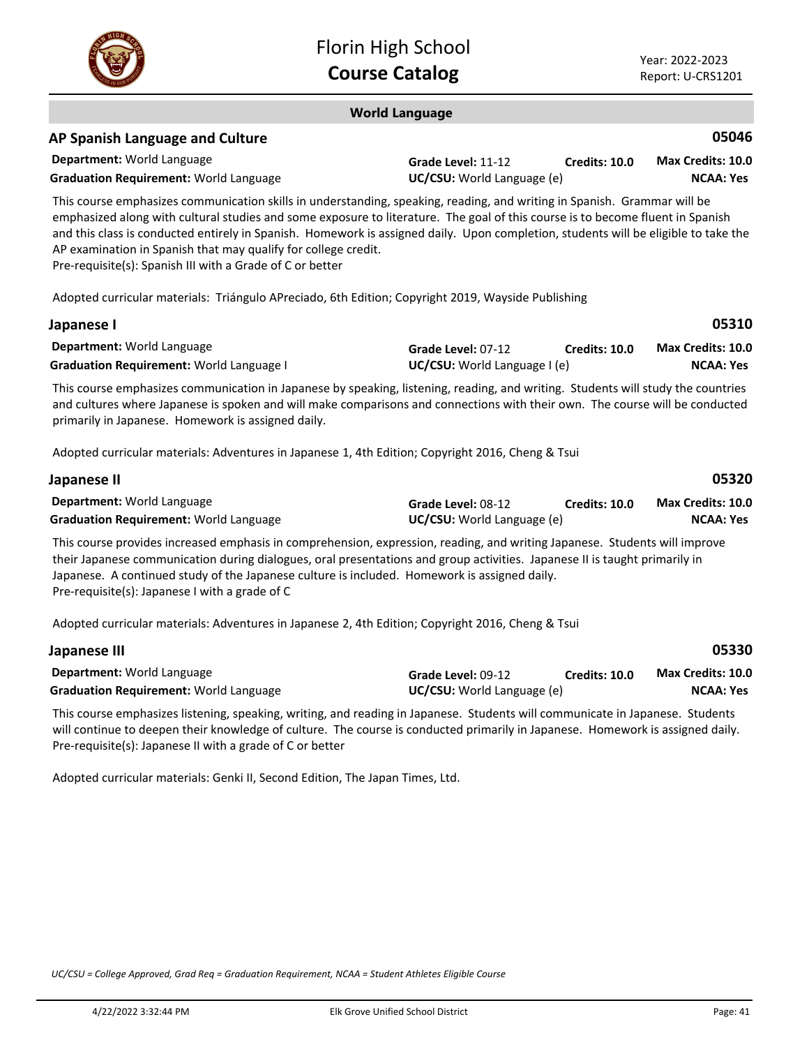## World Language

### AP Spanish Language and Culture — 05046

**Department:** World Language
**Graduation Requirement:** World Language
**Grade Level:** 11-12
**UC/CSU:** World Language (e)
**Credits:** 10.0
**Max Credits:** 10.0
**NCAA:** Yes

This course emphasizes communication skills in understanding, speaking, reading, and writing in Spanish. Grammar will be emphasized along with cultural studies and some exposure to literature. The goal of this course is to become fluent in Spanish and this class is conducted entirely in Spanish. Homework is assigned daily. Upon completion, students will be eligible to take the AP examination in Spanish that may qualify for college credit.
Pre-requisite(s): Spanish III with a Grade of C or better

Adopted curricular materials: Triángulo APreciado, 6th Edition; Copyright 2019, Wayside Publishing

### Japanese I — 05310

**Department:** World Language
**Graduation Requirement:** World Language I
**Grade Level:** 07-12
**UC/CSU:** World Language I (e)
**Credits:** 10.0
**Max Credits:** 10.0
**NCAA:** Yes

This course emphasizes communication in Japanese by speaking, listening, reading, and writing. Students will study the countries and cultures where Japanese is spoken and will make comparisons and connections with their own. The course will be conducted primarily in Japanese. Homework is assigned daily.

Adopted curricular materials: Adventures in Japanese 1, 4th Edition; Copyright 2016, Cheng & Tsui

### Japanese II — 05320

**Department:** World Language
**Graduation Requirement:** World Language
**Grade Level:** 08-12
**UC/CSU:** World Language (e)
**Credits:** 10.0
**Max Credits:** 10.0
**NCAA:** Yes

This course provides increased emphasis in comprehension, expression, reading, and writing Japanese. Students will improve their Japanese communication during dialogues, oral presentations and group activities. Japanese II is taught primarily in Japanese. A continued study of the Japanese culture is included. Homework is assigned daily.
Pre-requisite(s): Japanese I with a grade of C

Adopted curricular materials: Adventures in Japanese 2, 4th Edition; Copyright 2016, Cheng & Tsui

### Japanese III — 05330

**Department:** World Language
**Graduation Requirement:** World Language
**Grade Level:** 09-12
**UC/CSU:** World Language (e)
**Credits:** 10.0
**Max Credits:** 10.0
**NCAA:** Yes

This course emphasizes listening, speaking, writing, and reading in Japanese. Students will communicate in Japanese. Students will continue to deepen their knowledge of culture. The course is conducted primarily in Japanese. Homework is assigned daily.
Pre-requisite(s): Japanese II with a grade of C or better

Adopted curricular materials: Genki II, Second Edition, The Japan Times, Ltd.

*UC/CSU = College Approved, Grad Req = Graduation Requirement, NCAA = Student Athletes Eligible Course*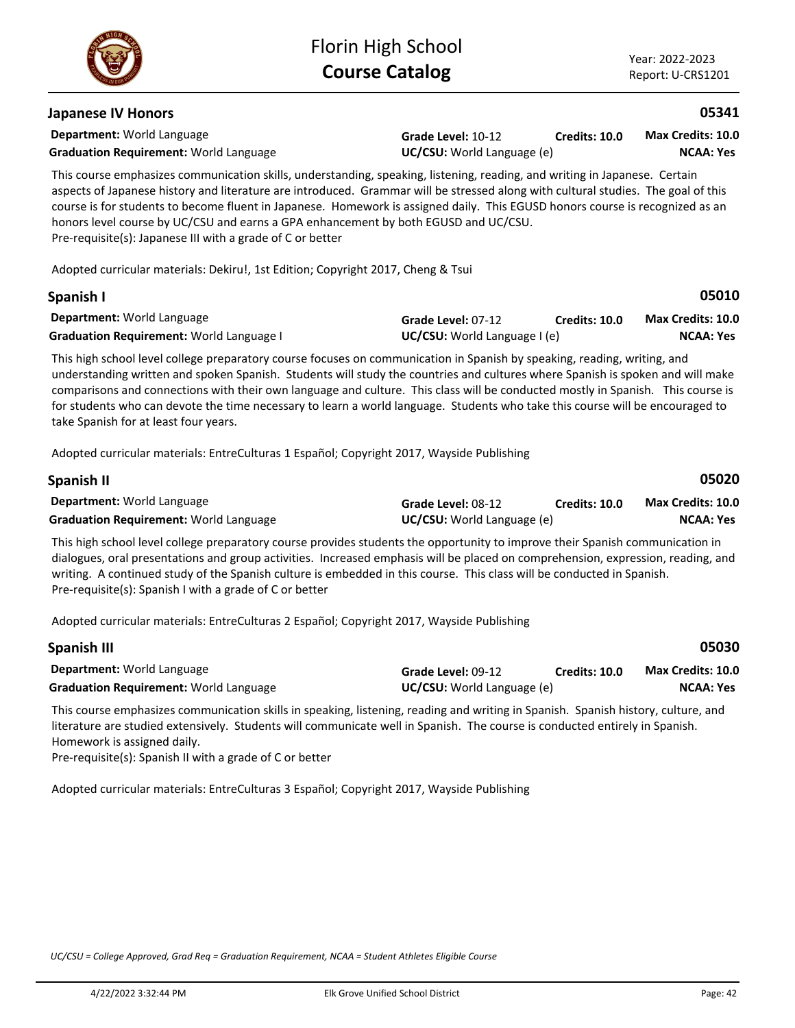## Japanese IV Honors

**05341**

**Department:** World Language
**Graduation Requirement:** World Language
**Grade Level:** 10-12
**Credits: 10.0**
**Max Credits: 10.0**
**UC/CSU:** World Language (e)
**NCAA: Yes**

This course emphasizes communication skills, understanding, speaking, listening, reading, and writing in Japanese. Certain aspects of Japanese history and literature are introduced. Grammar will be stressed along with cultural studies. The goal of this course is for students to become fluent in Japanese. Homework is assigned daily. This EGUSD honors course is recognized as an honors level course by UC/CSU and earns a GPA enhancement by both EGUSD and UC/CSU.
Pre-requisite(s): Japanese III with a grade of C or better

Adopted curricular materials: Dekiru!, 1st Edition; Copyright 2017, Cheng & Tsui

## Spanish I

**05010**

**Department:** World Language
**Graduation Requirement:** World Language I
**Grade Level:** 07-12
**Credits: 10.0**
**Max Credits: 10.0**
**UC/CSU:** World Language I (e)
**NCAA: Yes**

This high school level college preparatory course focuses on communication in Spanish by speaking, reading, writing, and understanding written and spoken Spanish. Students will study the countries and cultures where Spanish is spoken and will make comparisons and connections with their own language and culture. This class will be conducted mostly in Spanish. This course is for students who can devote the time necessary to learn a world language. Students who take this course will be encouraged to take Spanish for at least four years.

Adopted curricular materials: EntreCulturas 1 Español; Copyright 2017, Wayside Publishing

## Spanish II

**05020**

**Department:** World Language
**Graduation Requirement:** World Language
**Grade Level:** 08-12
**Credits: 10.0**
**Max Credits: 10.0**
**UC/CSU:** World Language (e)
**NCAA: Yes**

This high school level college preparatory course provides students the opportunity to improve their Spanish communication in dialogues, oral presentations and group activities. Increased emphasis will be placed on comprehension, expression, reading, and writing. A continued study of the Spanish culture is embedded in this course. This class will be conducted in Spanish.
Pre-requisite(s): Spanish I with a grade of C or better

Adopted curricular materials: EntreCulturas 2 Español; Copyright 2017, Wayside Publishing

## Spanish III

**05030**

**Department:** World Language
**Graduation Requirement:** World Language
**Grade Level:** 09-12
**Credits: 10.0**
**Max Credits: 10.0**
**UC/CSU:** World Language (e)
**NCAA: Yes**

This course emphasizes communication skills in speaking, listening, reading and writing in Spanish. Spanish history, culture, and literature are studied extensively. Students will communicate well in Spanish. The course is conducted entirely in Spanish. Homework is assigned daily.
Pre-requisite(s): Spanish II with a grade of C or better

Adopted curricular materials: EntreCulturas 3 Español; Copyright 2017, Wayside Publishing

*UC/CSU = College Approved, Grad Req = Graduation Requirement, NCAA = Student Athletes Eligible Course*